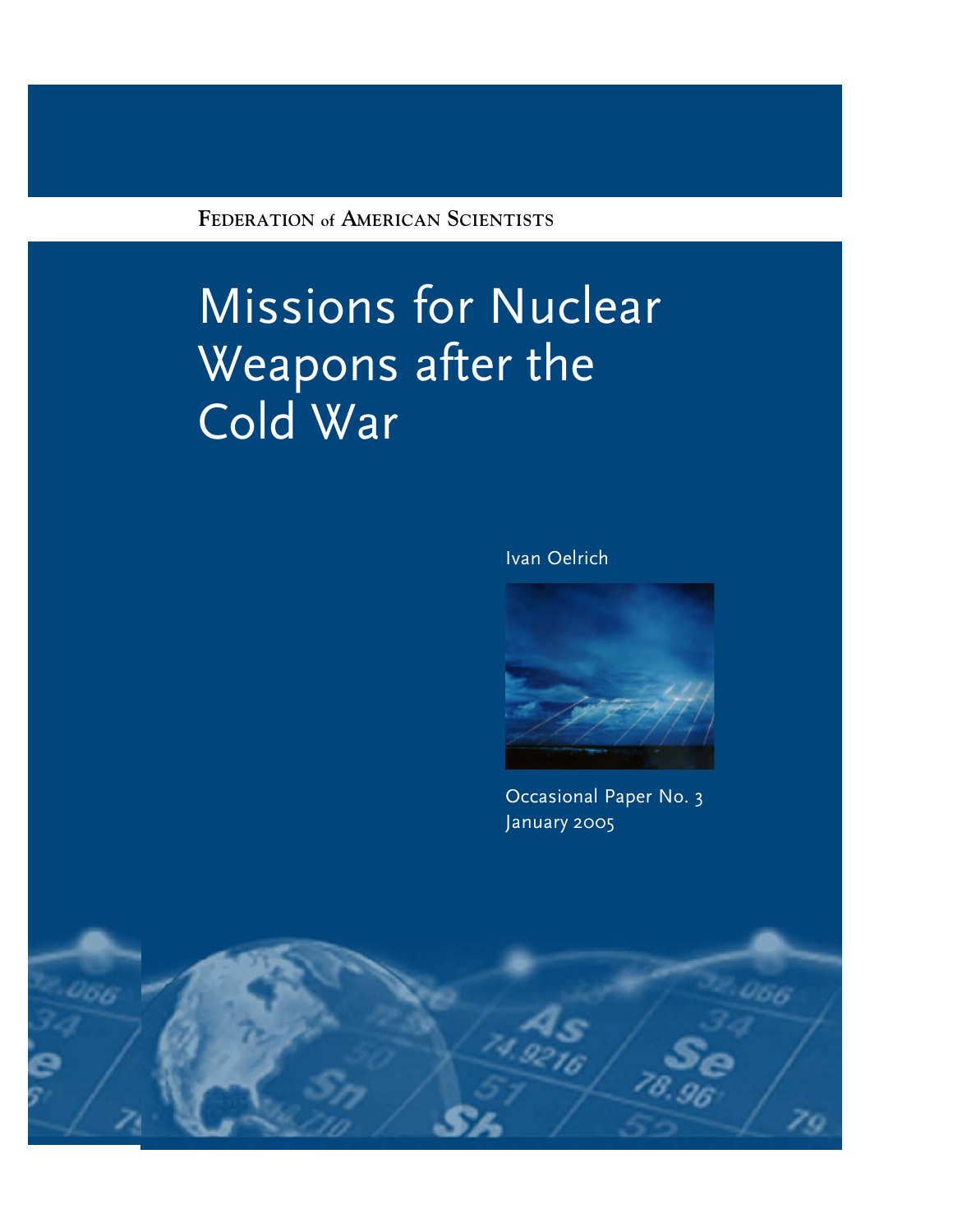Federation of American Scientists

# Missions for Nuclear Weapons after the Cold War

Ivan Oelrich

Occasional Paper No. 3
January 2005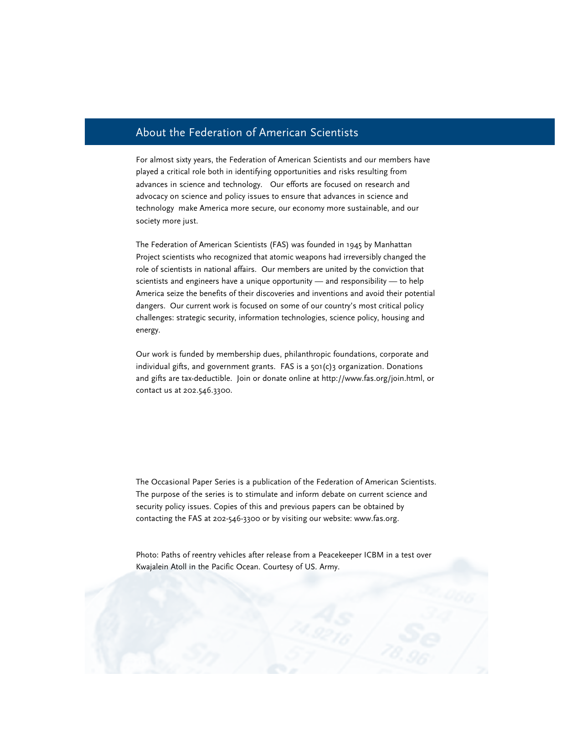## About the Federation of American Scientists

For almost sixty years, the Federation of American Scientists and our members have played a critical role both in identifying opportunities and risks resulting from advances in science and technology. Our efforts are focused on research and advocacy on science and policy issues to ensure that advances in science and technology make America more secure, our economy more sustainable, and our society more just.

The Federation of American Scientists (FAS) was founded in 1945 by Manhattan Project scientists who recognized that atomic weapons had irreversibly changed the role of scientists in national affairs. Our members are united by the conviction that scientists and engineers have a unique opportunity — and responsibility — to help America seize the benefits of their discoveries and inventions and avoid their potential dangers. Our current work is focused on some of our country's most critical policy challenges: strategic security, information technologies, science policy, housing and energy.

Our work is funded by membership dues, philanthropic foundations, corporate and individual gifts, and government grants. FAS is a 501(c)3 organization. Donations and gifts are tax-deductible. Join or donate online at http://www.fas.org/join.html, or contact us at 202.546.3300.

The Occasional Paper Series is a publication of the Federation of American Scientists. The purpose of the series is to stimulate and inform debate on current science and security policy issues. Copies of this and previous papers can be obtained by contacting the FAS at 202-546-3300 or by visiting our website: www.fas.org.

Photo: Paths of reentry vehicles after release from a Peacekeeper ICBM in a test over Kwajalein Atoll in the Pacific Ocean. Courtesy of US. Army.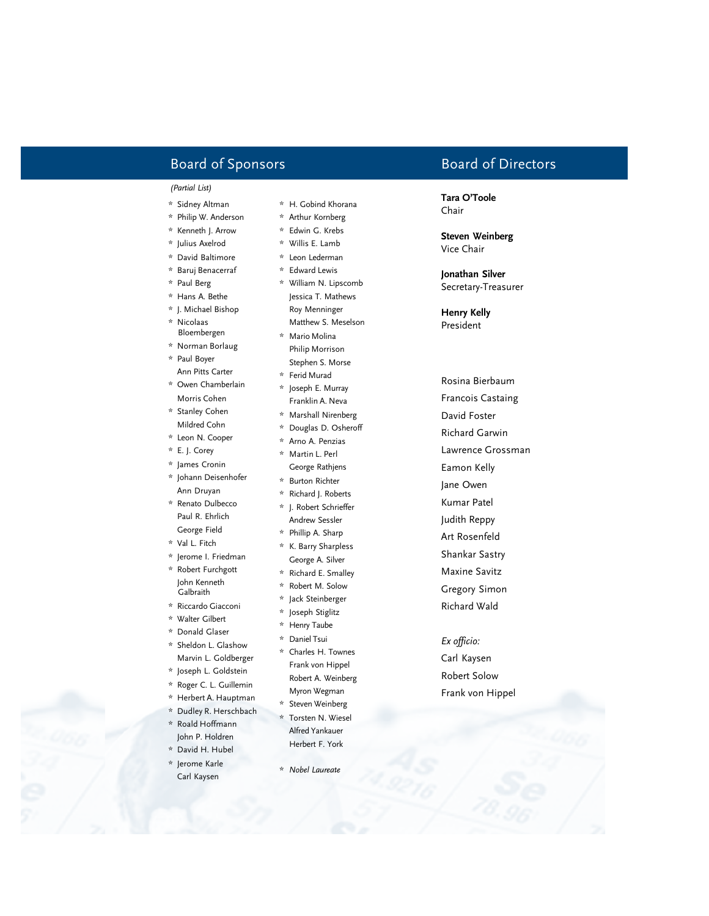## Board of Sponsors

*(Partial List)*

- \* Sidney Altman
- \* Philip W. Anderson
- \* Kenneth J. Arrow
- \* Julius Axelrod
- \* David Baltimore
- \* Baruj Benacerraf
- \* Paul Berg
- \* Hans A. Bethe
- \* J. Michael Bishop
- \* Nicolaas Bloembergen
- \* Norman Borlaug
- \* Paul Boyer
- Ann Pitts Carter
- \* Owen Chamberlain
- Morris Cohen
- \* Stanley Cohen
- Mildred Cohn
- \* Leon N. Cooper
- \* E. J. Corey
- \* James Cronin
- \* Johann Deisenhofer
- Ann Druyan
- \* Renato Dulbecco
- Paul R. Ehrlich
- George Field
- \* Val L. Fitch
- \* Jerome I. Friedman
- \* Robert Furchgott
- John Kenneth Galbraith
- \* Riccardo Giacconi
- \* Walter Gilbert
- \* Donald Glaser
- \* Sheldon L. Glashow
- Marvin L. Goldberger
- \* Joseph L. Goldstein
- \* Roger C. L. Guillemin
- \* Herbert A. Hauptman
- \* Dudley R. Herschbach
- \* Roald Hoffmann
- John P. Holdren
- \* David H. Hubel
- \* Jerome Karle
- Carl Kaysen
- \* H. Gobind Khorana
- \* Arthur Kornberg
- \* Edwin G. Krebs
- \* Willis E. Lamb
- \* Leon Lederman
- \* Edward Lewis
- \* William N. Lipscomb
- Jessica T. Mathews
- Roy Menninger
- Matthew S. Meselson
- \* Mario Molina
- Philip Morrison
- Stephen S. Morse
- \* Ferid Murad
- \* Joseph E. Murray
- Franklin A. Neva
- \* Marshall Nirenberg
- \* Douglas D. Osheroff
- \* Arno A. Penzias
- \* Martin L. Perl
- George Rathjens
- \* Burton Richter
- \* Richard J. Roberts
- \* J. Robert Schrieffer
- Andrew Sessler
- \* Phillip A. Sharp
- \* K. Barry Sharpless
- George A. Silver
- \* Richard E. Smalley
- \* Robert M. Solow
- \* Jack Steinberger
- \* Joseph Stiglitz
- \* Henry Taube
- \* Daniel Tsui
- \* Charles H. Townes
- Frank von Hippel
- Robert A. Weinberg
- Myron Wegman
- \* Steven Weinberg
- \* Torsten N. Wiesel
- Alfred Yankauer
- Herbert F. York

\* *Nobel Laureate*

## Board of Directors

**Tara O'Toole**
Chair

**Steven Weinberg**
Vice Chair

**Jonathan Silver**
Secretary-Treasurer

**Henry Kelly**
President

Rosina Bierbaum
Francois Castaing
David Foster
Richard Garwin
Lawrence Grossman
Eamon Kelly
Jane Owen
Kumar Patel
Judith Reppy
Art Rosenfeld
Shankar Sastry
Maxine Savitz
Gregory Simon
Richard Wald

*Ex officio:*
Carl Kaysen
Robert Solow
Frank von Hippel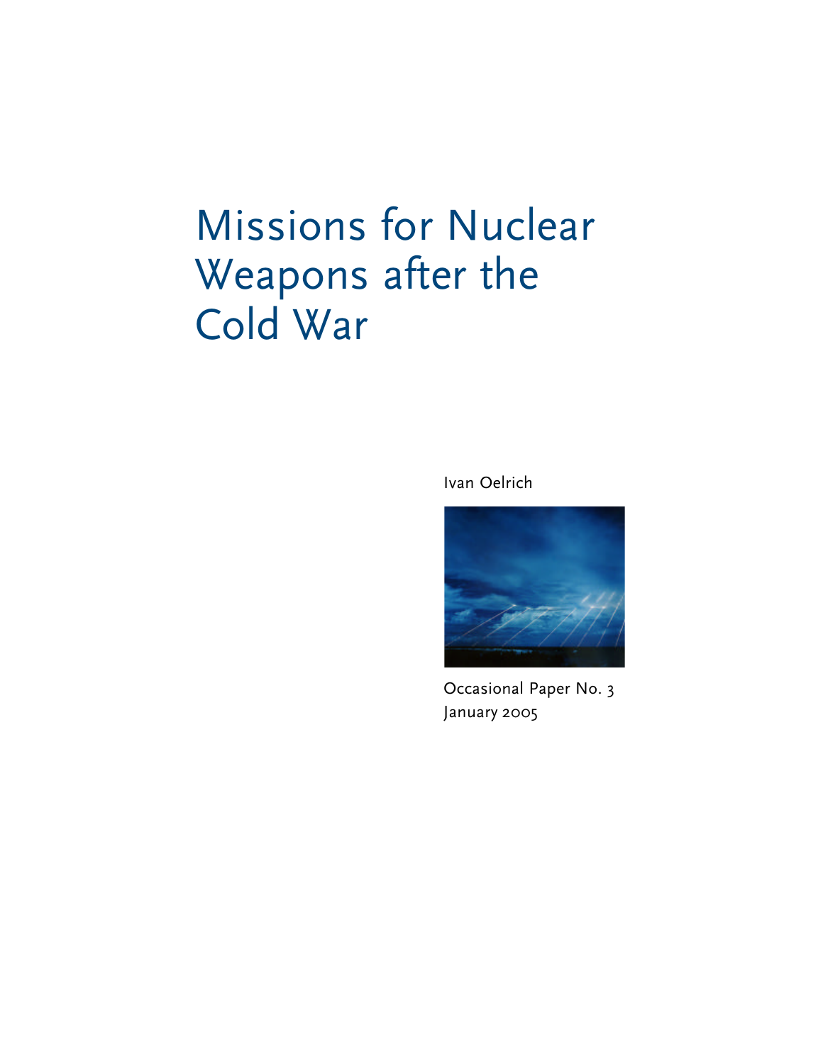# Missions for Nuclear Weapons after the Cold War

Ivan Oelrich

Occasional Paper No. 3
January 2005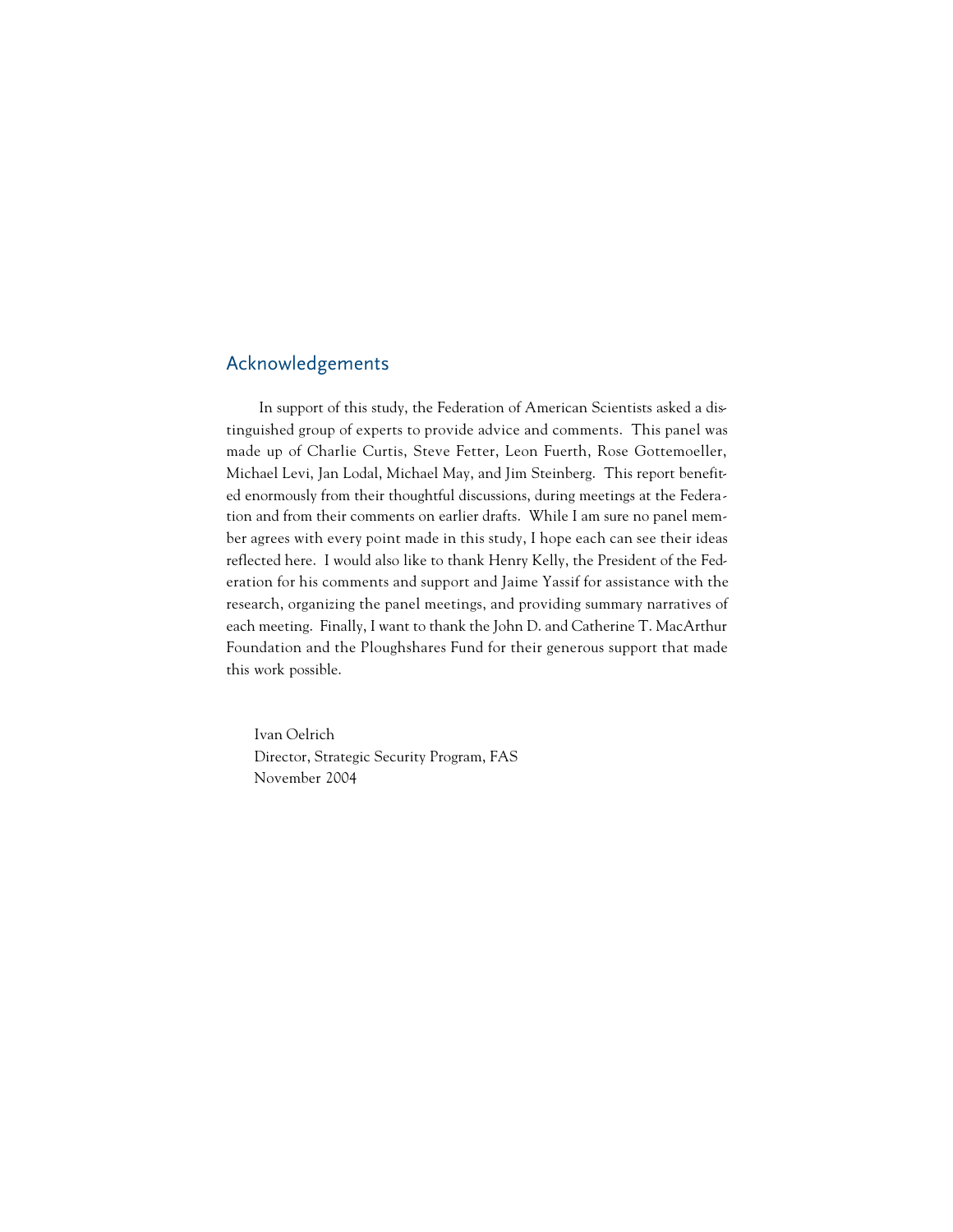## Acknowledgements

In support of this study, the Federation of American Scientists asked a distinguished group of experts to provide advice and comments. This panel was made up of Charlie Curtis, Steve Fetter, Leon Fuerth, Rose Gottemoeller, Michael Levi, Jan Lodal, Michael May, and Jim Steinberg. This report benefited enormously from their thoughtful discussions, during meetings at the Federation and from their comments on earlier drafts. While I am sure no panel member agrees with every point made in this study, I hope each can see their ideas reflected here. I would also like to thank Henry Kelly, the President of the Federation for his comments and support and Jaime Yassif for assistance with the research, organizing the panel meetings, and providing summary narratives of each meeting. Finally, I want to thank the John D. and Catherine T. MacArthur Foundation and the Ploughshares Fund for their generous support that made this work possible.

Ivan Oelrich
Director, Strategic Security Program, FAS
November 2004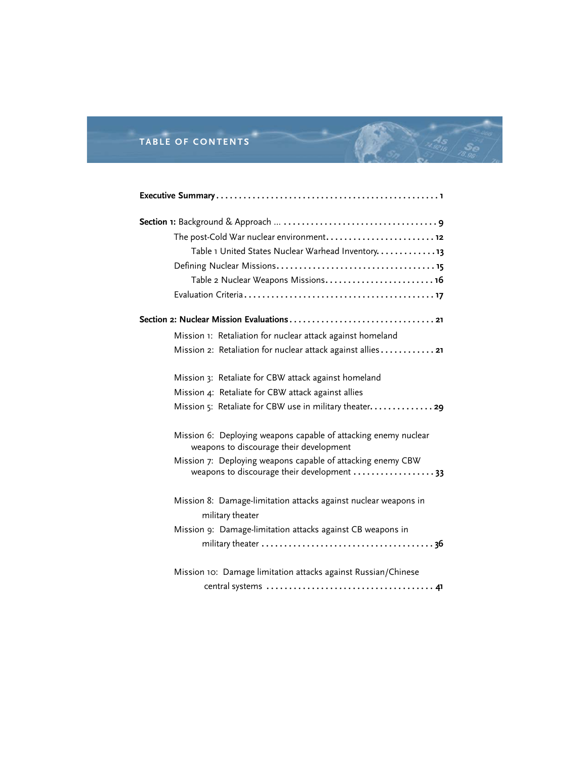# TABLE OF CONTENTS

**Executive Summary** . . . . . . . . . . . . . . . . . . . . . . . . . . . . . . . . . . . . . . . . . . . . . . . . **1**

**Section 1:** Background & Approach ... . . . . . . . . . . . . . . . . . . . . . . . . . . . . . . . . . . **9**

The post-Cold War nuclear environment. . . . . . . . . . . . . . . . . . . . . . . . **12**

Table 1 United States Nuclear Warhead Inventory. . . . . . . . . . . . **13**

Defining Nuclear Missions. . . . . . . . . . . . . . . . . . . . . . . . . . . . . . . . . . . **15**

Table 2 Nuclear Weapons Missions. . . . . . . . . . . . . . . . . . . . . . . . **16**

Evaluation Criteria . . . . . . . . . . . . . . . . . . . . . . . . . . . . . . . . . . . . . . . . **17**

**Section 2: Nuclear Mission Evaluations** . . . . . . . . . . . . . . . . . . . . . . . . . . . . . . . **21**

Mission 1: Retaliation for nuclear attack against homeland

Mission 2: Retaliation for nuclear attack against allies . . . . . . . . . . . . **21**

Mission 3: Retaliate for CBW attack against homeland

Mission 4: Retaliate for CBW attack against allies

Mission 5: Retaliate for CBW use in military theater. . . . . . . . . . . . . . **29**

Mission 6: Deploying weapons capable of attacking enemy nuclear weapons to discourage their development

Mission 7: Deploying weapons capable of attacking enemy CBW weapons to discourage their development . . . . . . . . . . . . . . . . . . **33**

Mission 8: Damage-limitation attacks against nuclear weapons in military theater

Mission 9: Damage-limitation attacks against CB weapons in military theater . . . . . . . . . . . . . . . . . . . . . . . . . . . . . . . . . . . . . . **36**

Mission 10: Damage limitation attacks against Russian/Chinese central systems . . . . . . . . . . . . . . . . . . . . . . . . . . . . . . . . . . . . . **41**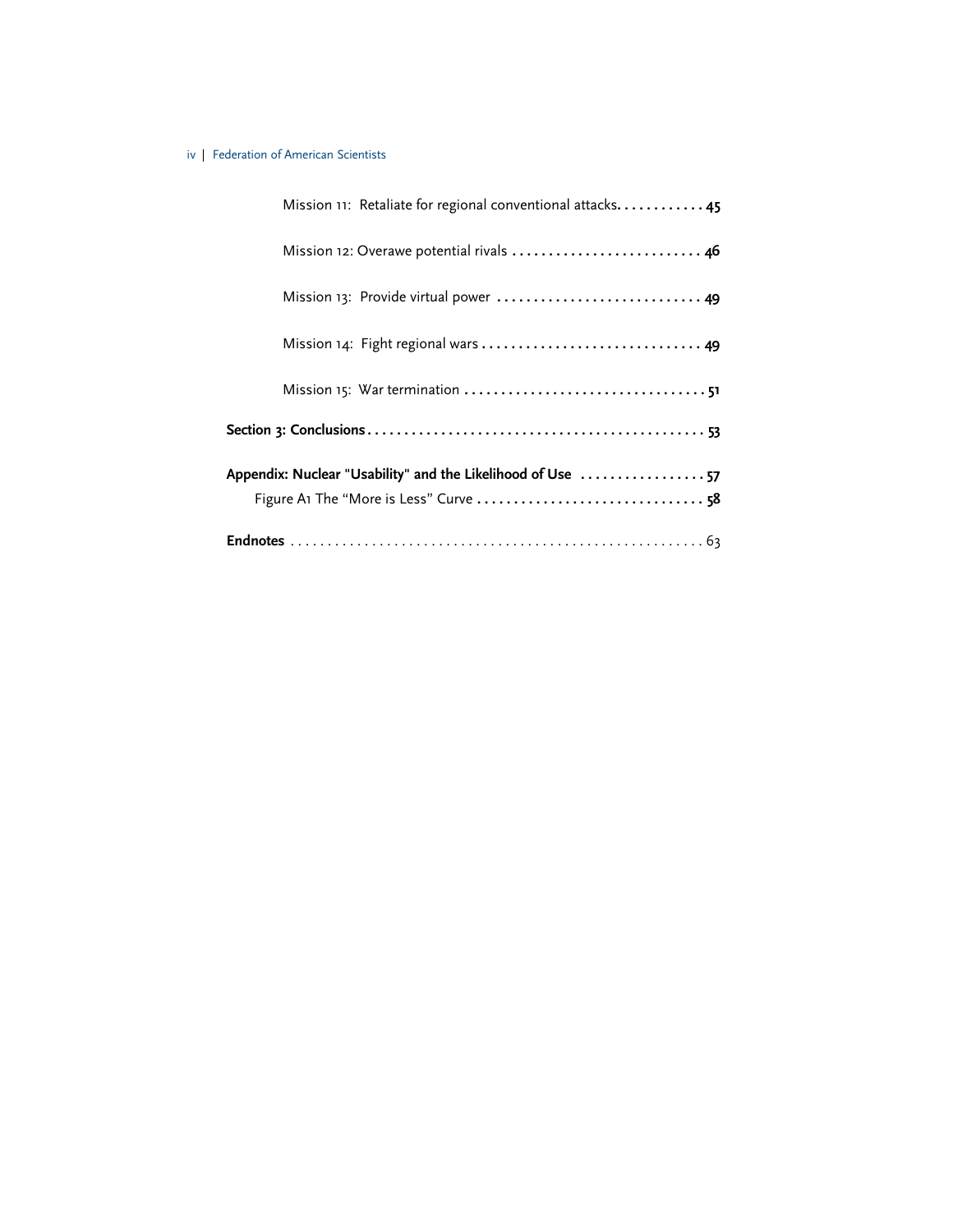Mission 11: Retaliate for regional conventional attacks. . . . . . . . . . . . 45

Mission 12: Overawe potential rivals . . . . . . . . . . . . . . . . . . . . . . . . . . 46

Mission 13: Provide virtual power . . . . . . . . . . . . . . . . . . . . . . . . . . . . 49

Mission 14: Fight regional wars . . . . . . . . . . . . . . . . . . . . . . . . . . . . . . 49

Mission 15: War termination . . . . . . . . . . . . . . . . . . . . . . . . . . . . . . . . 51

**Section 3: Conclusions** . . . . . . . . . . . . . . . . . . . . . . . . . . . . . . . . . . . . . . . . . . . . . 53

**Appendix: Nuclear "Usability" and the Likelihood of Use** . . . . . . . . . . . . . . . . . 57

Figure A1 The "More is Less" Curve . . . . . . . . . . . . . . . . . . . . . . . . . . . . . . . 58

**Endnotes** . . . . . . . . . . . . . . . . . . . . . . . . . . . . . . . . . . . . . . . . . . . . . . . . . . . . . . . 63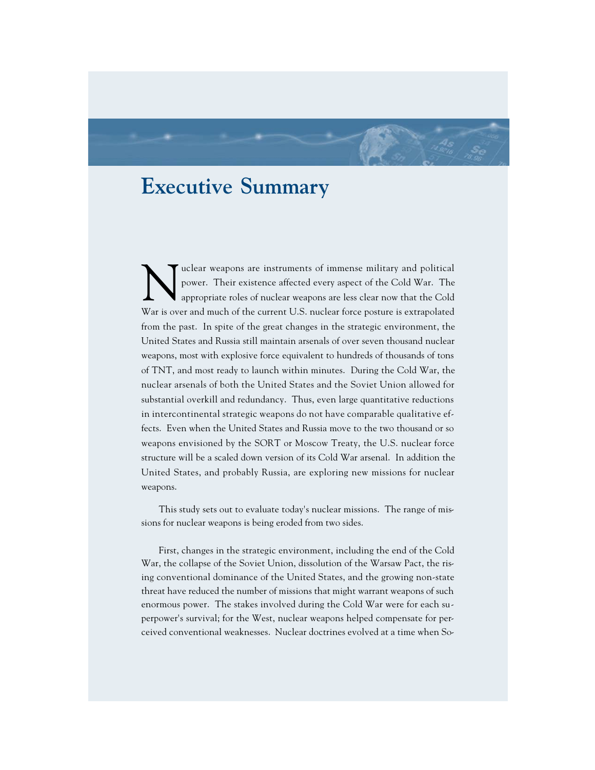# Executive Summary

Nuclear weapons are instruments of immense military and political power. Their existence affected every aspect of the Cold War. The appropriate roles of nuclear weapons are less clear now that the Cold War is over and much of the current U.S. nuclear force posture is extrapolated from the past. In spite of the great changes in the strategic environment, the United States and Russia still maintain arsenals of over seven thousand nuclear weapons, most with explosive force equivalent to hundreds of thousands of tons of TNT, and most ready to launch within minutes. During the Cold War, the nuclear arsenals of both the United States and the Soviet Union allowed for substantial overkill and redundancy. Thus, even large quantitative reductions in intercontinental strategic weapons do not have comparable qualitative effects. Even when the United States and Russia move to the two thousand or so weapons envisioned by the SORT or Moscow Treaty, the U.S. nuclear force structure will be a scaled down version of its Cold War arsenal. In addition the United States, and probably Russia, are exploring new missions for nuclear weapons.

This study sets out to evaluate today's nuclear missions. The range of missions for nuclear weapons is being eroded from two sides.

First, changes in the strategic environment, including the end of the Cold War, the collapse of the Soviet Union, dissolution of the Warsaw Pact, the rising conventional dominance of the United States, and the growing non-state threat have reduced the number of missions that might warrant weapons of such enormous power. The stakes involved during the Cold War were for each superpower's survival; for the West, nuclear weapons helped compensate for perceived conventional weaknesses. Nuclear doctrines evolved at a time when So-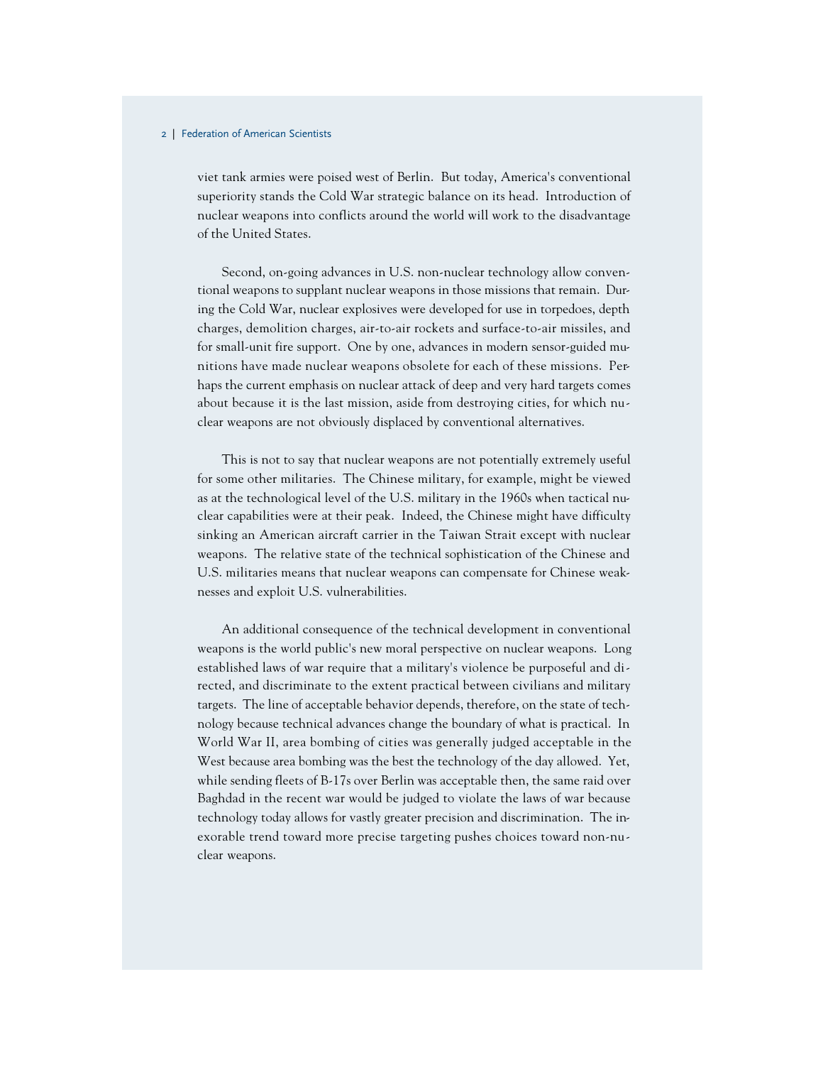viet tank armies were poised west of Berlin. But today, America's conventional superiority stands the Cold War strategic balance on its head. Introduction of nuclear weapons into conflicts around the world will work to the disadvantage of the United States.

Second, on-going advances in U.S. non-nuclear technology allow conventional weapons to supplant nuclear weapons in those missions that remain. During the Cold War, nuclear explosives were developed for use in torpedoes, depth charges, demolition charges, air-to-air rockets and surface-to-air missiles, and for small-unit fire support. One by one, advances in modern sensor-guided munitions have made nuclear weapons obsolete for each of these missions. Perhaps the current emphasis on nuclear attack of deep and very hard targets comes about because it is the last mission, aside from destroying cities, for which nuclear weapons are not obviously displaced by conventional alternatives.

This is not to say that nuclear weapons are not potentially extremely useful for some other militaries. The Chinese military, for example, might be viewed as at the technological level of the U.S. military in the 1960s when tactical nuclear capabilities were at their peak. Indeed, the Chinese might have difficulty sinking an American aircraft carrier in the Taiwan Strait except with nuclear weapons. The relative state of the technical sophistication of the Chinese and U.S. militaries means that nuclear weapons can compensate for Chinese weaknesses and exploit U.S. vulnerabilities.

An additional consequence of the technical development in conventional weapons is the world public's new moral perspective on nuclear weapons. Long established laws of war require that a military's violence be purposeful and directed, and discriminate to the extent practical between civilians and military targets. The line of acceptable behavior depends, therefore, on the state of technology because technical advances change the boundary of what is practical. In World War II, area bombing of cities was generally judged acceptable in the West because area bombing was the best the technology of the day allowed. Yet, while sending fleets of B-17s over Berlin was acceptable then, the same raid over Baghdad in the recent war would be judged to violate the laws of war because technology today allows for vastly greater precision and discrimination. The inexorable trend toward more precise targeting pushes choices toward non-nuclear weapons.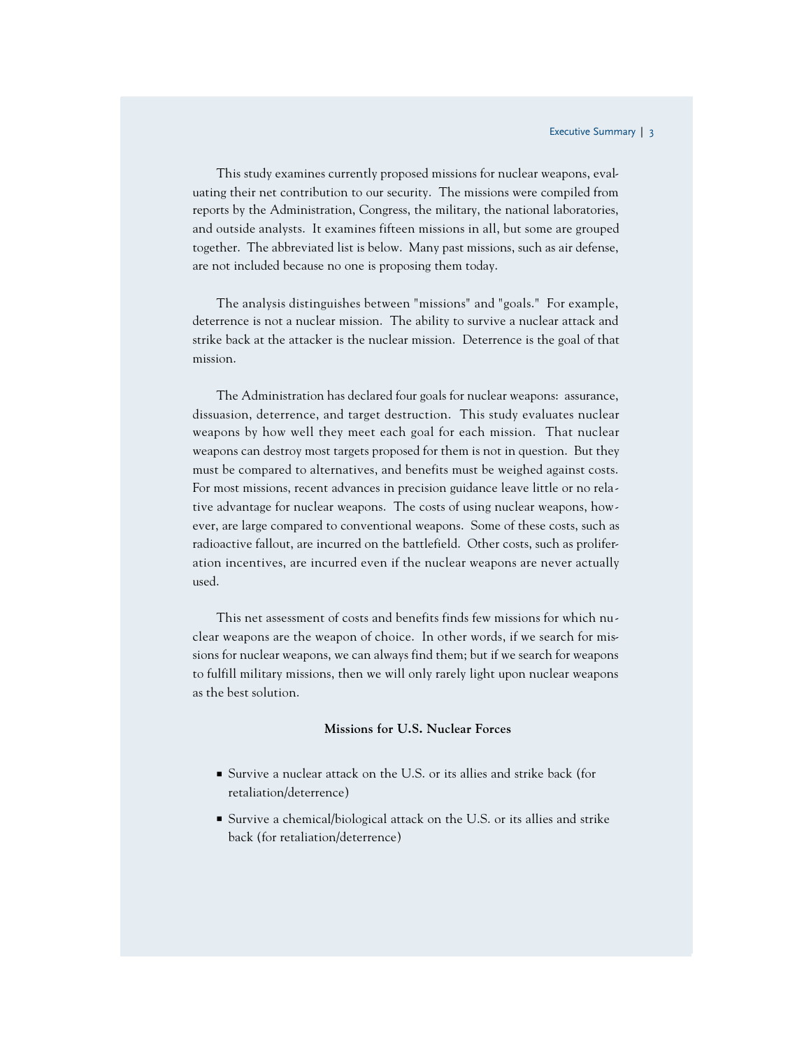This study examines currently proposed missions for nuclear weapons, evaluating their net contribution to our security. The missions were compiled from reports by the Administration, Congress, the military, the national laboratories, and outside analysts. It examines fifteen missions in all, but some are grouped together. The abbreviated list is below. Many past missions, such as air defense, are not included because no one is proposing them today.

The analysis distinguishes between "missions" and "goals." For example, deterrence is not a nuclear mission. The ability to survive a nuclear attack and strike back at the attacker is the nuclear mission. Deterrence is the goal of that mission.

The Administration has declared four goals for nuclear weapons: assurance, dissuasion, deterrence, and target destruction. This study evaluates nuclear weapons by how well they meet each goal for each mission. That nuclear weapons can destroy most targets proposed for them is not in question. But they must be compared to alternatives, and benefits must be weighed against costs. For most missions, recent advances in precision guidance leave little or no relative advantage for nuclear weapons. The costs of using nuclear weapons, however, are large compared to conventional weapons. Some of these costs, such as radioactive fallout, are incurred on the battlefield. Other costs, such as proliferation incentives, are incurred even if the nuclear weapons are never actually used.

This net assessment of costs and benefits finds few missions for which nuclear weapons are the weapon of choice. In other words, if we search for missions for nuclear weapons, we can always find them; but if we search for weapons to fulfill military missions, then we will only rarely light upon nuclear weapons as the best solution.

**Missions for U.S. Nuclear Forces**

- Survive a nuclear attack on the U.S. or its allies and strike back (for retaliation/deterrence)
- Survive a chemical/biological attack on the U.S. or its allies and strike back (for retaliation/deterrence)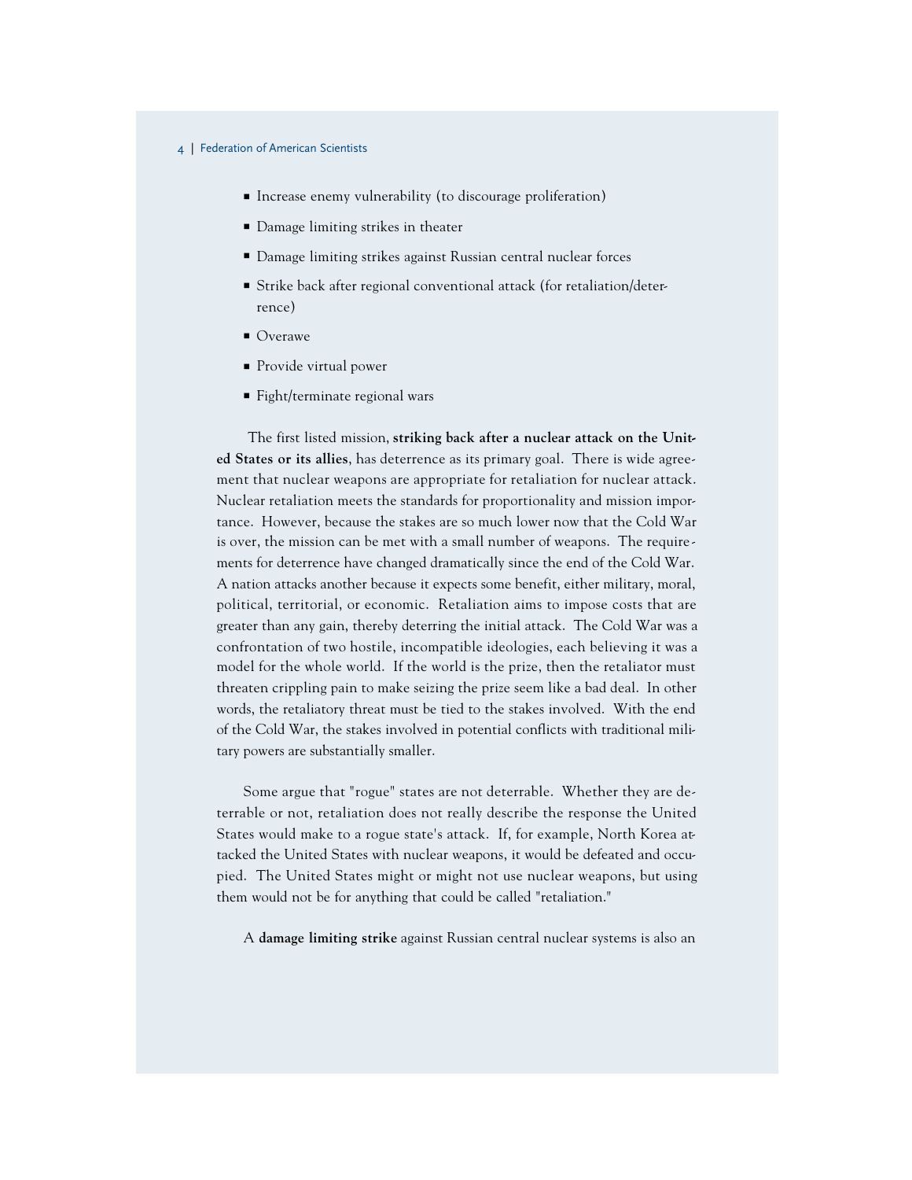- Increase enemy vulnerability (to discourage proliferation)
- Damage limiting strikes in theater
- Damage limiting strikes against Russian central nuclear forces
- Strike back after regional conventional attack (for retaliation/deterrence)
- Overawe
- Provide virtual power
- Fight/terminate regional wars

The first listed mission, **striking back after a nuclear attack on the United States or its allies**, has deterrence as its primary goal. There is wide agreement that nuclear weapons are appropriate for retaliation for nuclear attack. Nuclear retaliation meets the standards for proportionality and mission importance. However, because the stakes are so much lower now that the Cold War is over, the mission can be met with a small number of weapons. The requirements for deterrence have changed dramatically since the end of the Cold War. A nation attacks another because it expects some benefit, either military, moral, political, territorial, or economic. Retaliation aims to impose costs that are greater than any gain, thereby deterring the initial attack. The Cold War was a confrontation of two hostile, incompatible ideologies, each believing it was a model for the whole world. If the world is the prize, then the retaliator must threaten crippling pain to make seizing the prize seem like a bad deal. In other words, the retaliatory threat must be tied to the stakes involved. With the end of the Cold War, the stakes involved in potential conflicts with traditional military powers are substantially smaller.

Some argue that "rogue" states are not deterrable. Whether they are deterrable or not, retaliation does not really describe the response the United States would make to a rogue state's attack. If, for example, North Korea attacked the United States with nuclear weapons, it would be defeated and occupied. The United States might or might not use nuclear weapons, but using them would not be for anything that could be called "retaliation."

A **damage limiting strike** against Russian central nuclear systems is also an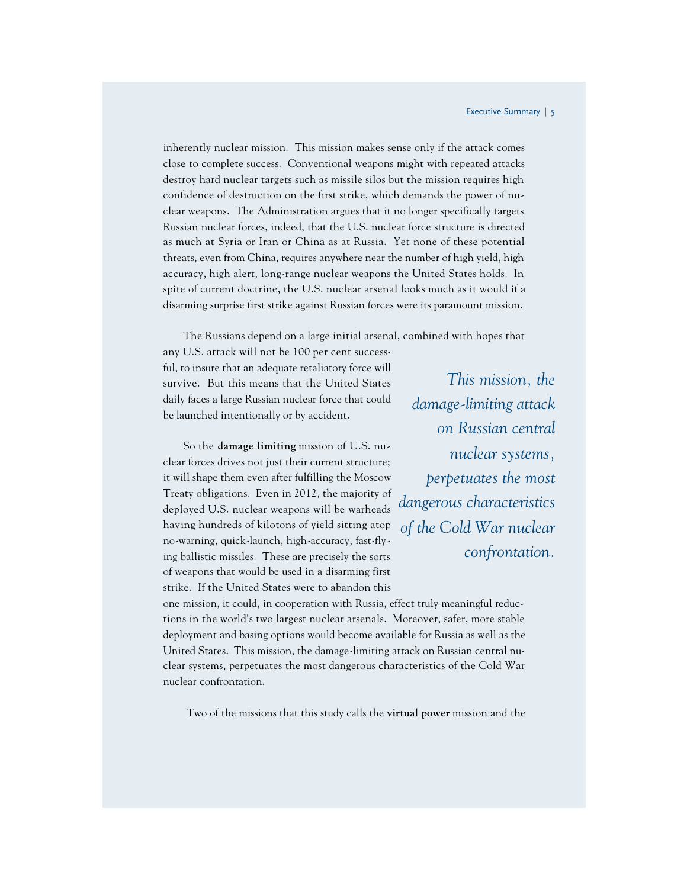inherently nuclear mission. This mission makes sense only if the attack comes close to complete success. Conventional weapons might with repeated attacks destroy hard nuclear targets such as missile silos but the mission requires high confidence of destruction on the first strike, which demands the power of nuclear weapons. The Administration argues that it no longer specifically targets Russian nuclear forces, indeed, that the U.S. nuclear force structure is directed as much at Syria or Iran or China as at Russia. Yet none of these potential threats, even from China, requires anywhere near the number of high yield, high accuracy, high alert, long-range nuclear weapons the United States holds. In spite of current doctrine, the U.S. nuclear arsenal looks much as it would if a disarming surprise first strike against Russian forces were its paramount mission.

The Russians depend on a large initial arsenal, combined with hopes that any U.S. attack will not be 100 per cent successful, to insure that an adequate retaliatory force will survive. But this means that the United States daily faces a large Russian nuclear force that could be launched intentionally or by accident.

So the **damage limiting** mission of U.S. nuclear forces drives not just their current structure; it will shape them even after fulfilling the Moscow Treaty obligations. Even in 2012, the majority of deployed U.S. nuclear weapons will be warheads having hundreds of kilotons of yield sitting atop no-warning, quick-launch, high-accuracy, fast-flying ballistic missiles. These are precisely the sorts of weapons that would be used in a disarming first strike. If the United States were to abandon this one mission, it could, in cooperation with Russia, effect truly meaningful reductions in the world's two largest nuclear arsenals. Moreover, safer, more stable deployment and basing options would become available for Russia as well as the United States. This mission, the damage-limiting attack on Russian central nuclear systems, perpetuates the most dangerous characteristics of the Cold War nuclear confrontation.

> *This mission, the damage-limiting attack on Russian central nuclear systems, perpetuates the most dangerous characteristics of the Cold War nuclear confrontation.*

Two of the missions that this study calls the **virtual power** mission and the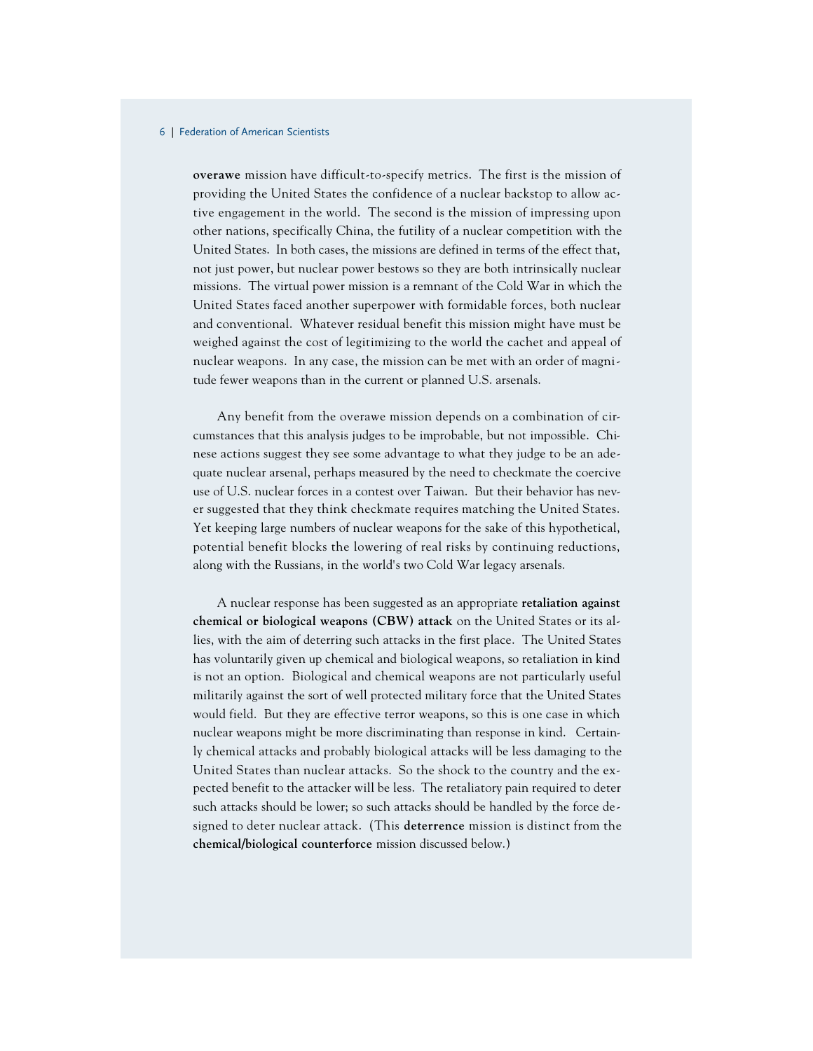**overawe** mission have difficult-to-specify metrics. The first is the mission of providing the United States the confidence of a nuclear backstop to allow active engagement in the world. The second is the mission of impressing upon other nations, specifically China, the futility of a nuclear competition with the United States. In both cases, the missions are defined in terms of the effect that, not just power, but nuclear power bestows so they are both intrinsically nuclear missions. The virtual power mission is a remnant of the Cold War in which the United States faced another superpower with formidable forces, both nuclear and conventional. Whatever residual benefit this mission might have must be weighed against the cost of legitimizing to the world the cachet and appeal of nuclear weapons. In any case, the mission can be met with an order of magnitude fewer weapons than in the current or planned U.S. arsenals.

Any benefit from the overawe mission depends on a combination of circumstances that this analysis judges to be improbable, but not impossible. Chinese actions suggest they see some advantage to what they judge to be an adequate nuclear arsenal, perhaps measured by the need to checkmate the coercive use of U.S. nuclear forces in a contest over Taiwan. But their behavior has never suggested that they think checkmate requires matching the United States. Yet keeping large numbers of nuclear weapons for the sake of this hypothetical, potential benefit blocks the lowering of real risks by continuing reductions, along with the Russians, in the world's two Cold War legacy arsenals.

A nuclear response has been suggested as an appropriate **retaliation against chemical or biological weapons (CBW) attack** on the United States or its allies, with the aim of deterring such attacks in the first place. The United States has voluntarily given up chemical and biological weapons, so retaliation in kind is not an option. Biological and chemical weapons are not particularly useful militarily against the sort of well protected military force that the United States would field. But they are effective terror weapons, so this is one case in which nuclear weapons might be more discriminating than response in kind. Certainly chemical attacks and probably biological attacks will be less damaging to the United States than nuclear attacks. So the shock to the country and the expected benefit to the attacker will be less. The retaliatory pain required to deter such attacks should be lower; so such attacks should be handled by the force designed to deter nuclear attack. (This **deterrence** mission is distinct from the **chemical/biological counterforce** mission discussed below.)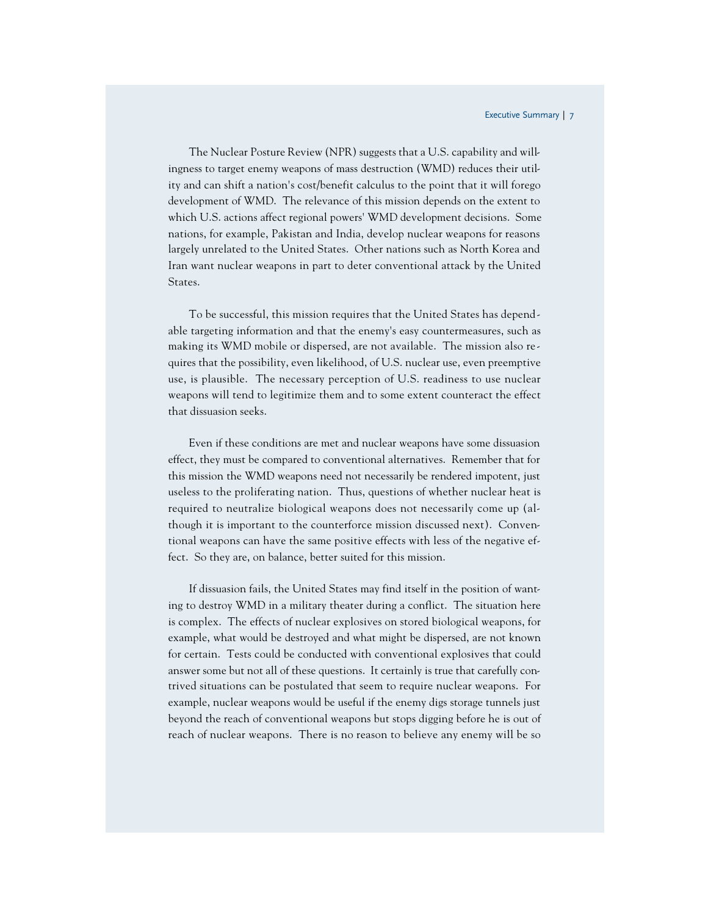The Nuclear Posture Review (NPR) suggests that a U.S. capability and willingness to target enemy weapons of mass destruction (WMD) reduces their utility and can shift a nation's cost/benefit calculus to the point that it will forego development of WMD. The relevance of this mission depends on the extent to which U.S. actions affect regional powers' WMD development decisions. Some nations, for example, Pakistan and India, develop nuclear weapons for reasons largely unrelated to the United States. Other nations such as North Korea and Iran want nuclear weapons in part to deter conventional attack by the United States.

To be successful, this mission requires that the United States has dependable targeting information and that the enemy's easy countermeasures, such as making its WMD mobile or dispersed, are not available. The mission also requires that the possibility, even likelihood, of U.S. nuclear use, even preemptive use, is plausible. The necessary perception of U.S. readiness to use nuclear weapons will tend to legitimize them and to some extent counteract the effect that dissuasion seeks.

Even if these conditions are met and nuclear weapons have some dissuasion effect, they must be compared to conventional alternatives. Remember that for this mission the WMD weapons need not necessarily be rendered impotent, just useless to the proliferating nation. Thus, questions of whether nuclear heat is required to neutralize biological weapons does not necessarily come up (although it is important to the counterforce mission discussed next). Conventional weapons can have the same positive effects with less of the negative effect. So they are, on balance, better suited for this mission.

If dissuasion fails, the United States may find itself in the position of wanting to destroy WMD in a military theater during a conflict. The situation here is complex. The effects of nuclear explosives on stored biological weapons, for example, what would be destroyed and what might be dispersed, are not known for certain. Tests could be conducted with conventional explosives that could answer some but not all of these questions. It certainly is true that carefully contrived situations can be postulated that seem to require nuclear weapons. For example, nuclear weapons would be useful if the enemy digs storage tunnels just beyond the reach of conventional weapons but stops digging before he is out of reach of nuclear weapons. There is no reason to believe any enemy will be so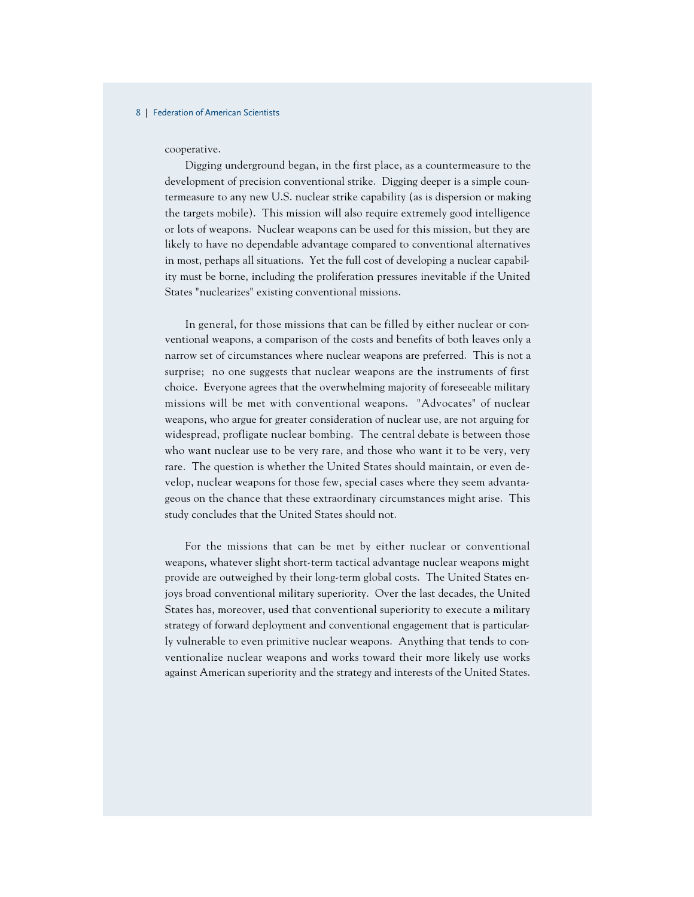cooperative.

Digging underground began, in the first place, as a countermeasure to the development of precision conventional strike. Digging deeper is a simple countermeasure to any new U.S. nuclear strike capability (as is dispersion or making the targets mobile). This mission will also require extremely good intelligence or lots of weapons. Nuclear weapons can be used for this mission, but they are likely to have no dependable advantage compared to conventional alternatives in most, perhaps all situations. Yet the full cost of developing a nuclear capability must be borne, including the proliferation pressures inevitable if the United States "nuclearizes" existing conventional missions.

In general, for those missions that can be filled by either nuclear or conventional weapons, a comparison of the costs and benefits of both leaves only a narrow set of circumstances where nuclear weapons are preferred. This is not a surprise; no one suggests that nuclear weapons are the instruments of first choice. Everyone agrees that the overwhelming majority of foreseeable military missions will be met with conventional weapons. "Advocates" of nuclear weapons, who argue for greater consideration of nuclear use, are not arguing for widespread, profligate nuclear bombing. The central debate is between those who want nuclear use to be very rare, and those who want it to be very, very rare. The question is whether the United States should maintain, or even develop, nuclear weapons for those few, special cases where they seem advantageous on the chance that these extraordinary circumstances might arise. This study concludes that the United States should not.

For the missions that can be met by either nuclear or conventional weapons, whatever slight short-term tactical advantage nuclear weapons might provide are outweighed by their long-term global costs. The United States enjoys broad conventional military superiority. Over the last decades, the United States has, moreover, used that conventional superiority to execute a military strategy of forward deployment and conventional engagement that is particularly vulnerable to even primitive nuclear weapons. Anything that tends to conventionalize nuclear weapons and works toward their more likely use works against American superiority and the strategy and interests of the United States.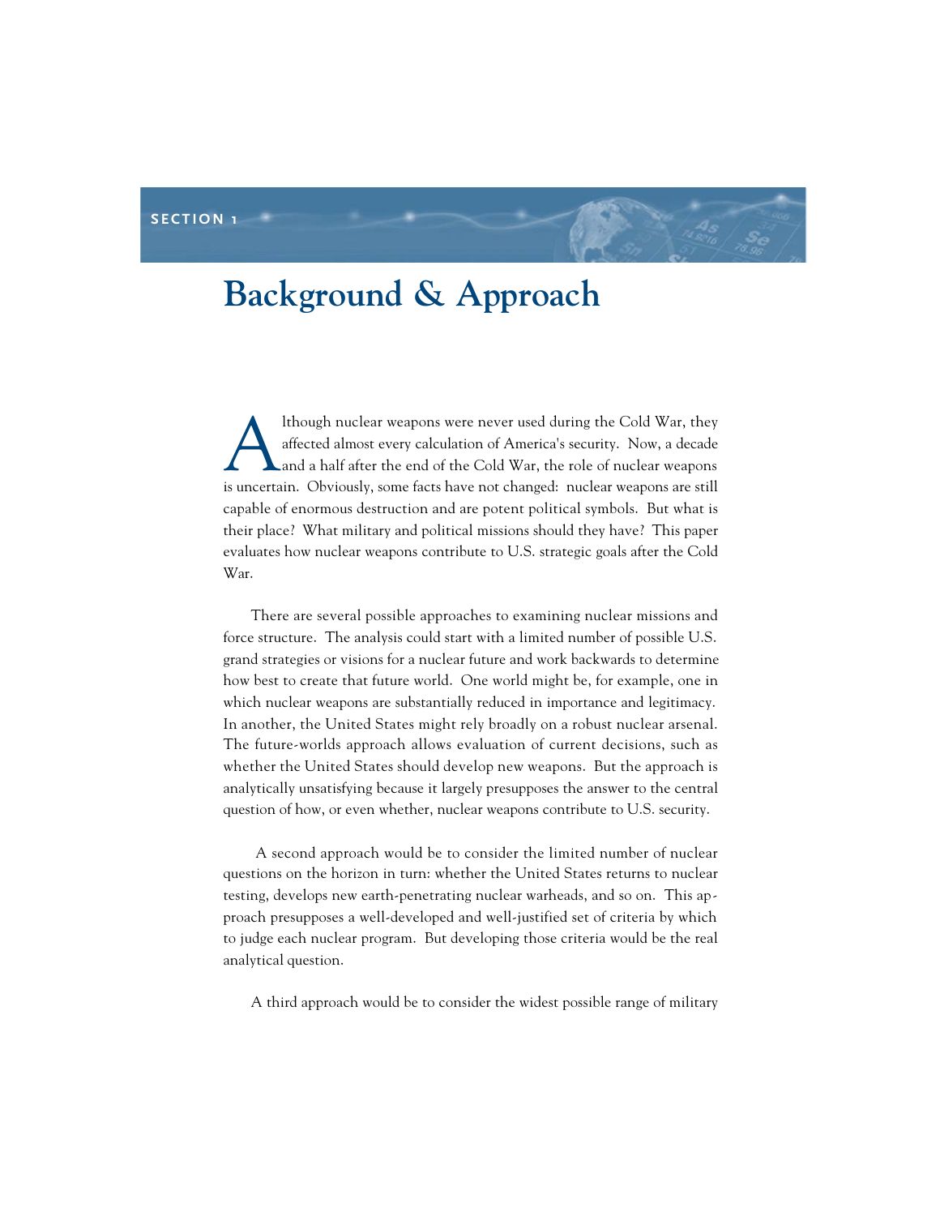SECTION 1

# Background & Approach

Although nuclear weapons were never used during the Cold War, they affected almost every calculation of America's security. Now, a decade and a half after the end of the Cold War, the role of nuclear weapons is uncertain. Obviously, some facts have not changed: nuclear weapons are still capable of enormous destruction and are potent political symbols. But what is their place? What military and political missions should they have? This paper evaluates how nuclear weapons contribute to U.S. strategic goals after the Cold War.

There are several possible approaches to examining nuclear missions and force structure. The analysis could start with a limited number of possible U.S. grand strategies or visions for a nuclear future and work backwards to determine how best to create that future world. One world might be, for example, one in which nuclear weapons are substantially reduced in importance and legitimacy. In another, the United States might rely broadly on a robust nuclear arsenal. The future-worlds approach allows evaluation of current decisions, such as whether the United States should develop new weapons. But the approach is analytically unsatisfying because it largely presupposes the answer to the central question of how, or even whether, nuclear weapons contribute to U.S. security.

A second approach would be to consider the limited number of nuclear questions on the horizon in turn: whether the United States returns to nuclear testing, develops new earth-penetrating nuclear warheads, and so on. This approach presupposes a well-developed and well-justified set of criteria by which to judge each nuclear program. But developing those criteria would be the real analytical question.

A third approach would be to consider the widest possible range of military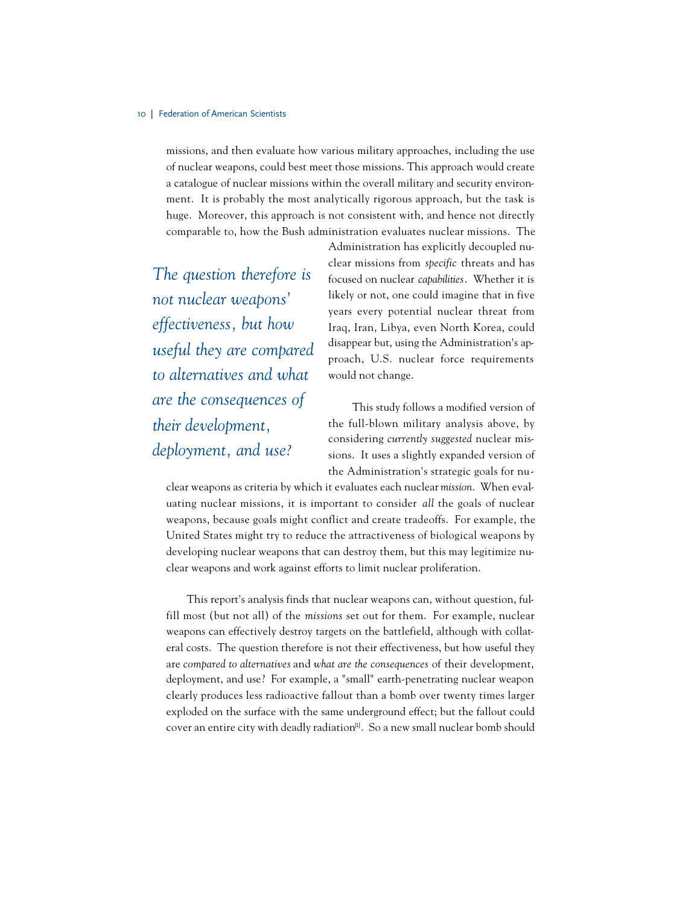missions, and then evaluate how various military approaches, including the use of nuclear weapons, could best meet those missions. This approach would create a catalogue of nuclear missions within the overall military and security environment. It is probably the most analytically rigorous approach, but the task is huge. Moreover, this approach is not consistent with, and hence not directly comparable to, how the Bush administration evaluates nuclear missions. The Administration has explicitly decoupled nuclear missions from *specific* threats and has focused on nuclear *capabilities*. Whether it is likely or not, one could imagine that in five years every potential nuclear threat from Iraq, Iran, Libya, even North Korea, could disappear but, using the Administration's approach, U.S. nuclear force requirements would not change.

*The question therefore is not nuclear weapons' effectiveness, but how useful they are compared to alternatives and what are the consequences of their development, deployment, and use?*

This study follows a modified version of the full-blown military analysis above, by considering *currently suggested* nuclear missions. It uses a slightly expanded version of the Administration's strategic goals for nuclear weapons as criteria by which it evaluates each nuclear *mission*. When evaluating nuclear missions, it is important to consider *all* the goals of nuclear weapons, because goals might conflict and create tradeoffs. For example, the United States might try to reduce the attractiveness of biological weapons by developing nuclear weapons that can destroy them, but this may legitimize nuclear weapons and work against efforts to limit nuclear proliferation.

This report's analysis finds that nuclear weapons can, without question, fulfill most (but not all) of the *missions* set out for them. For example, nuclear weapons can effectively destroy targets on the battlefield, although with collateral costs. The question therefore is not their effectiveness, but how useful they are *compared to alternatives* and *what are the consequences* of their development, deployment, and use? For example, a "small" earth-penetrating nuclear weapon clearly produces less radioactive fallout than a bomb over twenty times larger exploded on the surface with the same underground effect; but the fallout could cover an entire city with deadly radiation[1]. So a new small nuclear bomb should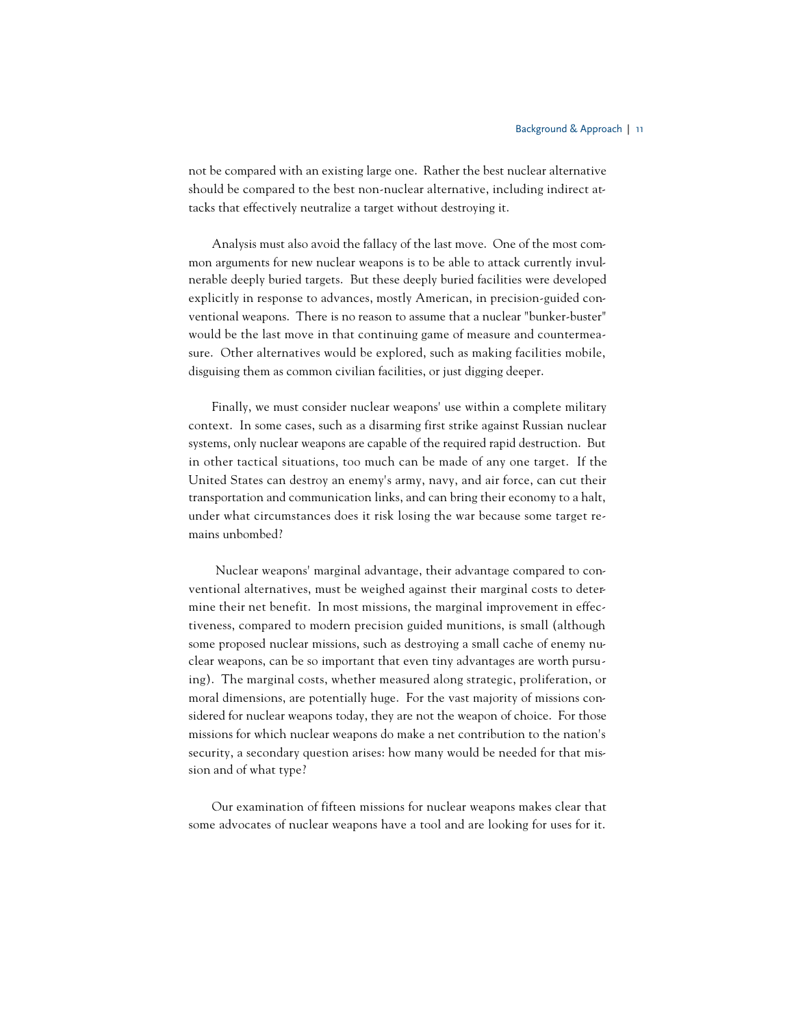not be compared with an existing large one. Rather the best nuclear alternative should be compared to the best non-nuclear alternative, including indirect attacks that effectively neutralize a target without destroying it.

Analysis must also avoid the fallacy of the last move. One of the most common arguments for new nuclear weapons is to be able to attack currently invulnerable deeply buried targets. But these deeply buried facilities were developed explicitly in response to advances, mostly American, in precision-guided conventional weapons. There is no reason to assume that a nuclear "bunker-buster" would be the last move in that continuing game of measure and countermeasure. Other alternatives would be explored, such as making facilities mobile, disguising them as common civilian facilities, or just digging deeper.

Finally, we must consider nuclear weapons' use within a complete military context. In some cases, such as a disarming first strike against Russian nuclear systems, only nuclear weapons are capable of the required rapid destruction. But in other tactical situations, too much can be made of any one target. If the United States can destroy an enemy's army, navy, and air force, can cut their transportation and communication links, and can bring their economy to a halt, under what circumstances does it risk losing the war because some target remains unbombed?

Nuclear weapons' marginal advantage, their advantage compared to conventional alternatives, must be weighed against their marginal costs to determine their net benefit. In most missions, the marginal improvement in effectiveness, compared to modern precision guided munitions, is small (although some proposed nuclear missions, such as destroying a small cache of enemy nuclear weapons, can be so important that even tiny advantages are worth pursuing). The marginal costs, whether measured along strategic, proliferation, or moral dimensions, are potentially huge. For the vast majority of missions considered for nuclear weapons today, they are not the weapon of choice. For those missions for which nuclear weapons do make a net contribution to the nation's security, a secondary question arises: how many would be needed for that mission and of what type?

Our examination of fifteen missions for nuclear weapons makes clear that some advocates of nuclear weapons have a tool and are looking for uses for it.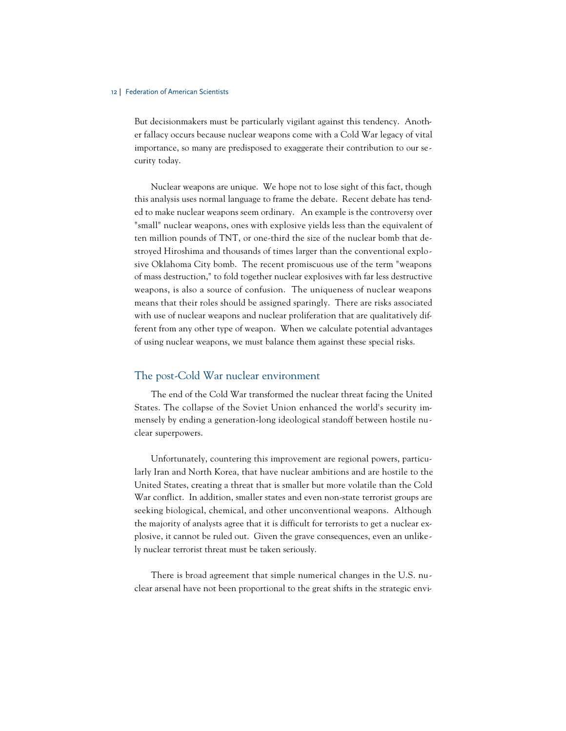But decisionmakers must be particularly vigilant against this tendency. Another fallacy occurs because nuclear weapons come with a Cold War legacy of vital importance, so many are predisposed to exaggerate their contribution to our security today.

Nuclear weapons are unique. We hope not to lose sight of this fact, though this analysis uses normal language to frame the debate. Recent debate has tended to make nuclear weapons seem ordinary. An example is the controversy over "small" nuclear weapons, ones with explosive yields less than the equivalent of ten million pounds of TNT, or one-third the size of the nuclear bomb that destroyed Hiroshima and thousands of times larger than the conventional explosive Oklahoma City bomb. The recent promiscuous use of the term "weapons of mass destruction," to fold together nuclear explosives with far less destructive weapons, is also a source of confusion. The uniqueness of nuclear weapons means that their roles should be assigned sparingly. There are risks associated with use of nuclear weapons and nuclear proliferation that are qualitatively different from any other type of weapon. When we calculate potential advantages of using nuclear weapons, we must balance them against these special risks.

## The post-Cold War nuclear environment

The end of the Cold War transformed the nuclear threat facing the United States. The collapse of the Soviet Union enhanced the world's security immensely by ending a generation-long ideological standoff between hostile nuclear superpowers.

Unfortunately, countering this improvement are regional powers, particularly Iran and North Korea, that have nuclear ambitions and are hostile to the United States, creating a threat that is smaller but more volatile than the Cold War conflict. In addition, smaller states and even non-state terrorist groups are seeking biological, chemical, and other unconventional weapons. Although the majority of analysts agree that it is difficult for terrorists to get a nuclear explosive, it cannot be ruled out. Given the grave consequences, even an unlikely nuclear terrorist threat must be taken seriously.

There is broad agreement that simple numerical changes in the U.S. nuclear arsenal have not been proportional to the great shifts in the strategic envi-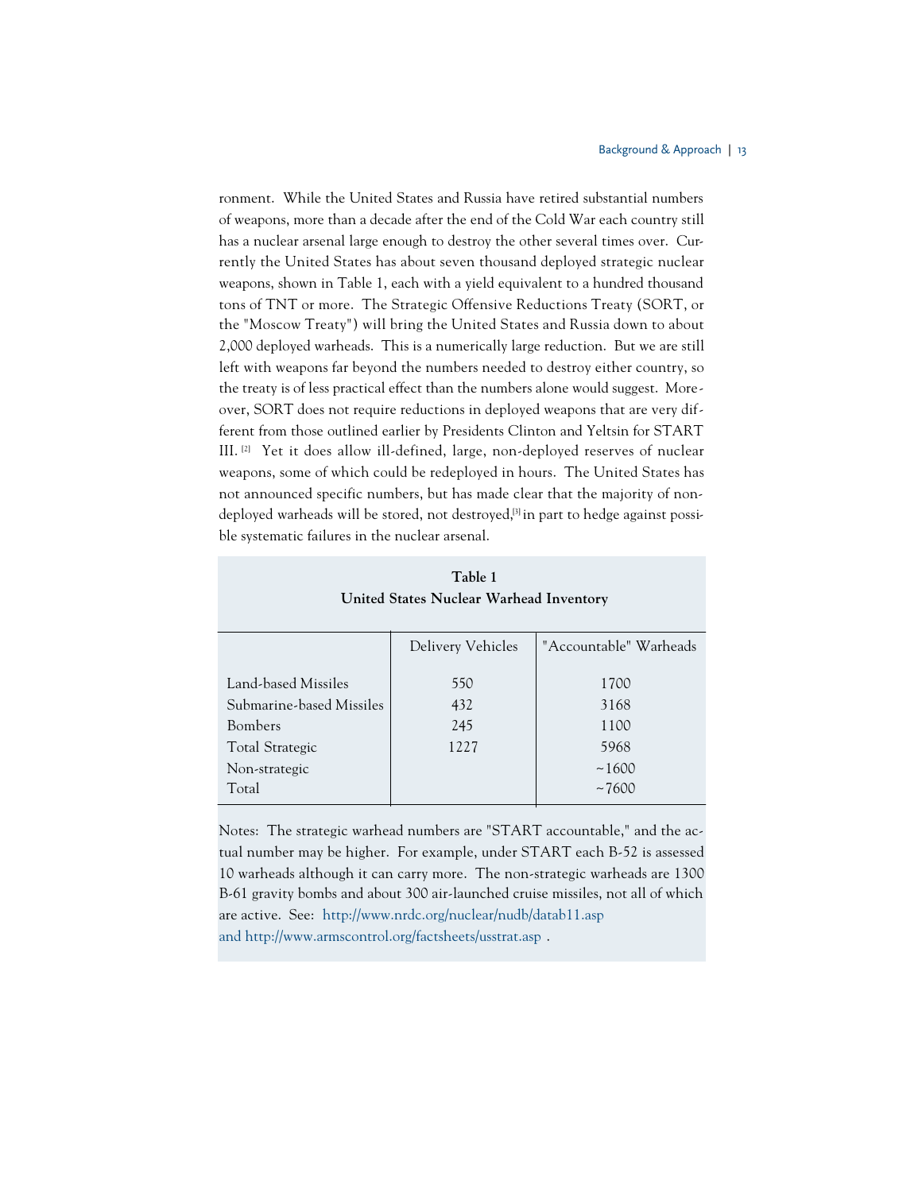ronment. While the United States and Russia have retired substantial numbers of weapons, more than a decade after the end of the Cold War each country still has a nuclear arsenal large enough to destroy the other several times over. Currently the United States has about seven thousand deployed strategic nuclear weapons, shown in Table 1, each with a yield equivalent to a hundred thousand tons of TNT or more. The Strategic Offensive Reductions Treaty (SORT, or the "Moscow Treaty") will bring the United States and Russia down to about 2,000 deployed warheads. This is a numerically large reduction. But we are still left with weapons far beyond the numbers needed to destroy either country, so the treaty is of less practical effect than the numbers alone would suggest. Moreover, SORT does not require reductions in deployed weapons that are very different from those outlined earlier by Presidents Clinton and Yeltsin for START III.[2] Yet it does allow ill-defined, large, non-deployed reserves of nuclear weapons, some of which could be redeployed in hours. The United States has not announced specific numbers, but has made clear that the majority of non-deployed warheads will be stored, not destroyed,[3] in part to hedge against possible systematic failures in the nuclear arsenal.

**Table 1**
**United States Nuclear Warhead Inventory**

| | Delivery Vehicles | "Accountable" Warheads |
|---|---|---|
| Land-based Missiles | 550 | 1700 |
| Submarine-based Missiles | 432 | 3168 |
| Bombers | 245 | 1100 |
| Total Strategic | 1227 | 5968 |
| Non-strategic | | ~1600 |
| Total | | ~7600 |

Notes: The strategic warhead numbers are "START accountable," and the actual number may be higher. For example, under START each B-52 is assessed 10 warheads although it can carry more. The non-strategic warheads are 1300 B-61 gravity bombs and about 300 air-launched cruise missiles, not all of which are active. See: http://www.nrdc.org/nuclear/nudb/datab11.asp and http://www.armscontrol.org/factsheets/usstrat.asp .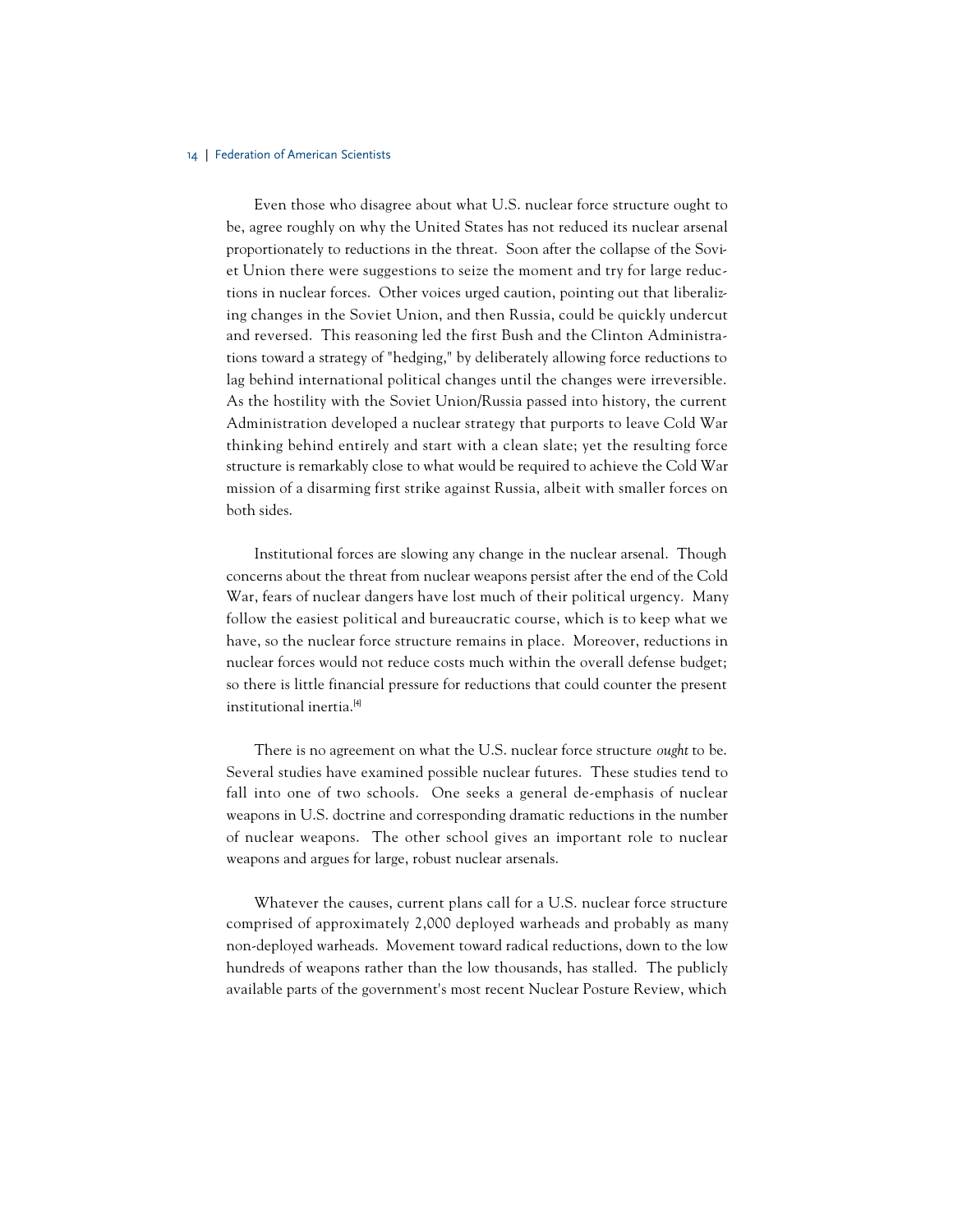Even those who disagree about what U.S. nuclear force structure ought to be, agree roughly on why the United States has not reduced its nuclear arsenal proportionately to reductions in the threat. Soon after the collapse of the Soviet Union there were suggestions to seize the moment and try for large reductions in nuclear forces. Other voices urged caution, pointing out that liberalizing changes in the Soviet Union, and then Russia, could be quickly undercut and reversed. This reasoning led the first Bush and the Clinton Administrations toward a strategy of "hedging," by deliberately allowing force reductions to lag behind international political changes until the changes were irreversible. As the hostility with the Soviet Union/Russia passed into history, the current Administration developed a nuclear strategy that purports to leave Cold War thinking behind entirely and start with a clean slate; yet the resulting force structure is remarkably close to what would be required to achieve the Cold War mission of a disarming first strike against Russia, albeit with smaller forces on both sides.

Institutional forces are slowing any change in the nuclear arsenal. Though concerns about the threat from nuclear weapons persist after the end of the Cold War, fears of nuclear dangers have lost much of their political urgency. Many follow the easiest political and bureaucratic course, which is to keep what we have, so the nuclear force structure remains in place. Moreover, reductions in nuclear forces would not reduce costs much within the overall defense budget; so there is little financial pressure for reductions that could counter the present institutional inertia.[4]

There is no agreement on what the U.S. nuclear force structure *ought* to be. Several studies have examined possible nuclear futures. These studies tend to fall into one of two schools. One seeks a general de-emphasis of nuclear weapons in U.S. doctrine and corresponding dramatic reductions in the number of nuclear weapons. The other school gives an important role to nuclear weapons and argues for large, robust nuclear arsenals.

Whatever the causes, current plans call for a U.S. nuclear force structure comprised of approximately 2,000 deployed warheads and probably as many non-deployed warheads. Movement toward radical reductions, down to the low hundreds of weapons rather than the low thousands, has stalled. The publicly available parts of the government's most recent Nuclear Posture Review, which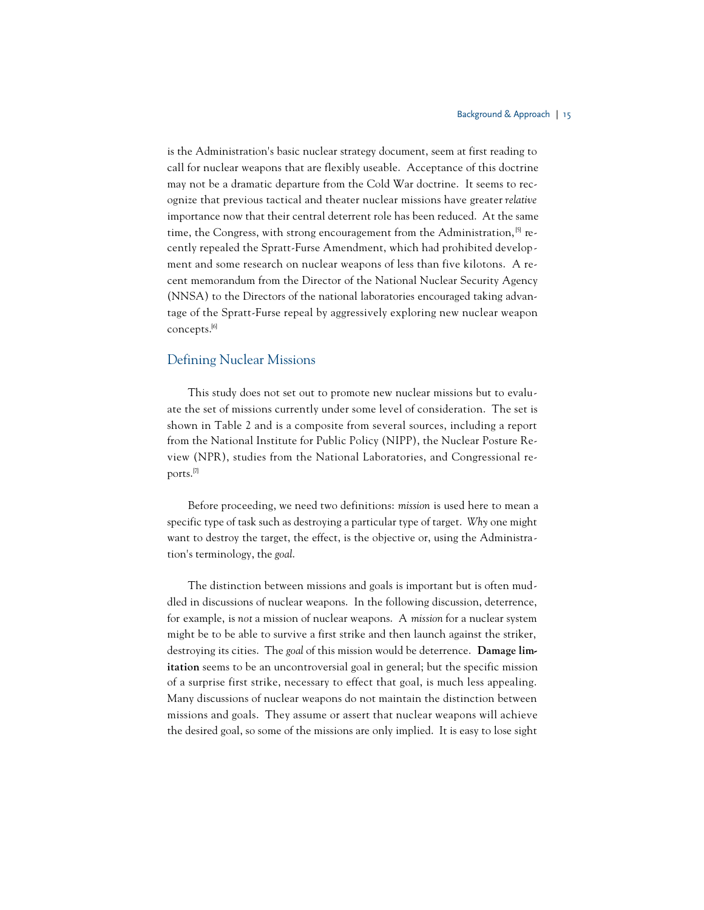is the Administration's basic nuclear strategy document, seem at first reading to call for nuclear weapons that are flexibly useable. Acceptance of this doctrine may not be a dramatic departure from the Cold War doctrine. It seems to recognize that previous tactical and theater nuclear missions have greater *relative* importance now that their central deterrent role has been reduced. At the same time, the Congress, with strong encouragement from the Administration,[5] recently repealed the Spratt-Furse Amendment, which had prohibited development and some research on nuclear weapons of less than five kilotons. A recent memorandum from the Director of the National Nuclear Security Agency (NNSA) to the Directors of the national laboratories encouraged taking advantage of the Spratt-Furse repeal by aggressively exploring new nuclear weapon concepts.[6]

## Defining Nuclear Missions

This study does not set out to promote new nuclear missions but to evaluate the set of missions currently under some level of consideration. The set is shown in Table 2 and is a composite from several sources, including a report from the National Institute for Public Policy (NIPP), the Nuclear Posture Review (NPR), studies from the National Laboratories, and Congressional reports.[7]

Before proceeding, we need two definitions: *mission* is used here to mean a specific type of task such as destroying a particular type of target. *Why* one might want to destroy the target, the effect, is the objective or, using the Administration's terminology, the *goal*.

The distinction between missions and goals is important but is often muddled in discussions of nuclear weapons. In the following discussion, deterrence, for example, is *not* a mission of nuclear weapons. A *mission* for a nuclear system might be to be able to survive a first strike and then launch against the striker, destroying its cities. The *goal* of this mission would be deterrence. **Damage limitation** seems to be an uncontroversial goal in general; but the specific mission of a surprise first strike, necessary to effect that goal, is much less appealing. Many discussions of nuclear weapons do not maintain the distinction between missions and goals. They assume or assert that nuclear weapons will achieve the desired goal, so some of the missions are only implied. It is easy to lose sight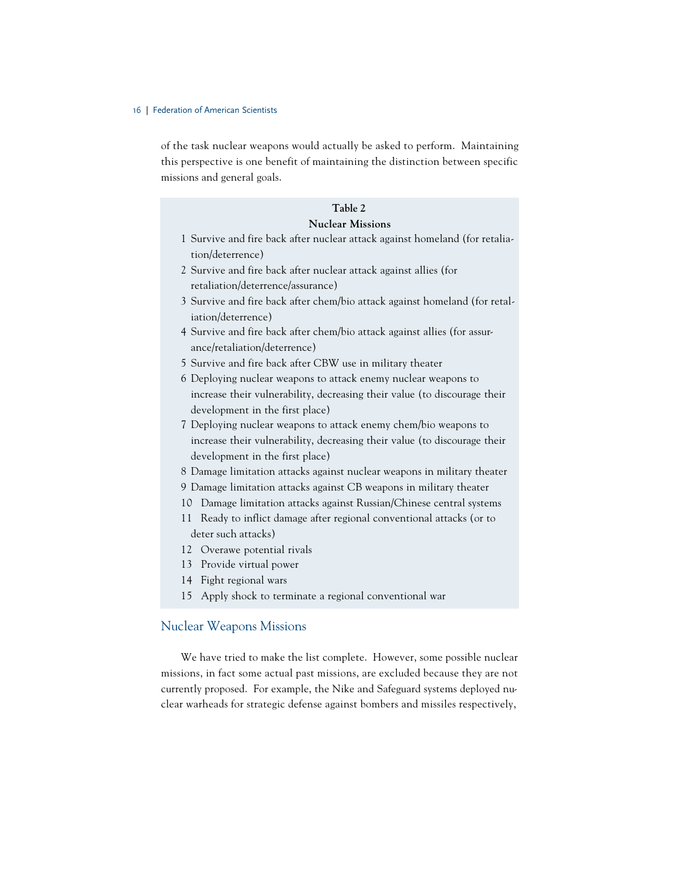of the task nuclear weapons would actually be asked to perform. Maintaining this perspective is one benefit of maintaining the distinction between specific missions and general goals.

**Table 2**
**Nuclear Missions**

1. Survive and fire back after nuclear attack against homeland (for retaliation/deterrence)
2. Survive and fire back after nuclear attack against allies (for retaliation/deterrence/assurance)
3. Survive and fire back after chem/bio attack against homeland (for retaliation/deterrence)
4. Survive and fire back after chem/bio attack against allies (for assurance/retaliation/deterrence)
5. Survive and fire back after CBW use in military theater
6. Deploying nuclear weapons to attack enemy nuclear weapons to increase their vulnerability, decreasing their value (to discourage their development in the first place)
7. Deploying nuclear weapons to attack enemy chem/bio weapons to increase their vulnerability, decreasing their value (to discourage their development in the first place)
8. Damage limitation attacks against nuclear weapons in military theater
9. Damage limitation attacks against CB weapons in military theater
10. Damage limitation attacks against Russian/Chinese central systems
11. Ready to inflict damage after regional conventional attacks (or to deter such attacks)
12. Overawe potential rivals
13. Provide virtual power
14. Fight regional wars
15. Apply shock to terminate a regional conventional war

## Nuclear Weapons Missions

We have tried to make the list complete. However, some possible nuclear missions, in fact some actual past missions, are excluded because they are not currently proposed. For example, the Nike and Safeguard systems deployed nuclear warheads for strategic defense against bombers and missiles respectively,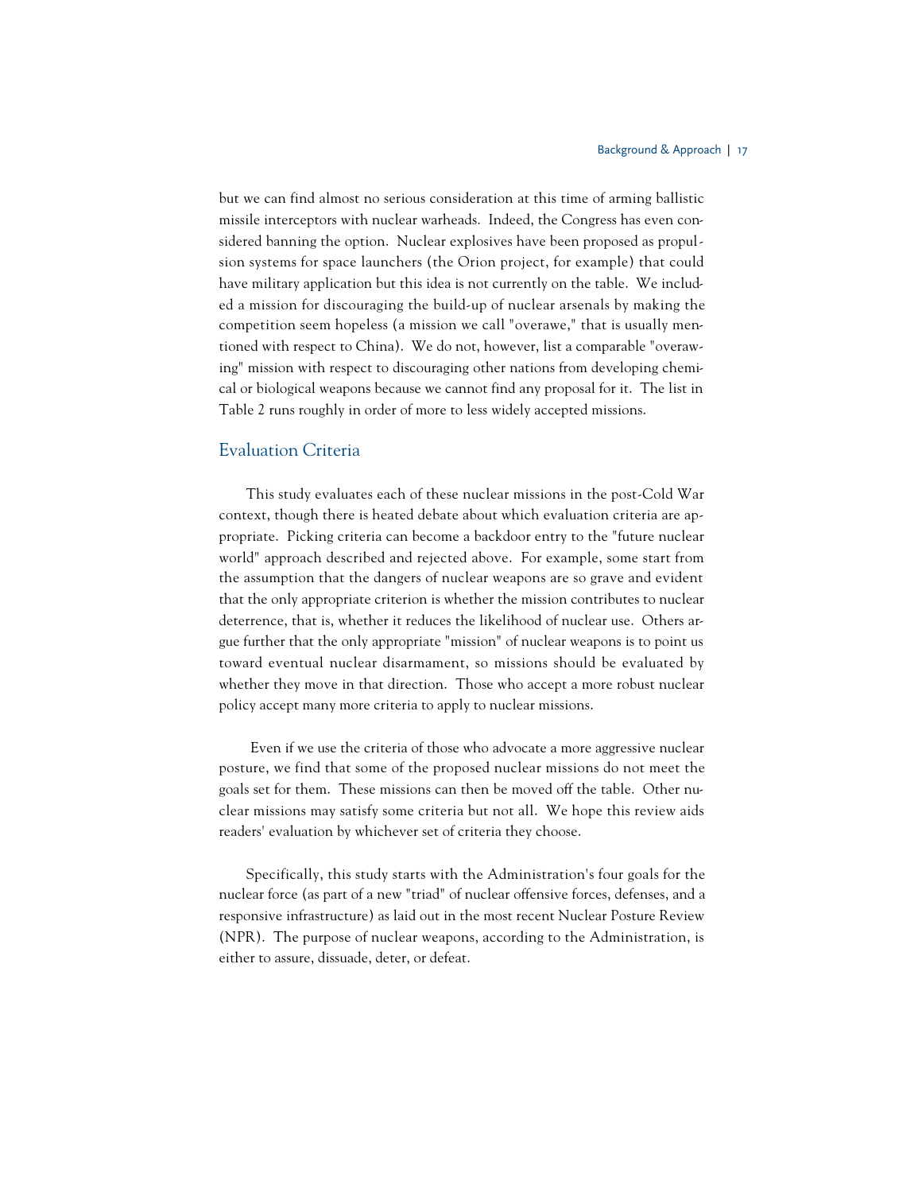but we can find almost no serious consideration at this time of arming ballistic missile interceptors with nuclear warheads. Indeed, the Congress has even considered banning the option. Nuclear explosives have been proposed as propulsion systems for space launchers (the Orion project, for example) that could have military application but this idea is not currently on the table. We included a mission for discouraging the build-up of nuclear arsenals by making the competition seem hopeless (a mission we call "overawe," that is usually mentioned with respect to China). We do not, however, list a comparable "overawing" mission with respect to discouraging other nations from developing chemical or biological weapons because we cannot find any proposal for it. The list in Table 2 runs roughly in order of more to less widely accepted missions.

## Evaluation Criteria

This study evaluates each of these nuclear missions in the post-Cold War context, though there is heated debate about which evaluation criteria are appropriate. Picking criteria can become a backdoor entry to the "future nuclear world" approach described and rejected above. For example, some start from the assumption that the dangers of nuclear weapons are so grave and evident that the only appropriate criterion is whether the mission contributes to nuclear deterrence, that is, whether it reduces the likelihood of nuclear use. Others argue further that the only appropriate "mission" of nuclear weapons is to point us toward eventual nuclear disarmament, so missions should be evaluated by whether they move in that direction. Those who accept a more robust nuclear policy accept many more criteria to apply to nuclear missions.

Even if we use the criteria of those who advocate a more aggressive nuclear posture, we find that some of the proposed nuclear missions do not meet the goals set for them. These missions can then be moved off the table. Other nuclear missions may satisfy some criteria but not all. We hope this review aids readers' evaluation by whichever set of criteria they choose.

Specifically, this study starts with the Administration's four goals for the nuclear force (as part of a new "triad" of nuclear offensive forces, defenses, and a responsive infrastructure) as laid out in the most recent Nuclear Posture Review (NPR). The purpose of nuclear weapons, according to the Administration, is either to assure, dissuade, deter, or defeat.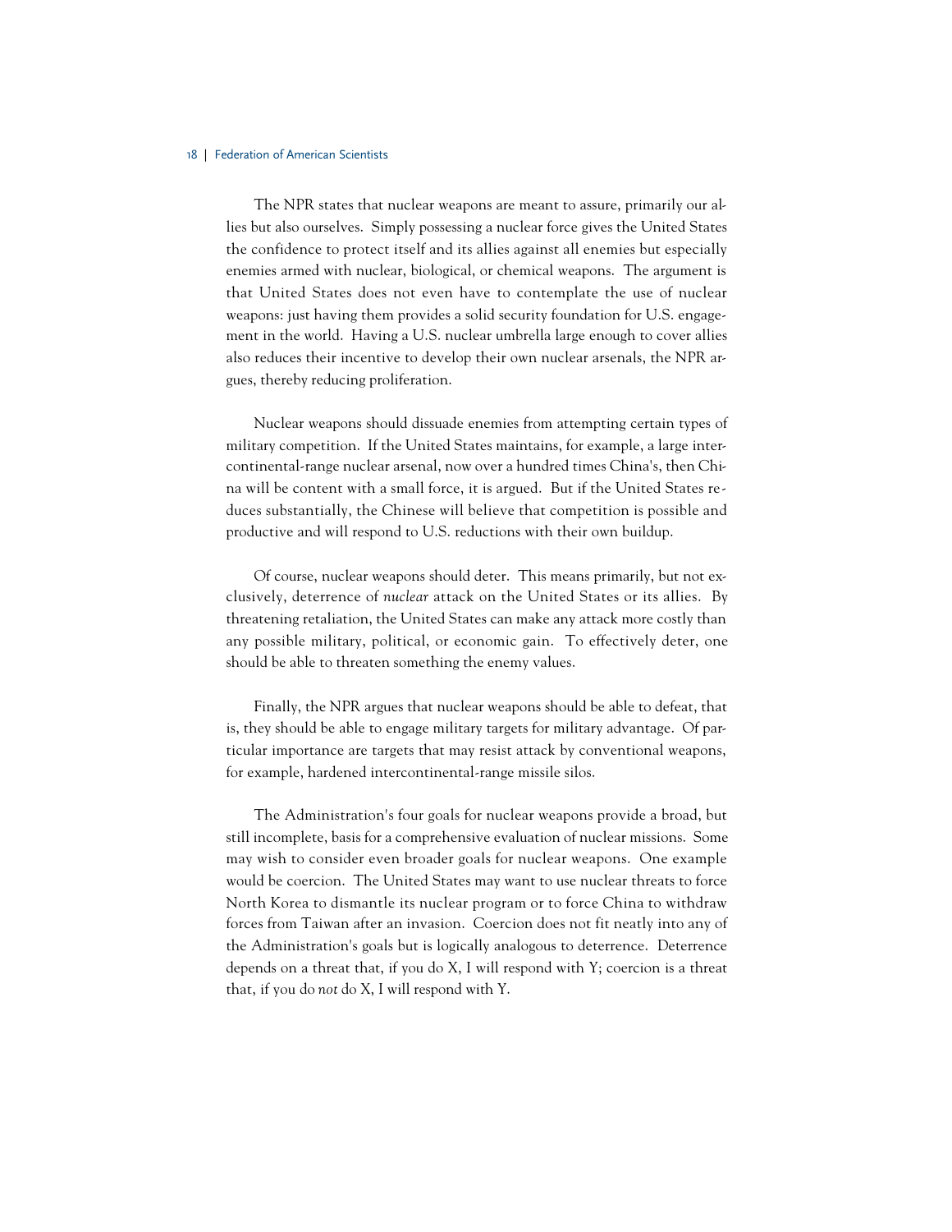The NPR states that nuclear weapons are meant to assure, primarily our allies but also ourselves. Simply possessing a nuclear force gives the United States the confidence to protect itself and its allies against all enemies but especially enemies armed with nuclear, biological, or chemical weapons. The argument is that United States does not even have to contemplate the use of nuclear weapons: just having them provides a solid security foundation for U.S. engagement in the world. Having a U.S. nuclear umbrella large enough to cover allies also reduces their incentive to develop their own nuclear arsenals, the NPR argues, thereby reducing proliferation.

Nuclear weapons should dissuade enemies from attempting certain types of military competition. If the United States maintains, for example, a large intercontinental-range nuclear arsenal, now over a hundred times China's, then China will be content with a small force, it is argued. But if the United States reduces substantially, the Chinese will believe that competition is possible and productive and will respond to U.S. reductions with their own buildup.

Of course, nuclear weapons should deter. This means primarily, but not exclusively, deterrence of *nuclear* attack on the United States or its allies. By threatening retaliation, the United States can make any attack more costly than any possible military, political, or economic gain. To effectively deter, one should be able to threaten something the enemy values.

Finally, the NPR argues that nuclear weapons should be able to defeat, that is, they should be able to engage military targets for military advantage. Of particular importance are targets that may resist attack by conventional weapons, for example, hardened intercontinental-range missile silos.

The Administration's four goals for nuclear weapons provide a broad, but still incomplete, basis for a comprehensive evaluation of nuclear missions. Some may wish to consider even broader goals for nuclear weapons. One example would be coercion. The United States may want to use nuclear threats to force North Korea to dismantle its nuclear program or to force China to withdraw forces from Taiwan after an invasion. Coercion does not fit neatly into any of the Administration's goals but is logically analogous to deterrence. Deterrence depends on a threat that, if you do X, I will respond with Y; coercion is a threat that, if you do *not* do X, I will respond with Y.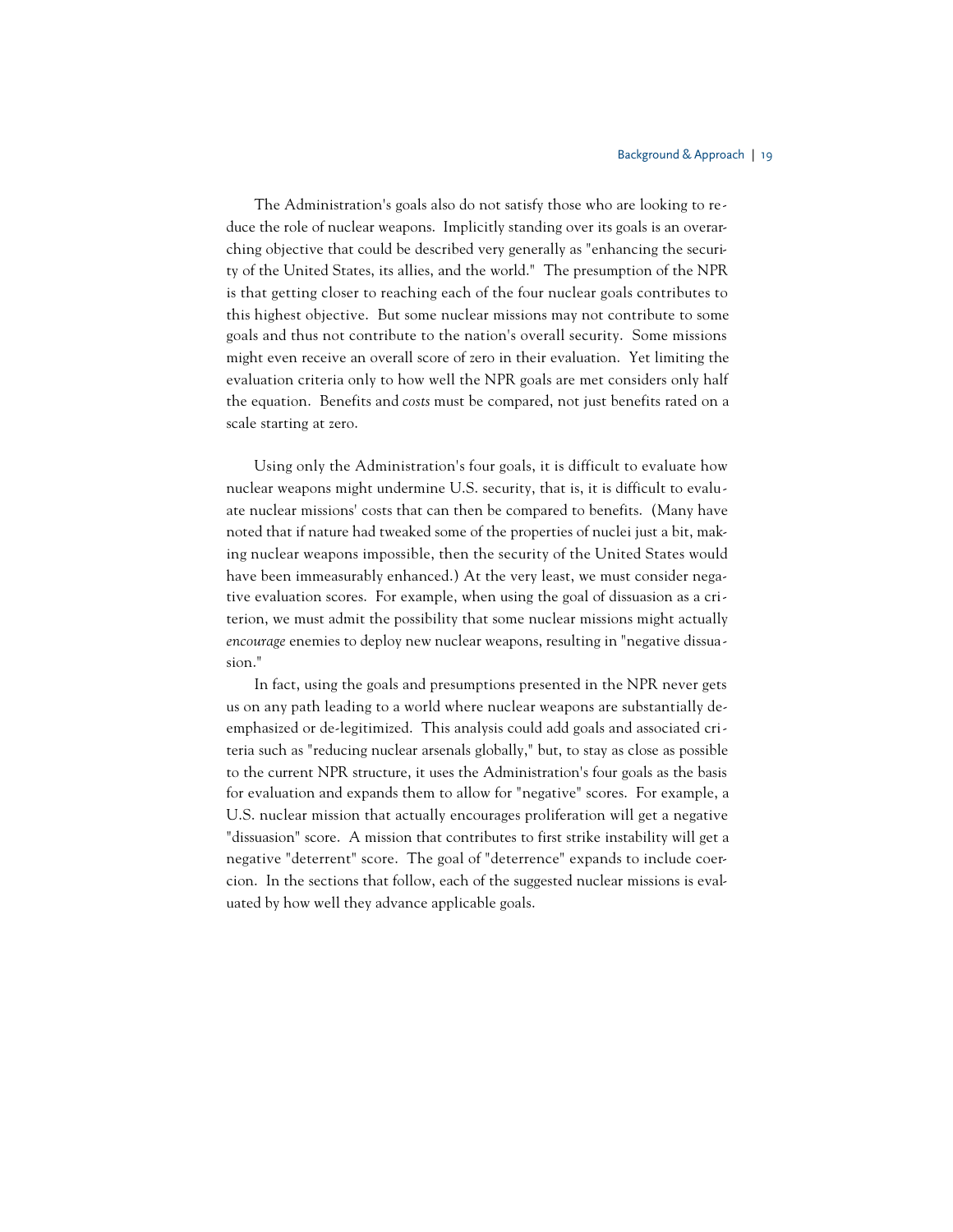The Administration's goals also do not satisfy those who are looking to reduce the role of nuclear weapons. Implicitly standing over its goals is an overarching objective that could be described very generally as "enhancing the security of the United States, its allies, and the world." The presumption of the NPR is that getting closer to reaching each of the four nuclear goals contributes to this highest objective. But some nuclear missions may not contribute to some goals and thus not contribute to the nation's overall security. Some missions might even receive an overall score of zero in their evaluation. Yet limiting the evaluation criteria only to how well the NPR goals are met considers only half the equation. Benefits and *costs* must be compared, not just benefits rated on a scale starting at zero.

Using only the Administration's four goals, it is difficult to evaluate how nuclear weapons might undermine U.S. security, that is, it is difficult to evaluate nuclear missions' costs that can then be compared to benefits. (Many have noted that if nature had tweaked some of the properties of nuclei just a bit, making nuclear weapons impossible, then the security of the United States would have been immeasurably enhanced.) At the very least, we must consider negative evaluation scores. For example, when using the goal of dissuasion as a criterion, we must admit the possibility that some nuclear missions might actually *encourage* enemies to deploy new nuclear weapons, resulting in "negative dissuasion."

In fact, using the goals and presumptions presented in the NPR never gets us on any path leading to a world where nuclear weapons are substantially de-emphasized or de-legitimized. This analysis could add goals and associated criteria such as "reducing nuclear arsenals globally," but, to stay as close as possible to the current NPR structure, it uses the Administration's four goals as the basis for evaluation and expands them to allow for "negative" scores. For example, a U.S. nuclear mission that actually encourages proliferation will get a negative "dissuasion" score. A mission that contributes to first strike instability will get a negative "deterrent" score. The goal of "deterrence" expands to include coercion. In the sections that follow, each of the suggested nuclear missions is evaluated by how well they advance applicable goals.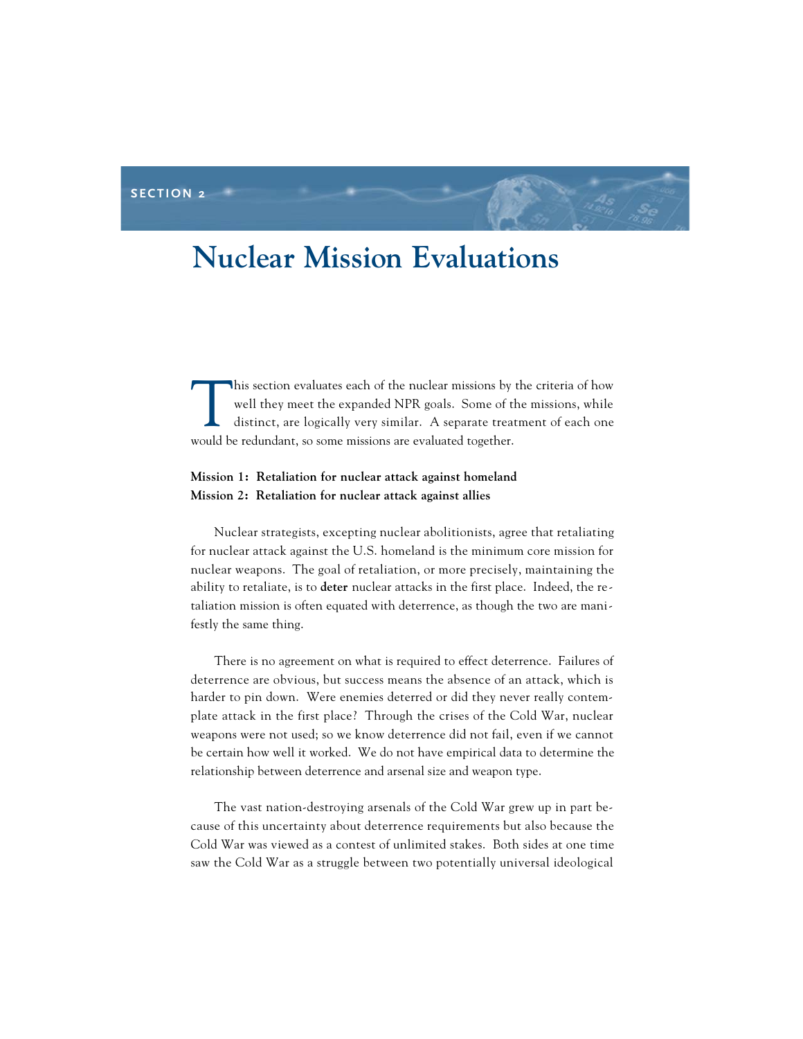SECTION 2

# Nuclear Mission Evaluations

This section evaluates each of the nuclear missions by the criteria of how well they meet the expanded NPR goals. Some of the missions, while distinct, are logically very similar. A separate treatment of each one would be redundant, so some missions are evaluated together.

**Mission 1: Retaliation for nuclear attack against homeland**
**Mission 2: Retaliation for nuclear attack against allies**

Nuclear strategists, excepting nuclear abolitionists, agree that retaliating for nuclear attack against the U.S. homeland is the minimum core mission for nuclear weapons. The goal of retaliation, or more precisely, maintaining the ability to retaliate, is to **deter** nuclear attacks in the first place. Indeed, the retaliation mission is often equated with deterrence, as though the two are manifestly the same thing.

There is no agreement on what is required to effect deterrence. Failures of deterrence are obvious, but success means the absence of an attack, which is harder to pin down. Were enemies deterred or did they never really contemplate attack in the first place? Through the crises of the Cold War, nuclear weapons were not used; so we know deterrence did not fail, even if we cannot be certain how well it worked. We do not have empirical data to determine the relationship between deterrence and arsenal size and weapon type.

The vast nation-destroying arsenals of the Cold War grew up in part because of this uncertainty about deterrence requirements but also because the Cold War was viewed as a contest of unlimited stakes. Both sides at one time saw the Cold War as a struggle between two potentially universal ideological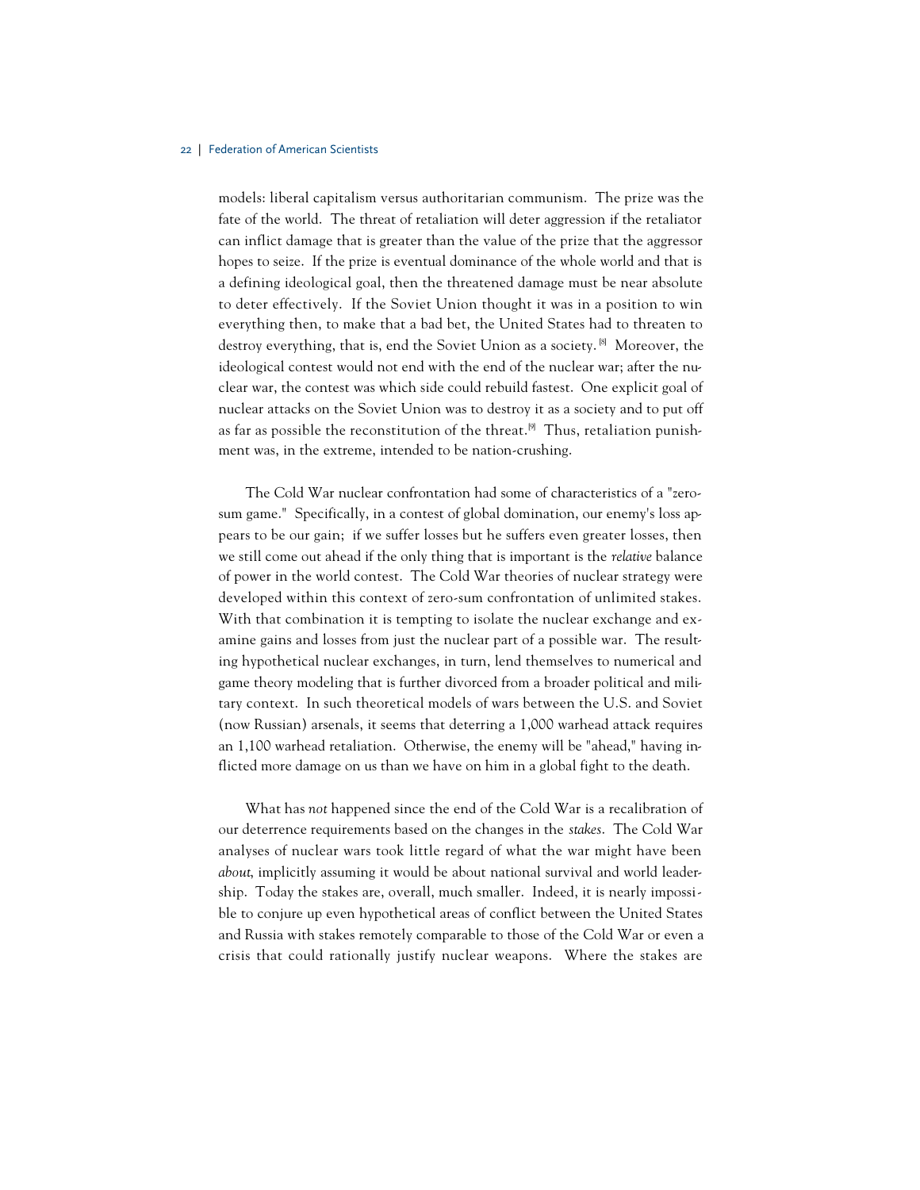models: liberal capitalism versus authoritarian communism. The prize was the fate of the world. The threat of retaliation will deter aggression if the retaliator can inflict damage that is greater than the value of the prize that the aggressor hopes to seize. If the prize is eventual dominance of the whole world and that is a defining ideological goal, then the threatened damage must be near absolute to deter effectively. If the Soviet Union thought it was in a position to win everything then, to make that a bad bet, the United States had to threaten to destroy everything, that is, end the Soviet Union as a society.[8] Moreover, the ideological contest would not end with the end of the nuclear war; after the nuclear war, the contest was which side could rebuild fastest. One explicit goal of nuclear attacks on the Soviet Union was to destroy it as a society and to put off as far as possible the reconstitution of the threat.[9] Thus, retaliation punishment was, in the extreme, intended to be nation-crushing.

The Cold War nuclear confrontation had some of characteristics of a "zero-sum game." Specifically, in a contest of global domination, our enemy's loss appears to be our gain; if we suffer losses but he suffers even greater losses, then we still come out ahead if the only thing that is important is the *relative* balance of power in the world contest. The Cold War theories of nuclear strategy were developed within this context of zero-sum confrontation of unlimited stakes. With that combination it is tempting to isolate the nuclear exchange and examine gains and losses from just the nuclear part of a possible war. The resulting hypothetical nuclear exchanges, in turn, lend themselves to numerical and game theory modeling that is further divorced from a broader political and military context. In such theoretical models of wars between the U.S. and Soviet (now Russian) arsenals, it seems that deterring a 1,000 warhead attack requires an 1,100 warhead retaliation. Otherwise, the enemy will be "ahead," having inflicted more damage on us than we have on him in a global fight to the death.

What has *not* happened since the end of the Cold War is a recalibration of our deterrence requirements based on the changes in the *stakes*. The Cold War analyses of nuclear wars took little regard of what the war might have been *about*, implicitly assuming it would be about national survival and world leadership. Today the stakes are, overall, much smaller. Indeed, it is nearly impossible to conjure up even hypothetical areas of conflict between the United States and Russia with stakes remotely comparable to those of the Cold War or even a crisis that could rationally justify nuclear weapons. Where the stakes are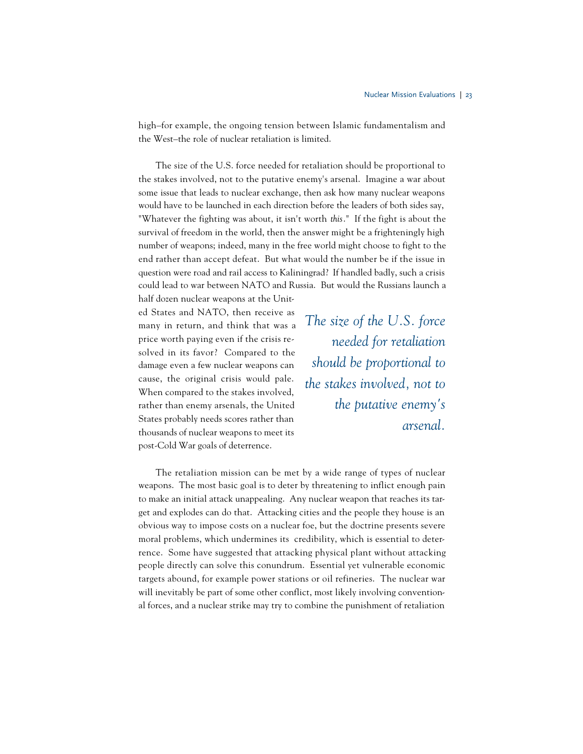high–for example, the ongoing tension between Islamic fundamentalism and the West–the role of nuclear retaliation is limited.

The size of the U.S. force needed for retaliation should be proportional to the stakes involved, not to the putative enemy's arsenal. Imagine a war about some issue that leads to nuclear exchange, then ask how many nuclear weapons would have to be launched in each direction before the leaders of both sides say, "Whatever the fighting was about, it isn't worth *this*." If the fight is about the survival of freedom in the world, then the answer might be a frighteningly high number of weapons; indeed, many in the free world might choose to fight to the end rather than accept defeat. But what would the number be if the issue in question were road and rail access to Kaliningrad? If handled badly, such a crisis could lead to war between NATO and Russia. But would the Russians launch a half dozen nuclear weapons at the United States and NATO, then receive as many in return, and think that was a price worth paying even if the crisis resolved in its favor? Compared to the damage even a few nuclear weapons can cause, the original crisis would pale. When compared to the stakes involved, rather than enemy arsenals, the United States probably needs scores rather than thousands of nuclear weapons to meet its post-Cold War goals of deterrence.

*The size of the U.S. force needed for retaliation should be proportional to the stakes involved, not to the putative enemy's arsenal.*

The retaliation mission can be met by a wide range of types of nuclear weapons. The most basic goal is to deter by threatening to inflict enough pain to make an initial attack unappealing. Any nuclear weapon that reaches its target and explodes can do that. Attacking cities and the people they house is an obvious way to impose costs on a nuclear foe, but the doctrine presents severe moral problems, which undermines its credibility, which is essential to deterrence. Some have suggested that attacking physical plant without attacking people directly can solve this conundrum. Essential yet vulnerable economic targets abound, for example power stations or oil refineries. The nuclear war will inevitably be part of some other conflict, most likely involving conventional forces, and a nuclear strike may try to combine the punishment of retaliation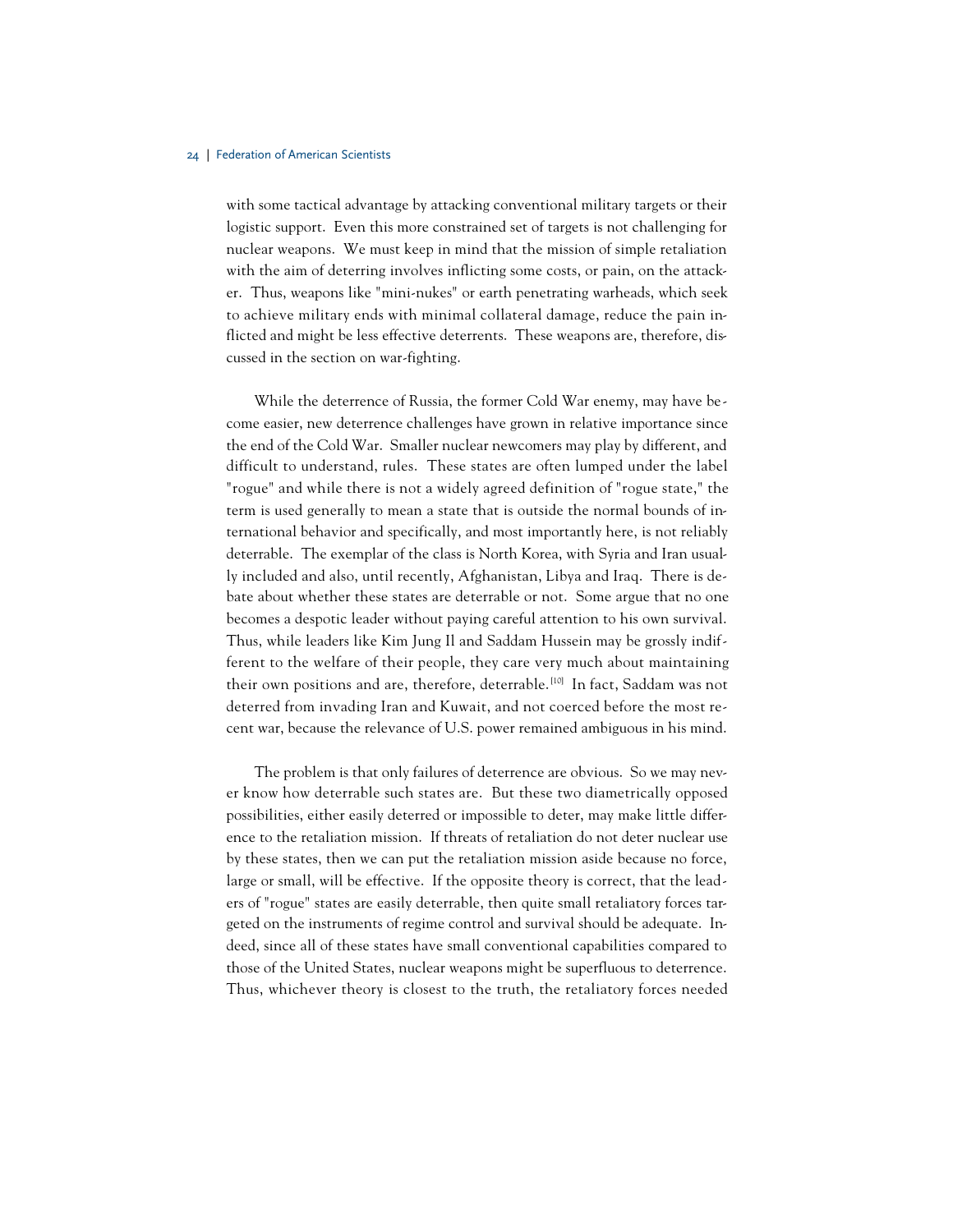with some tactical advantage by attacking conventional military targets or their logistic support. Even this more constrained set of targets is not challenging for nuclear weapons. We must keep in mind that the mission of simple retaliation with the aim of deterring involves inflicting some costs, or pain, on the attacker. Thus, weapons like "mini-nukes" or earth penetrating warheads, which seek to achieve military ends with minimal collateral damage, reduce the pain inflicted and might be less effective deterrents. These weapons are, therefore, discussed in the section on war-fighting.

While the deterrence of Russia, the former Cold War enemy, may have become easier, new deterrence challenges have grown in relative importance since the end of the Cold War. Smaller nuclear newcomers may play by different, and difficult to understand, rules. These states are often lumped under the label "rogue" and while there is not a widely agreed definition of "rogue state," the term is used generally to mean a state that is outside the normal bounds of international behavior and specifically, and most importantly here, is not reliably deterrable. The exemplar of the class is North Korea, with Syria and Iran usually included and also, until recently, Afghanistan, Libya and Iraq. There is debate about whether these states are deterrable or not. Some argue that no one becomes a despotic leader without paying careful attention to his own survival. Thus, while leaders like Kim Jung Il and Saddam Hussein may be grossly indifferent to the welfare of their people, they care very much about maintaining their own positions and are, therefore, deterrable.[10] In fact, Saddam was not deterred from invading Iran and Kuwait, and not coerced before the most recent war, because the relevance of U.S. power remained ambiguous in his mind.

The problem is that only failures of deterrence are obvious. So we may never know how deterrable such states are. But these two diametrically opposed possibilities, either easily deterred or impossible to deter, may make little difference to the retaliation mission. If threats of retaliation do not deter nuclear use by these states, then we can put the retaliation mission aside because no force, large or small, will be effective. If the opposite theory is correct, that the leaders of "rogue" states are easily deterrable, then quite small retaliatory forces targeted on the instruments of regime control and survival should be adequate. Indeed, since all of these states have small conventional capabilities compared to those of the United States, nuclear weapons might be superfluous to deterrence. Thus, whichever theory is closest to the truth, the retaliatory forces needed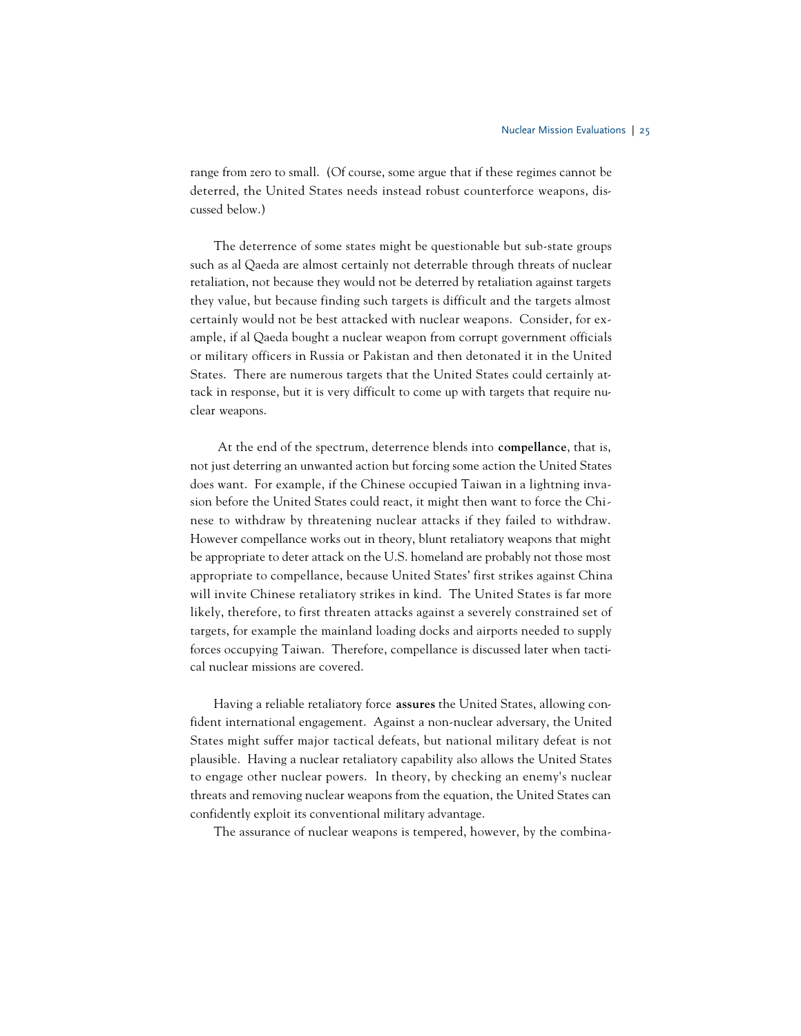range from zero to small. (Of course, some argue that if these regimes cannot be deterred, the United States needs instead robust counterforce weapons, discussed below.)

The deterrence of some states might be questionable but sub-state groups such as al Qaeda are almost certainly not deterrable through threats of nuclear retaliation, not because they would not be deterred by retaliation against targets they value, but because finding such targets is difficult and the targets almost certainly would not be best attacked with nuclear weapons. Consider, for example, if al Qaeda bought a nuclear weapon from corrupt government officials or military officers in Russia or Pakistan and then detonated it in the United States. There are numerous targets that the United States could certainly attack in response, but it is very difficult to come up with targets that require nuclear weapons.

At the end of the spectrum, deterrence blends into **compellance**, that is, not just deterring an unwanted action but forcing some action the United States does want. For example, if the Chinese occupied Taiwan in a lightning invasion before the United States could react, it might then want to force the Chinese to withdraw by threatening nuclear attacks if they failed to withdraw. However compellance works out in theory, blunt retaliatory weapons that might be appropriate to deter attack on the U.S. homeland are probably not those most appropriate to compellance, because United States' first strikes against China will invite Chinese retaliatory strikes in kind. The United States is far more likely, therefore, to first threaten attacks against a severely constrained set of targets, for example the mainland loading docks and airports needed to supply forces occupying Taiwan. Therefore, compellance is discussed later when tactical nuclear missions are covered.

Having a reliable retaliatory force **assures** the United States, allowing confident international engagement. Against a non-nuclear adversary, the United States might suffer major tactical defeats, but national military defeat is not plausible. Having a nuclear retaliatory capability also allows the United States to engage other nuclear powers. In theory, by checking an enemy's nuclear threats and removing nuclear weapons from the equation, the United States can confidently exploit its conventional military advantage.

The assurance of nuclear weapons is tempered, however, by the combina-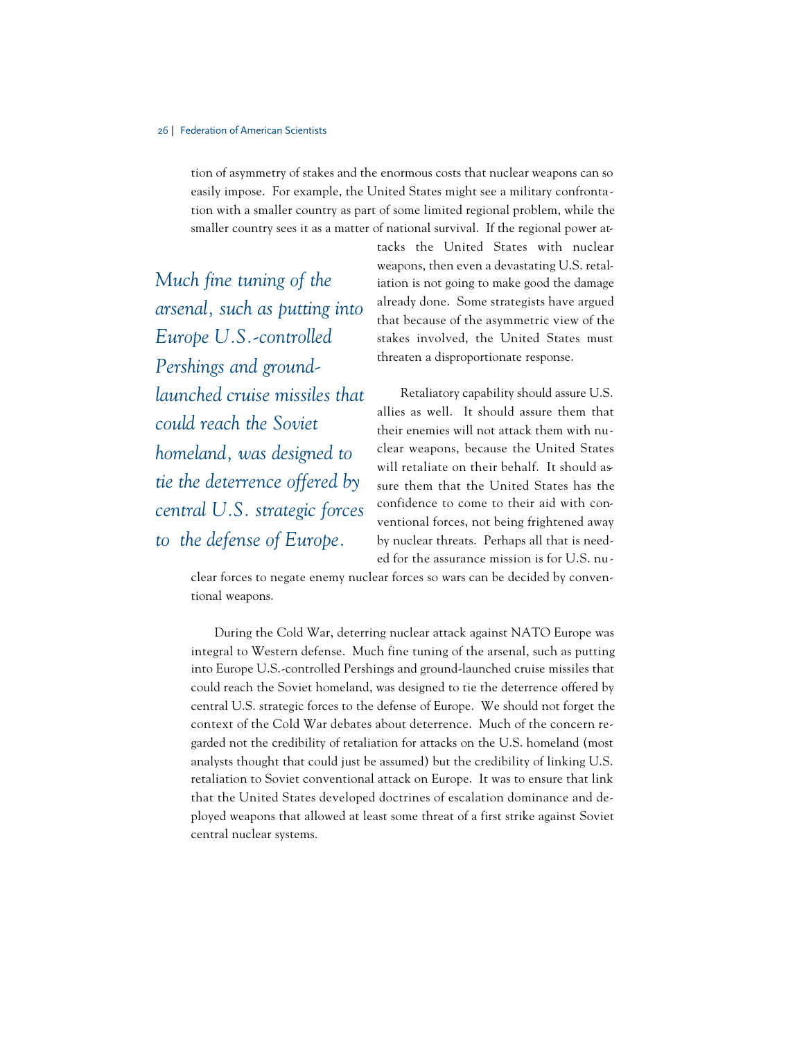tion of asymmetry of stakes and the enormous costs that nuclear weapons can so easily impose. For example, the United States might see a military confrontation with a smaller country as part of some limited regional problem, while the smaller country sees it as a matter of national survival. If the regional power attacks the United States with nuclear weapons, then even a devastating U.S. retaliation is not going to make good the damage already done. Some strategists have argued that because of the asymmetric view of the stakes involved, the United States must threaten a disproportionate response.

*Much fine tuning of the arsenal, such as putting into Europe U.S.-controlled Pershings and ground-launched cruise missiles that could reach the Soviet homeland, was designed to tie the deterrence offered by central U.S. strategic forces to the defense of Europe.*

Retaliatory capability should assure U.S. allies as well. It should assure them that their enemies will not attack them with nuclear weapons, because the United States will retaliate on their behalf. It should assure them that the United States has the confidence to come to their aid with conventional forces, not being frightened away by nuclear threats. Perhaps all that is needed for the assurance mission is for U.S. nuclear forces to negate enemy nuclear forces so wars can be decided by conventional weapons.

During the Cold War, deterring nuclear attack against NATO Europe was integral to Western defense. Much fine tuning of the arsenal, such as putting into Europe U.S.-controlled Pershings and ground-launched cruise missiles that could reach the Soviet homeland, was designed to tie the deterrence offered by central U.S. strategic forces to the defense of Europe. We should not forget the context of the Cold War debates about deterrence. Much of the concern regarded not the credibility of retaliation for attacks on the U.S. homeland (most analysts thought that could just be assumed) but the credibility of linking U.S. retaliation to Soviet conventional attack on Europe. It was to ensure that link that the United States developed doctrines of escalation dominance and deployed weapons that allowed at least some threat of a first strike against Soviet central nuclear systems.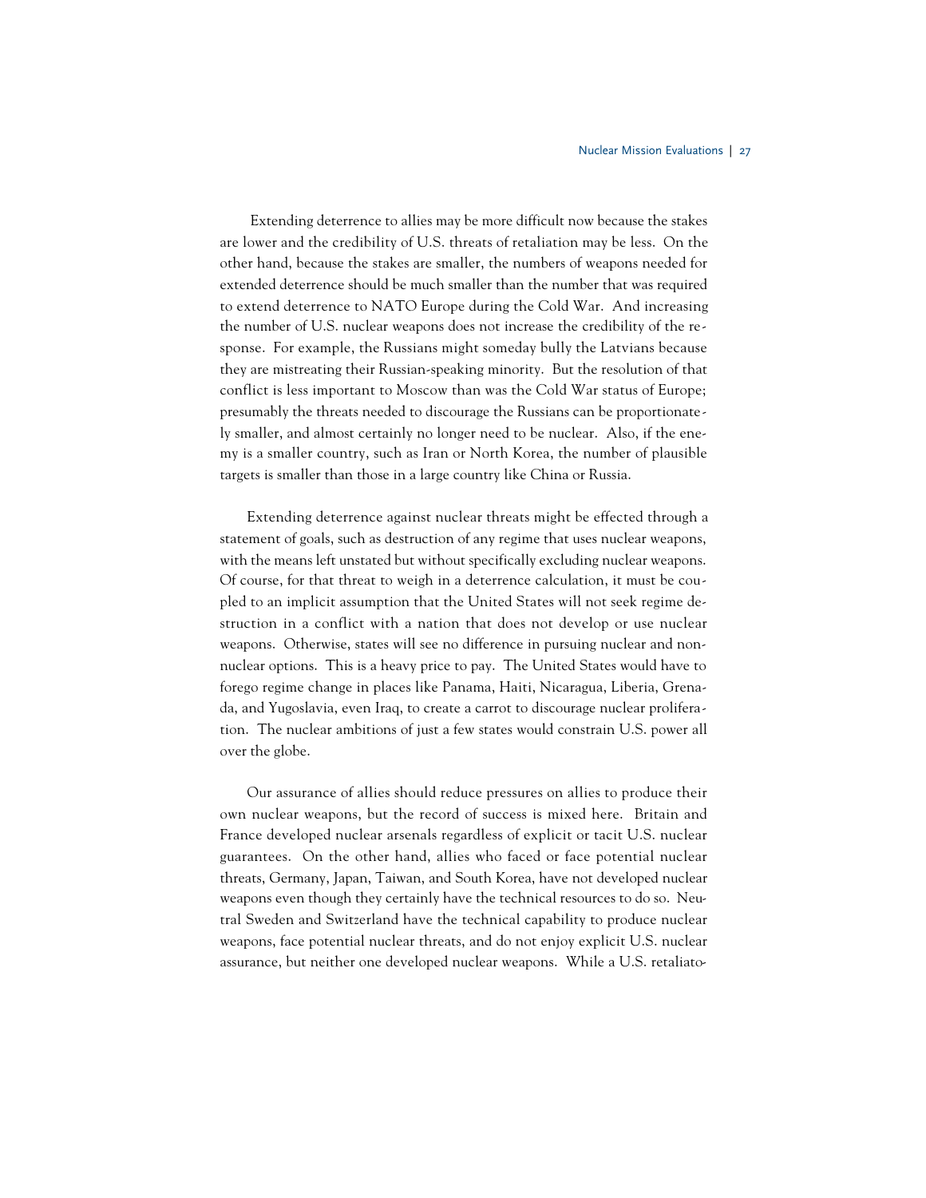Extending deterrence to allies may be more difficult now because the stakes are lower and the credibility of U.S. threats of retaliation may be less. On the other hand, because the stakes are smaller, the numbers of weapons needed for extended deterrence should be much smaller than the number that was required to extend deterrence to NATO Europe during the Cold War. And increasing the number of U.S. nuclear weapons does not increase the credibility of the response. For example, the Russians might someday bully the Latvians because they are mistreating their Russian-speaking minority. But the resolution of that conflict is less important to Moscow than was the Cold War status of Europe; presumably the threats needed to discourage the Russians can be proportionately smaller, and almost certainly no longer need to be nuclear. Also, if the enemy is a smaller country, such as Iran or North Korea, the number of plausible targets is smaller than those in a large country like China or Russia.

Extending deterrence against nuclear threats might be effected through a statement of goals, such as destruction of any regime that uses nuclear weapons, with the means left unstated but without specifically excluding nuclear weapons. Of course, for that threat to weigh in a deterrence calculation, it must be coupled to an implicit assumption that the United States will not seek regime destruction in a conflict with a nation that does not develop or use nuclear weapons. Otherwise, states will see no difference in pursuing nuclear and nonnuclear options. This is a heavy price to pay. The United States would have to forego regime change in places like Panama, Haiti, Nicaragua, Liberia, Grenada, and Yugoslavia, even Iraq, to create a carrot to discourage nuclear proliferation. The nuclear ambitions of just a few states would constrain U.S. power all over the globe.

Our assurance of allies should reduce pressures on allies to produce their own nuclear weapons, but the record of success is mixed here. Britain and France developed nuclear arsenals regardless of explicit or tacit U.S. nuclear guarantees. On the other hand, allies who faced or face potential nuclear threats, Germany, Japan, Taiwan, and South Korea, have not developed nuclear weapons even though they certainly have the technical resources to do so. Neutral Sweden and Switzerland have the technical capability to produce nuclear weapons, face potential nuclear threats, and do not enjoy explicit U.S. nuclear assurance, but neither one developed nuclear weapons. While a U.S. retaliato-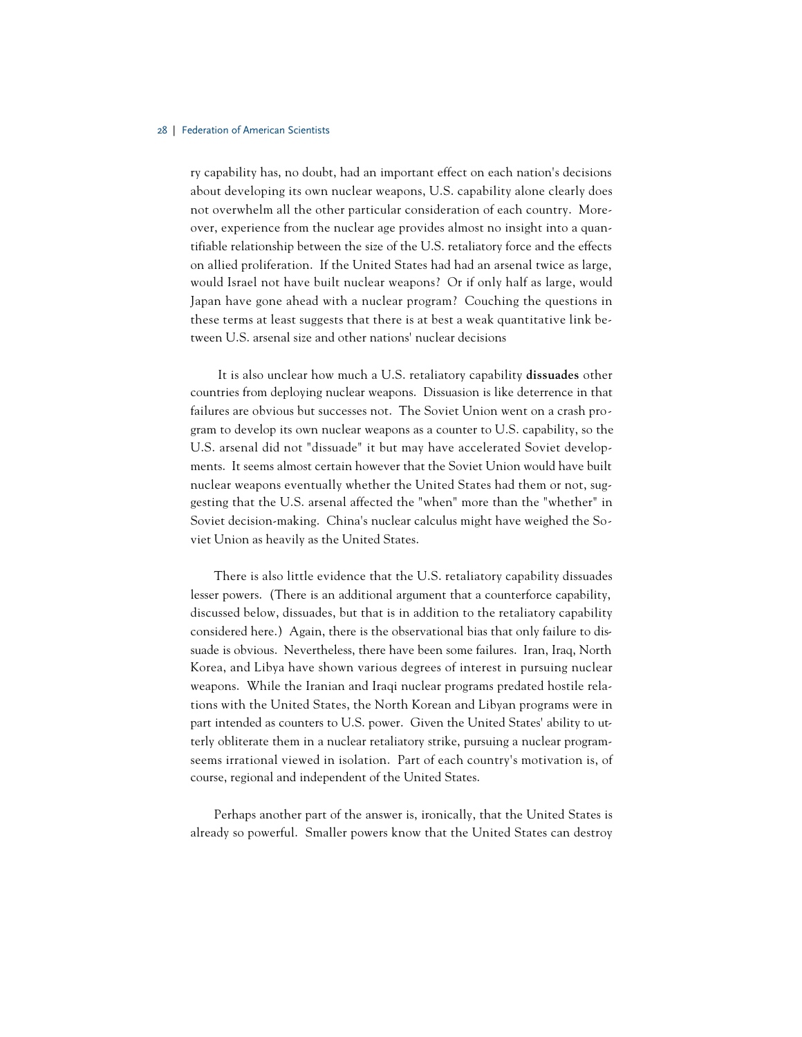ry capability has, no doubt, had an important effect on each nation's decisions about developing its own nuclear weapons, U.S. capability alone clearly does not overwhelm all the other particular consideration of each country. Moreover, experience from the nuclear age provides almost no insight into a quantifiable relationship between the size of the U.S. retaliatory force and the effects on allied proliferation. If the United States had had an arsenal twice as large, would Israel not have built nuclear weapons? Or if only half as large, would Japan have gone ahead with a nuclear program? Couching the questions in these terms at least suggests that there is at best a weak quantitative link between U.S. arsenal size and other nations' nuclear decisions

It is also unclear how much a U.S. retaliatory capability **dissuades** other countries from deploying nuclear weapons. Dissuasion is like deterrence in that failures are obvious but successes not. The Soviet Union went on a crash program to develop its own nuclear weapons as a counter to U.S. capability, so the U.S. arsenal did not "dissuade" it but may have accelerated Soviet developments. It seems almost certain however that the Soviet Union would have built nuclear weapons eventually whether the United States had them or not, suggesting that the U.S. arsenal affected the "when" more than the "whether" in Soviet decision-making. China's nuclear calculus might have weighed the Soviet Union as heavily as the United States.

There is also little evidence that the U.S. retaliatory capability dissuades lesser powers. (There is an additional argument that a counterforce capability, discussed below, dissuades, but that is in addition to the retaliatory capability considered here.) Again, there is the observational bias that only failure to dissuade is obvious. Nevertheless, there have been some failures. Iran, Iraq, North Korea, and Libya have shown various degrees of interest in pursuing nuclear weapons. While the Iranian and Iraqi nuclear programs predated hostile relations with the United States, the North Korean and Libyan programs were in part intended as counters to U.S. power. Given the United States' ability to utterly obliterate them in a nuclear retaliatory strike, pursuing a nuclear programseems irrational viewed in isolation. Part of each country's motivation is, of course, regional and independent of the United States.

Perhaps another part of the answer is, ironically, that the United States is already so powerful. Smaller powers know that the United States can destroy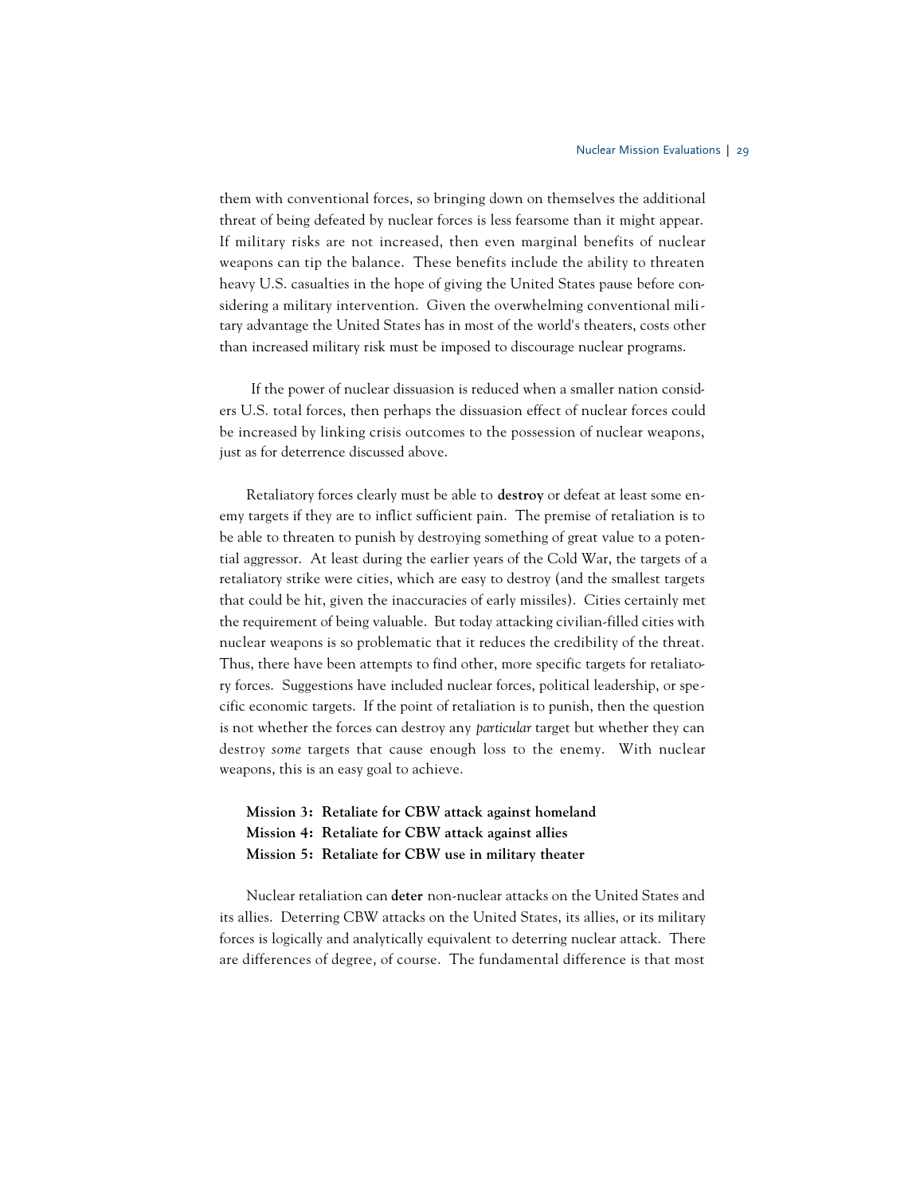them with conventional forces, so bringing down on themselves the additional threat of being defeated by nuclear forces is less fearsome than it might appear. If military risks are not increased, then even marginal benefits of nuclear weapons can tip the balance. These benefits include the ability to threaten heavy U.S. casualties in the hope of giving the United States pause before considering a military intervention. Given the overwhelming conventional military advantage the United States has in most of the world's theaters, costs other than increased military risk must be imposed to discourage nuclear programs.

If the power of nuclear dissuasion is reduced when a smaller nation considers U.S. total forces, then perhaps the dissuasion effect of nuclear forces could be increased by linking crisis outcomes to the possession of nuclear weapons, just as for deterrence discussed above.

Retaliatory forces clearly must be able to **destroy** or defeat at least some enemy targets if they are to inflict sufficient pain. The premise of retaliation is to be able to threaten to punish by destroying something of great value to a potential aggressor. At least during the earlier years of the Cold War, the targets of a retaliatory strike were cities, which are easy to destroy (and the smallest targets that could be hit, given the inaccuracies of early missiles). Cities certainly met the requirement of being valuable. But today attacking civilian-filled cities with nuclear weapons is so problematic that it reduces the credibility of the threat. Thus, there have been attempts to find other, more specific targets for retaliatory forces. Suggestions have included nuclear forces, political leadership, or specific economic targets. If the point of retaliation is to punish, then the question is not whether the forces can destroy any *particular* target but whether they can destroy *some* targets that cause enough loss to the enemy. With nuclear weapons, this is an easy goal to achieve.

**Mission 3: Retaliate for CBW attack against homeland**
**Mission 4: Retaliate for CBW attack against allies**
**Mission 5: Retaliate for CBW use in military theater**

Nuclear retaliation can **deter** non-nuclear attacks on the United States and its allies. Deterring CBW attacks on the United States, its allies, or its military forces is logically and analytically equivalent to deterring nuclear attack. There are differences of degree, of course. The fundamental difference is that most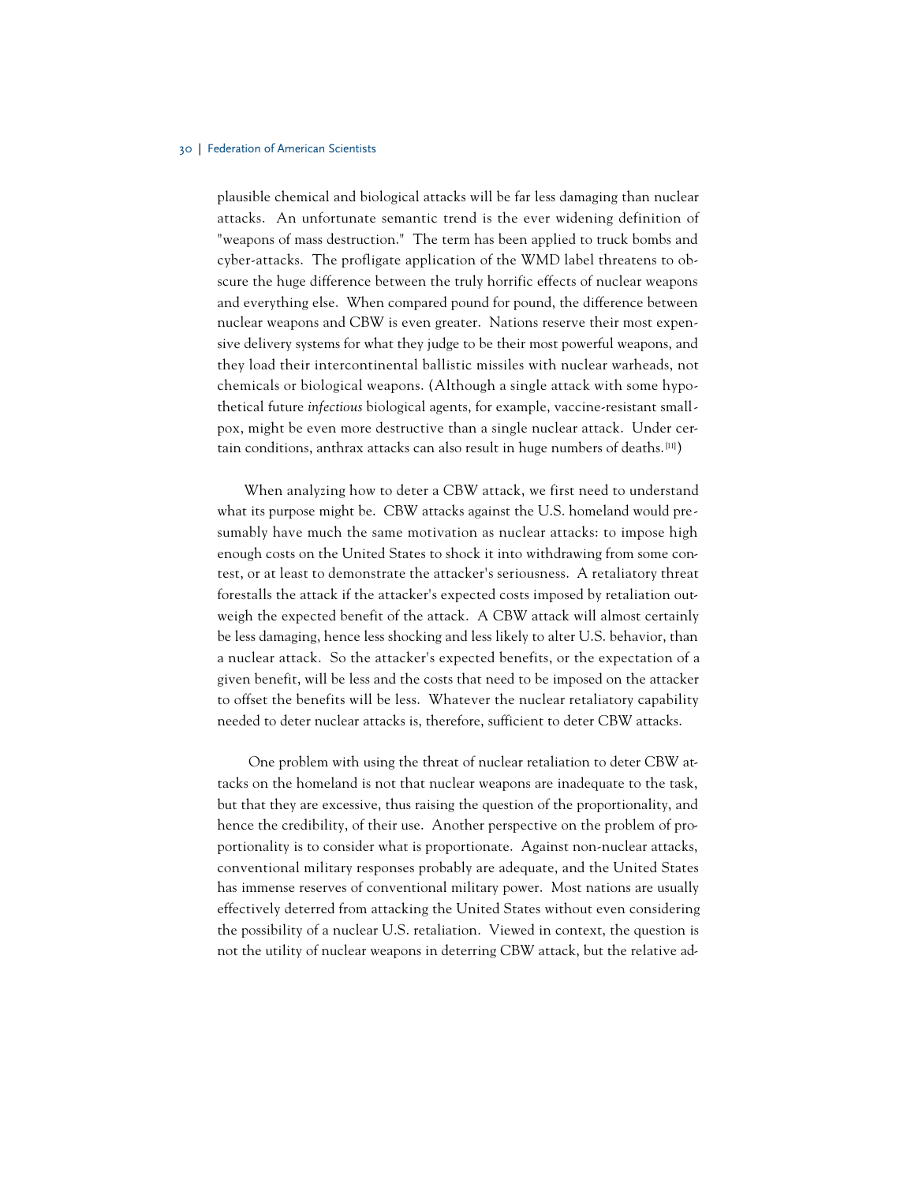plausible chemical and biological attacks will be far less damaging than nuclear attacks. An unfortunate semantic trend is the ever widening definition of "weapons of mass destruction." The term has been applied to truck bombs and cyber-attacks. The profligate application of the WMD label threatens to obscure the huge difference between the truly horrific effects of nuclear weapons and everything else. When compared pound for pound, the difference between nuclear weapons and CBW is even greater. Nations reserve their most expensive delivery systems for what they judge to be their most powerful weapons, and they load their intercontinental ballistic missiles with nuclear warheads, not chemicals or biological weapons. (Although a single attack with some hypothetical future *infectious* biological agents, for example, vaccine-resistant smallpox, might be even more destructive than a single nuclear attack. Under certain conditions, anthrax attacks can also result in huge numbers of deaths.[11])

When analyzing how to deter a CBW attack, we first need to understand what its purpose might be. CBW attacks against the U.S. homeland would presumably have much the same motivation as nuclear attacks: to impose high enough costs on the United States to shock it into withdrawing from some contest, or at least to demonstrate the attacker's seriousness. A retaliatory threat forestalls the attack if the attacker's expected costs imposed by retaliation outweigh the expected benefit of the attack. A CBW attack will almost certainly be less damaging, hence less shocking and less likely to alter U.S. behavior, than a nuclear attack. So the attacker's expected benefits, or the expectation of a given benefit, will be less and the costs that need to be imposed on the attacker to offset the benefits will be less. Whatever the nuclear retaliatory capability needed to deter nuclear attacks is, therefore, sufficient to deter CBW attacks.

One problem with using the threat of nuclear retaliation to deter CBW attacks on the homeland is not that nuclear weapons are inadequate to the task, but that they are excessive, thus raising the question of the proportionality, and hence the credibility, of their use. Another perspective on the problem of proportionality is to consider what is proportionate. Against non-nuclear attacks, conventional military responses probably are adequate, and the United States has immense reserves of conventional military power. Most nations are usually effectively deterred from attacking the United States without even considering the possibility of a nuclear U.S. retaliation. Viewed in context, the question is not the utility of nuclear weapons in deterring CBW attack, but the relative ad-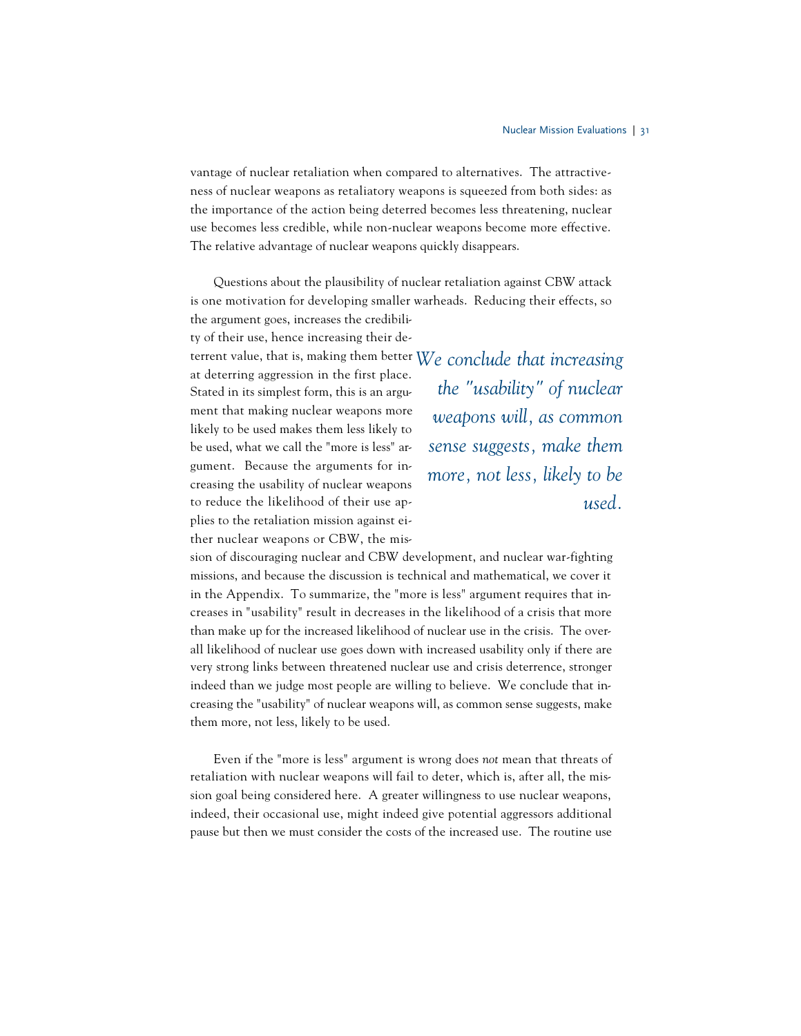vantage of nuclear retaliation when compared to alternatives. The attractiveness of nuclear weapons as retaliatory weapons is squeezed from both sides: as the importance of the action being deterred becomes less threatening, nuclear use becomes less credible, while non-nuclear weapons become more effective. The relative advantage of nuclear weapons quickly disappears.

Questions about the plausibility of nuclear retaliation against CBW attack is one motivation for developing smaller warheads. Reducing their effects, so the argument goes, increases the credibility of their use, hence increasing their deterrent value, that is, making them better at deterring aggression in the first place. Stated in its simplest form, this is an argument that making nuclear weapons more likely to be used makes them less likely to be used, what we call the "more is less" argument. Because the arguments for increasing the usability of nuclear weapons to reduce the likelihood of their use applies to the retaliation mission against either nuclear weapons or CBW, the mission of discouraging nuclear and CBW development, and nuclear war-fighting missions, and because the discussion is technical and mathematical, we cover it in the Appendix. To summarize, the "more is less" argument requires that increases in "usability" result in decreases in the likelihood of a crisis that more than make up for the increased likelihood of nuclear use in the crisis. The overall likelihood of nuclear use goes down with increased usability only if there are very strong links between threatened nuclear use and crisis deterrence, stronger indeed than we judge most people are willing to believe. We conclude that increasing the "usability" of nuclear weapons will, as common sense suggests, make them more, not less, likely to be used.

*We conclude that increasing the "usability" of nuclear weapons will, as common sense suggests, make them more, not less, likely to be used.*

Even if the "more is less" argument is wrong does *not* mean that threats of retaliation with nuclear weapons will fail to deter, which is, after all, the mission goal being considered here. A greater willingness to use nuclear weapons, indeed, their occasional use, might indeed give potential aggressors additional pause but then we must consider the costs of the increased use. The routine use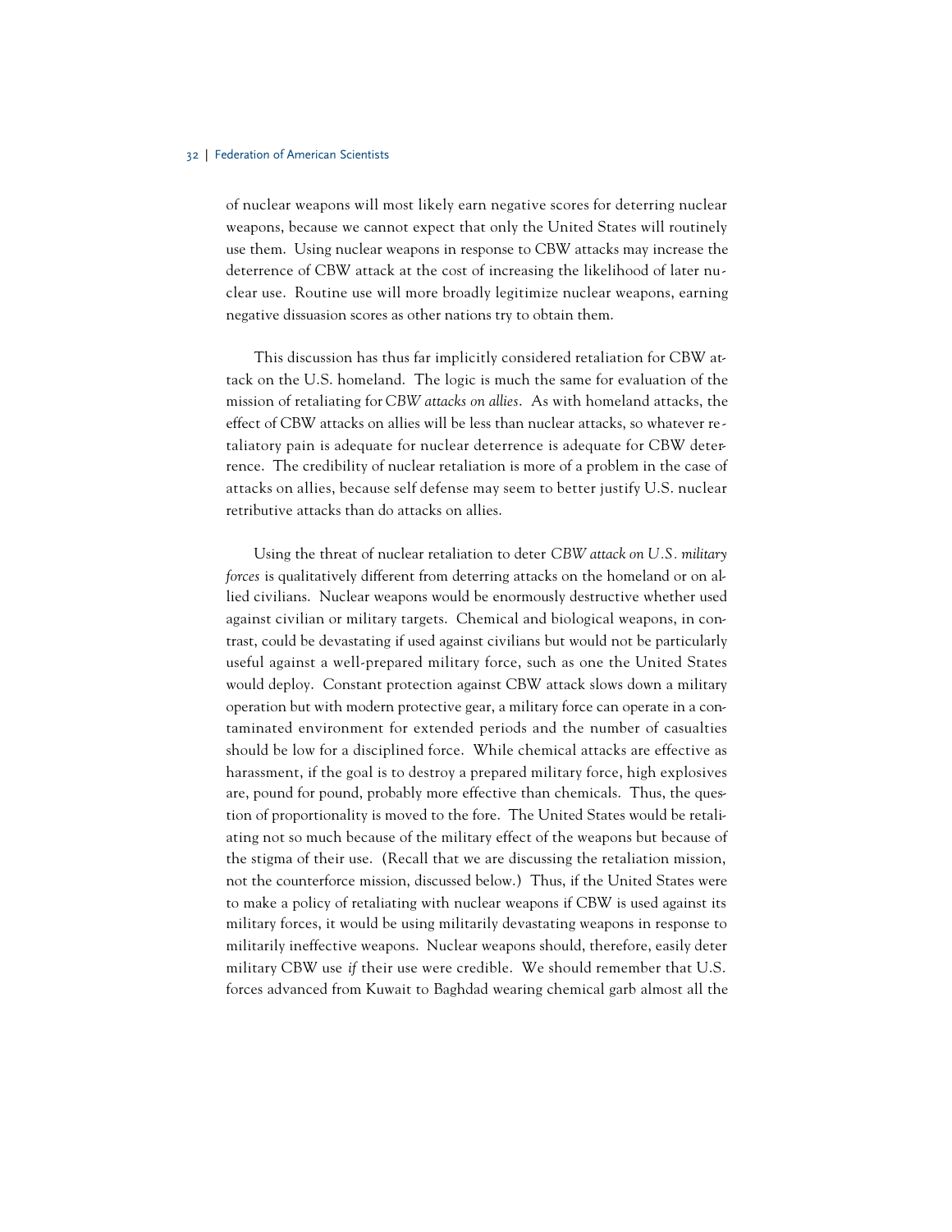of nuclear weapons will most likely earn negative scores for deterring nuclear weapons, because we cannot expect that only the United States will routinely use them. Using nuclear weapons in response to CBW attacks may increase the deterrence of CBW attack at the cost of increasing the likelihood of later nuclear use. Routine use will more broadly legitimize nuclear weapons, earning negative dissuasion scores as other nations try to obtain them.

This discussion has thus far implicitly considered retaliation for CBW attack on the U.S. homeland. The logic is much the same for evaluation of the mission of retaliating for *CBW attacks on allies*. As with homeland attacks, the effect of CBW attacks on allies will be less than nuclear attacks, so whatever retaliatory pain is adequate for nuclear deterrence is adequate for CBW deterrence. The credibility of nuclear retaliation is more of a problem in the case of attacks on allies, because self defense may seem to better justify U.S. nuclear retributive attacks than do attacks on allies.

Using the threat of nuclear retaliation to deter *CBW attack on U.S. military forces* is qualitatively different from deterring attacks on the homeland or on allied civilians. Nuclear weapons would be enormously destructive whether used against civilian or military targets. Chemical and biological weapons, in contrast, could be devastating if used against civilians but would not be particularly useful against a well-prepared military force, such as one the United States would deploy. Constant protection against CBW attack slows down a military operation but with modern protective gear, a military force can operate in a contaminated environment for extended periods and the number of casualties should be low for a disciplined force. While chemical attacks are effective as harassment, if the goal is to destroy a prepared military force, high explosives are, pound for pound, probably more effective than chemicals. Thus, the question of proportionality is moved to the fore. The United States would be retaliating not so much because of the military effect of the weapons but because of the stigma of their use. (Recall that we are discussing the retaliation mission, not the counterforce mission, discussed below.) Thus, if the United States were to make a policy of retaliating with nuclear weapons if CBW is used against its military forces, it would be using militarily devastating weapons in response to militarily ineffective weapons. Nuclear weapons should, therefore, easily deter military CBW use *if* their use were credible. We should remember that U.S. forces advanced from Kuwait to Baghdad wearing chemical garb almost all the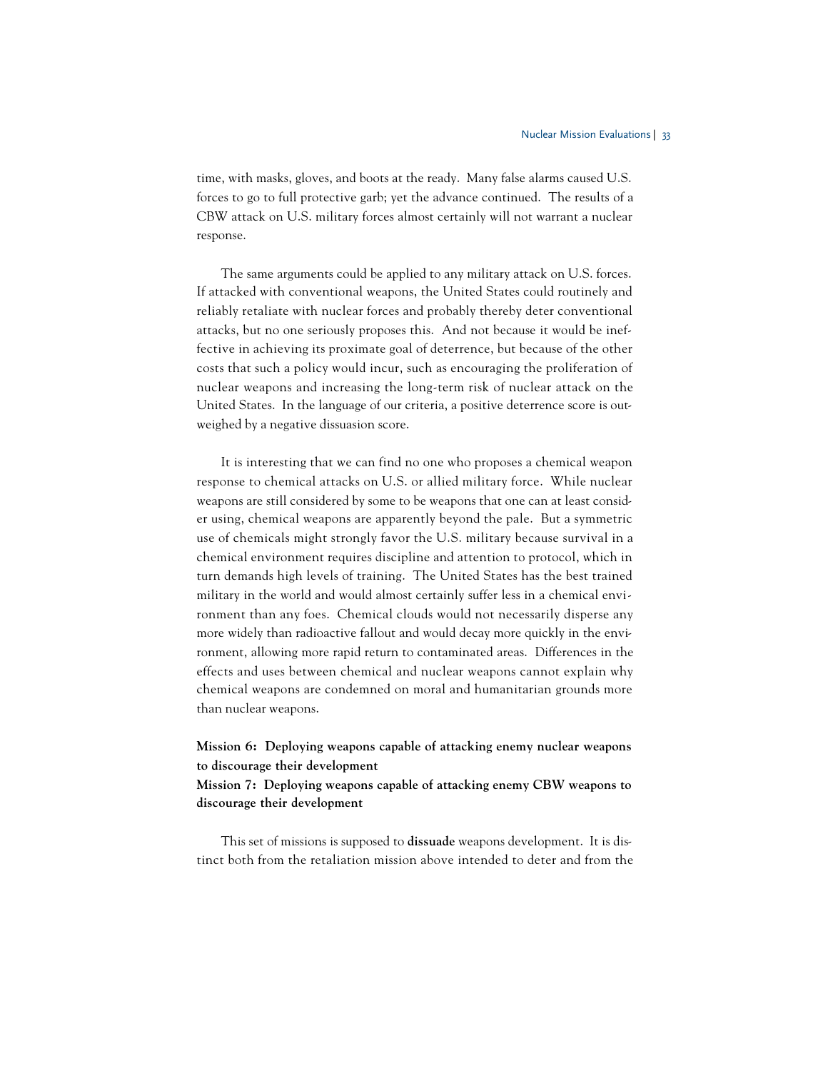time, with masks, gloves, and boots at the ready. Many false alarms caused U.S. forces to go to full protective garb; yet the advance continued. The results of a CBW attack on U.S. military forces almost certainly will not warrant a nuclear response.

The same arguments could be applied to any military attack on U.S. forces. If attacked with conventional weapons, the United States could routinely and reliably retaliate with nuclear forces and probably thereby deter conventional attacks, but no one seriously proposes this. And not because it would be ineffective in achieving its proximate goal of deterrence, but because of the other costs that such a policy would incur, such as encouraging the proliferation of nuclear weapons and increasing the long-term risk of nuclear attack on the United States. In the language of our criteria, a positive deterrence score is outweighed by a negative dissuasion score.

It is interesting that we can find no one who proposes a chemical weapon response to chemical attacks on U.S. or allied military force. While nuclear weapons are still considered by some to be weapons that one can at least consider using, chemical weapons are apparently beyond the pale. But a symmetric use of chemicals might strongly favor the U.S. military because survival in a chemical environment requires discipline and attention to protocol, which in turn demands high levels of training. The United States has the best trained military in the world and would almost certainly suffer less in a chemical environment than any foes. Chemical clouds would not necessarily disperse any more widely than radioactive fallout and would decay more quickly in the environment, allowing more rapid return to contaminated areas. Differences in the effects and uses between chemical and nuclear weapons cannot explain why chemical weapons are condemned on moral and humanitarian grounds more than nuclear weapons.

**Mission 6: Deploying weapons capable of attacking enemy nuclear weapons to discourage their development**

**Mission 7: Deploying weapons capable of attacking enemy CBW weapons to discourage their development**

This set of missions is supposed to **dissuade** weapons development. It is distinct both from the retaliation mission above intended to deter and from the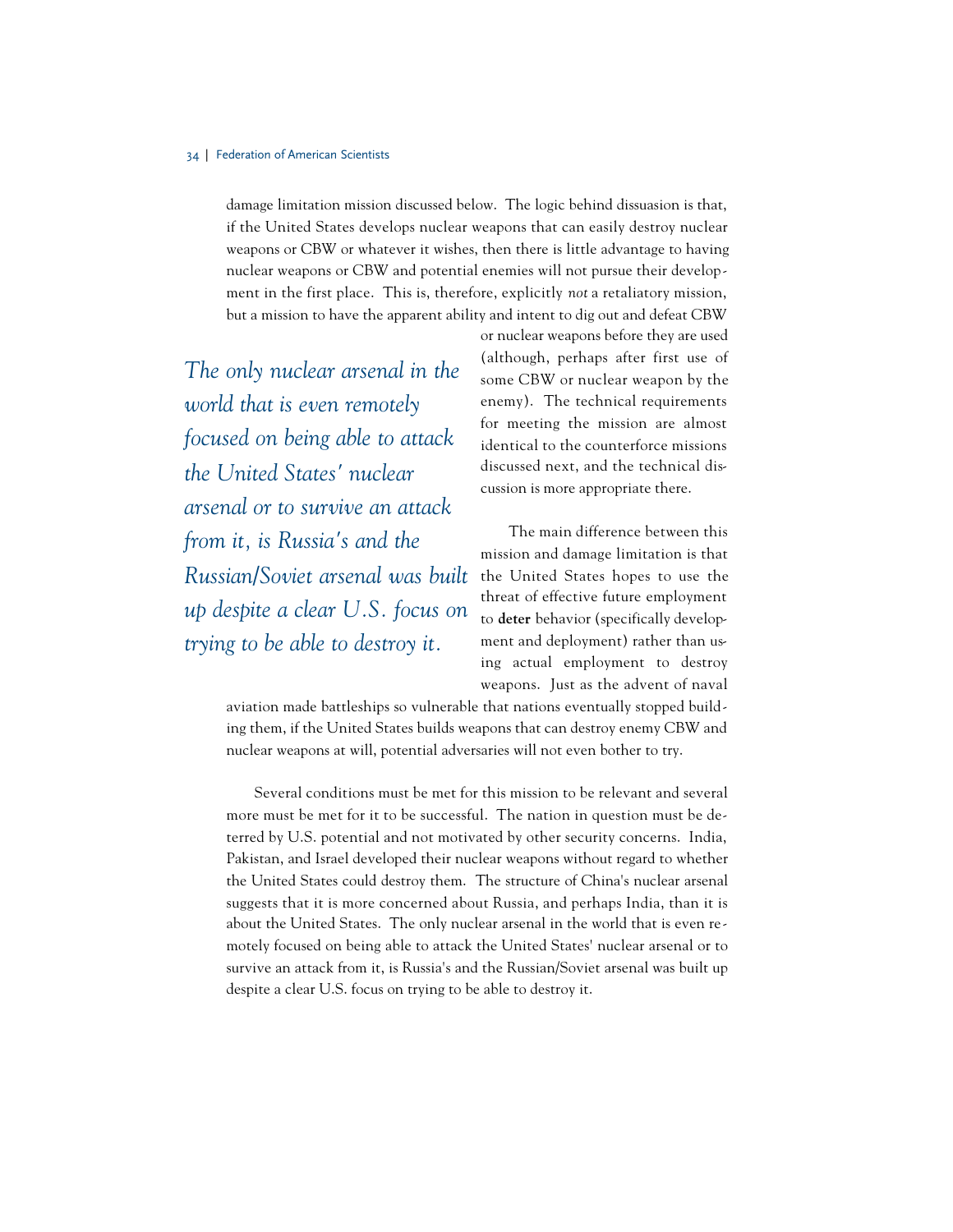damage limitation mission discussed below. The logic behind dissuasion is that, if the United States develops nuclear weapons that can easily destroy nuclear weapons or CBW or whatever it wishes, then there is little advantage to having nuclear weapons or CBW and potential enemies will not pursue their development in the first place. This is, therefore, explicitly *not* a retaliatory mission, but a mission to have the apparent ability and intent to dig out and defeat CBW or nuclear weapons before they are used (although, perhaps after first use of some CBW or nuclear weapon by the enemy). The technical requirements for meeting the mission are almost identical to the counterforce missions discussed next, and the technical discussion is more appropriate there.

*The only nuclear arsenal in the world that is even remotely focused on being able to attack the United States' nuclear arsenal or to survive an attack from it, is Russia's and the Russian/Soviet arsenal was built up despite a clear U.S. focus on trying to be able to destroy it.*

The main difference between this mission and damage limitation is that the United States hopes to use the threat of effective future employment to **deter** behavior (specifically development and deployment) rather than using actual employment to destroy weapons. Just as the advent of naval aviation made battleships so vulnerable that nations eventually stopped building them, if the United States builds weapons that can destroy enemy CBW and nuclear weapons at will, potential adversaries will not even bother to try.

Several conditions must be met for this mission to be relevant and several more must be met for it to be successful. The nation in question must be deterred by U.S. potential and not motivated by other security concerns. India, Pakistan, and Israel developed their nuclear weapons without regard to whether the United States could destroy them. The structure of China's nuclear arsenal suggests that it is more concerned about Russia, and perhaps India, than it is about the United States. The only nuclear arsenal in the world that is even remotely focused on being able to attack the United States' nuclear arsenal or to survive an attack from it, is Russia's and the Russian/Soviet arsenal was built up despite a clear U.S. focus on trying to be able to destroy it.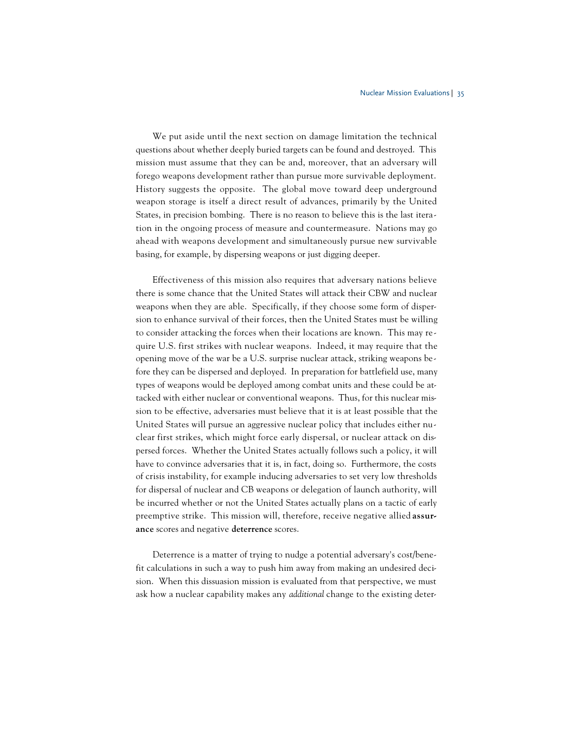We put aside until the next section on damage limitation the technical questions about whether deeply buried targets can be found and destroyed. This mission must assume that they can be and, moreover, that an adversary will forego weapons development rather than pursue more survivable deployment. History suggests the opposite. The global move toward deep underground weapon storage is itself a direct result of advances, primarily by the United States, in precision bombing. There is no reason to believe this is the last iteration in the ongoing process of measure and countermeasure. Nations may go ahead with weapons development and simultaneously pursue new survivable basing, for example, by dispersing weapons or just digging deeper.

Effectiveness of this mission also requires that adversary nations believe there is some chance that the United States will attack their CBW and nuclear weapons when they are able. Specifically, if they choose some form of dispersion to enhance survival of their forces, then the United States must be willing to consider attacking the forces when their locations are known. This may require U.S. first strikes with nuclear weapons. Indeed, it may require that the opening move of the war be a U.S. surprise nuclear attack, striking weapons before they can be dispersed and deployed. In preparation for battlefield use, many types of weapons would be deployed among combat units and these could be attacked with either nuclear or conventional weapons. Thus, for this nuclear mission to be effective, adversaries must believe that it is at least possible that the United States will pursue an aggressive nuclear policy that includes either nuclear first strikes, which might force early dispersal, or nuclear attack on dispersed forces. Whether the United States actually follows such a policy, it will have to convince adversaries that it is, in fact, doing so. Furthermore, the costs of crisis instability, for example inducing adversaries to set very low thresholds for dispersal of nuclear and CB weapons or delegation of launch authority, will be incurred whether or not the United States actually plans on a tactic of early preemptive strike. This mission will, therefore, receive negative allied **assurance** scores and negative **deterrence** scores.

Deterrence is a matter of trying to nudge a potential adversary's cost/benefit calculations in such a way to push him away from making an undesired decision. When this dissuasion mission is evaluated from that perspective, we must ask how a nuclear capability makes any *additional* change to the existing deter-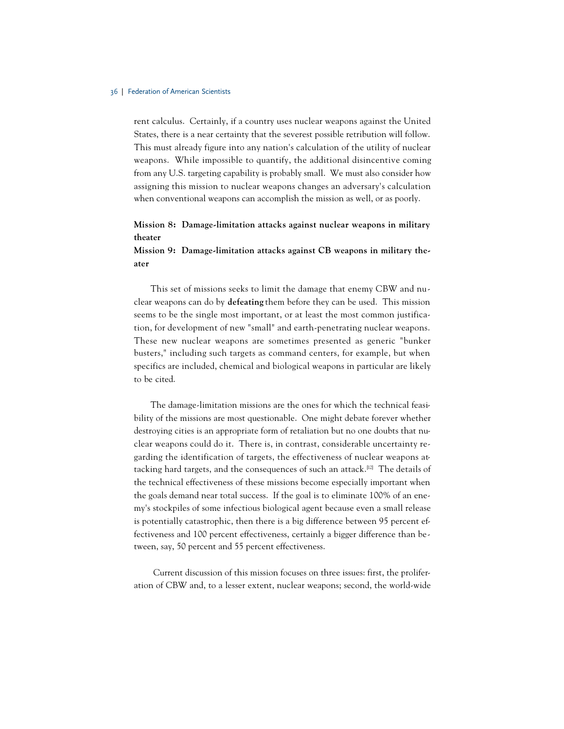rent calculus. Certainly, if a country uses nuclear weapons against the United States, there is a near certainty that the severest possible retribution will follow. This must already figure into any nation's calculation of the utility of nuclear weapons. While impossible to quantify, the additional disincentive coming from any U.S. targeting capability is probably small. We must also consider how assigning this mission to nuclear weapons changes an adversary's calculation when conventional weapons can accomplish the mission as well, or as poorly.

**Mission 8: Damage-limitation attacks against nuclear weapons in military theater**

**Mission 9: Damage-limitation attacks against CB weapons in military theater**

This set of missions seeks to limit the damage that enemy CBW and nuclear weapons can do by **defeating** them before they can be used. This mission seems to be the single most important, or at least the most common justification, for development of new "small" and earth-penetrating nuclear weapons. These new nuclear weapons are sometimes presented as generic "bunker busters," including such targets as command centers, for example, but when specifics are included, chemical and biological weapons in particular are likely to be cited.

The damage-limitation missions are the ones for which the technical feasibility of the missions are most questionable. One might debate forever whether destroying cities is an appropriate form of retaliation but no one doubts that nuclear weapons could do it. There is, in contrast, considerable uncertainty regarding the identification of targets, the effectiveness of nuclear weapons attacking hard targets, and the consequences of such an attack.[12] The details of the technical effectiveness of these missions become especially important when the goals demand near total success. If the goal is to eliminate 100% of an enemy's stockpiles of some infectious biological agent because even a small release is potentially catastrophic, then there is a big difference between 95 percent effectiveness and 100 percent effectiveness, certainly a bigger difference than between, say, 50 percent and 55 percent effectiveness.

Current discussion of this mission focuses on three issues: first, the proliferation of CBW and, to a lesser extent, nuclear weapons; second, the world-wide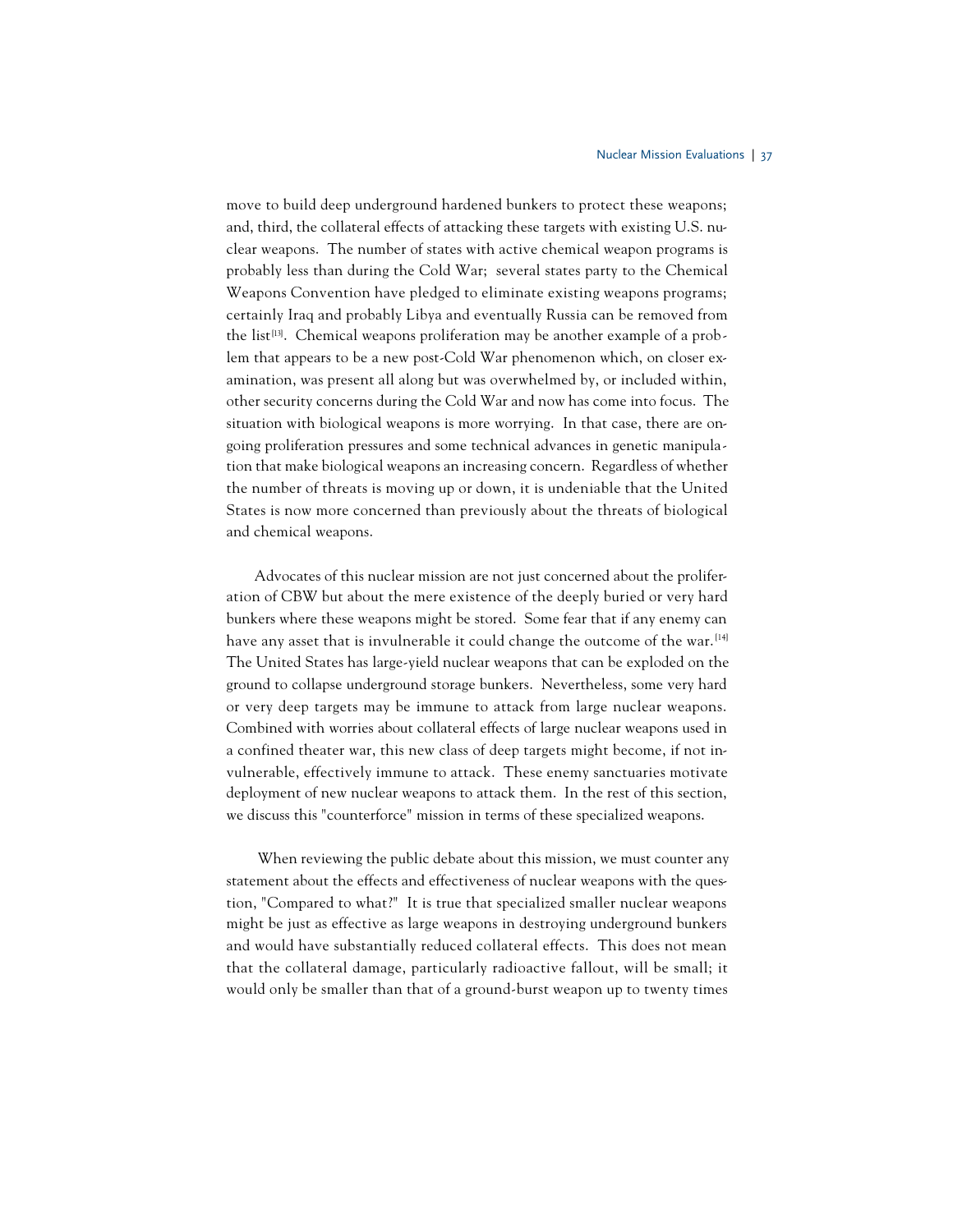move to build deep underground hardened bunkers to protect these weapons; and, third, the collateral effects of attacking these targets with existing U.S. nuclear weapons. The number of states with active chemical weapon programs is probably less than during the Cold War; several states party to the Chemical Weapons Convention have pledged to eliminate existing weapons programs; certainly Iraq and probably Libya and eventually Russia can be removed from the list[13]. Chemical weapons proliferation may be another example of a problem that appears to be a new post-Cold War phenomenon which, on closer examination, was present all along but was overwhelmed by, or included within, other security concerns during the Cold War and now has come into focus. The situation with biological weapons is more worrying. In that case, there are ongoing proliferation pressures and some technical advances in genetic manipulation that make biological weapons an increasing concern. Regardless of whether the number of threats is moving up or down, it is undeniable that the United States is now more concerned than previously about the threats of biological and chemical weapons.

Advocates of this nuclear mission are not just concerned about the proliferation of CBW but about the mere existence of the deeply buried or very hard bunkers where these weapons might be stored. Some fear that if any enemy can have any asset that is invulnerable it could change the outcome of the war.[14] The United States has large-yield nuclear weapons that can be exploded on the ground to collapse underground storage bunkers. Nevertheless, some very hard or very deep targets may be immune to attack from large nuclear weapons. Combined with worries about collateral effects of large nuclear weapons used in a confined theater war, this new class of deep targets might become, if not invulnerable, effectively immune to attack. These enemy sanctuaries motivate deployment of new nuclear weapons to attack them. In the rest of this section, we discuss this "counterforce" mission in terms of these specialized weapons.

When reviewing the public debate about this mission, we must counter any statement about the effects and effectiveness of nuclear weapons with the question, "Compared to what?" It is true that specialized smaller nuclear weapons might be just as effective as large weapons in destroying underground bunkers and would have substantially reduced collateral effects. This does not mean that the collateral damage, particularly radioactive fallout, will be small; it would only be smaller than that of a ground-burst weapon up to twenty times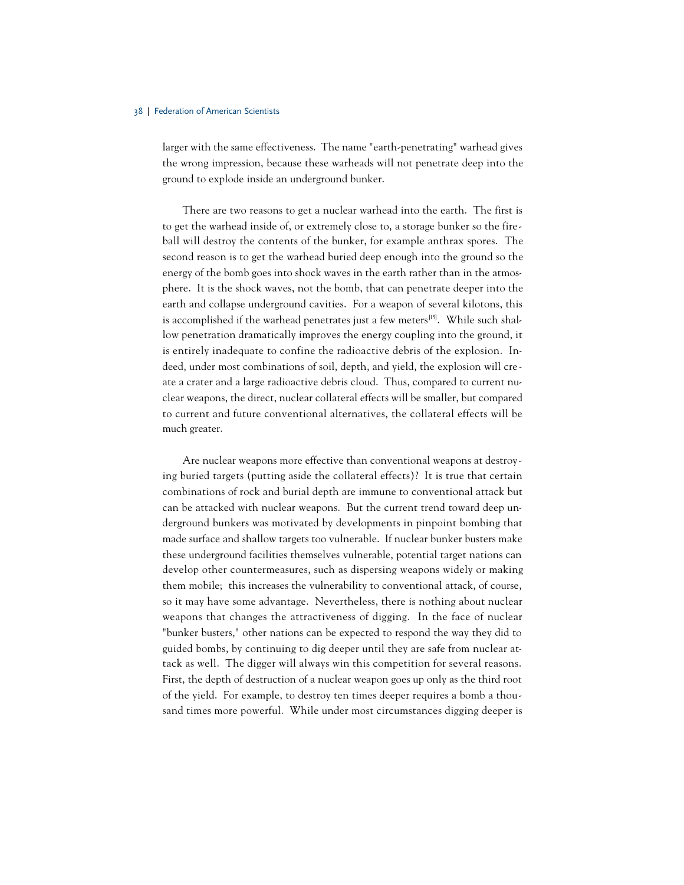larger with the same effectiveness. The name "earth-penetrating" warhead gives the wrong impression, because these warheads will not penetrate deep into the ground to explode inside an underground bunker.

There are two reasons to get a nuclear warhead into the earth. The first is to get the warhead inside of, or extremely close to, a storage bunker so the fireball will destroy the contents of the bunker, for example anthrax spores. The second reason is to get the warhead buried deep enough into the ground so the energy of the bomb goes into shock waves in the earth rather than in the atmosphere. It is the shock waves, not the bomb, that can penetrate deeper into the earth and collapse underground cavities. For a weapon of several kilotons, this is accomplished if the warhead penetrates just a few meters[15]. While such shallow penetration dramatically improves the energy coupling into the ground, it is entirely inadequate to confine the radioactive debris of the explosion. Indeed, under most combinations of soil, depth, and yield, the explosion will create a crater and a large radioactive debris cloud. Thus, compared to current nuclear weapons, the direct, nuclear collateral effects will be smaller, but compared to current and future conventional alternatives, the collateral effects will be much greater.

Are nuclear weapons more effective than conventional weapons at destroying buried targets (putting aside the collateral effects)? It is true that certain combinations of rock and burial depth are immune to conventional attack but can be attacked with nuclear weapons. But the current trend toward deep underground bunkers was motivated by developments in pinpoint bombing that made surface and shallow targets too vulnerable. If nuclear bunker busters make these underground facilities themselves vulnerable, potential target nations can develop other countermeasures, such as dispersing weapons widely or making them mobile; this increases the vulnerability to conventional attack, of course, so it may have some advantage. Nevertheless, there is nothing about nuclear weapons that changes the attractiveness of digging. In the face of nuclear "bunker busters," other nations can be expected to respond the way they did to guided bombs, by continuing to dig deeper until they are safe from nuclear attack as well. The digger will always win this competition for several reasons. First, the depth of destruction of a nuclear weapon goes up only as the third root of the yield. For example, to destroy ten times deeper requires a bomb a thousand times more powerful. While under most circumstances digging deeper is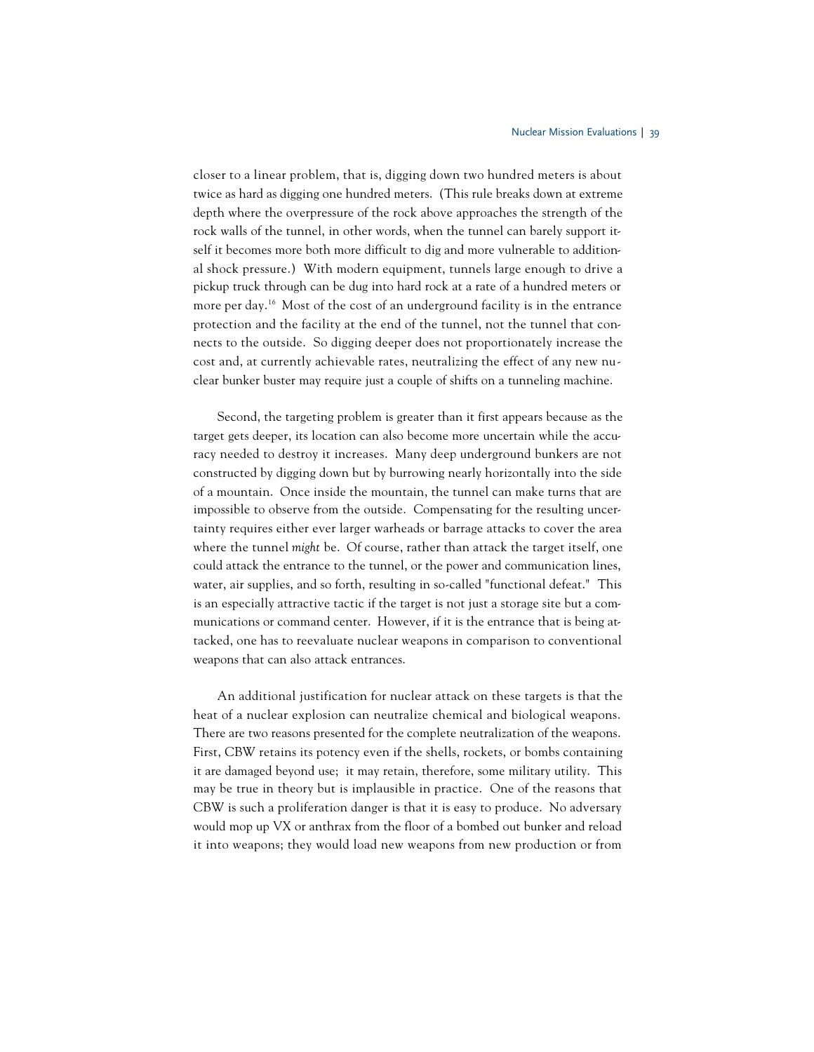closer to a linear problem, that is, digging down two hundred meters is about twice as hard as digging one hundred meters. (This rule breaks down at extreme depth where the overpressure of the rock above approaches the strength of the rock walls of the tunnel, in other words, when the tunnel can barely support itself it becomes more both more difficult to dig and more vulnerable to additional shock pressure.) With modern equipment, tunnels large enough to drive a pickup truck through can be dug into hard rock at a rate of a hundred meters or more per day.[16] Most of the cost of an underground facility is in the entrance protection and the facility at the end of the tunnel, not the tunnel that connects to the outside. So digging deeper does not proportionately increase the cost and, at currently achievable rates, neutralizing the effect of any new nuclear bunker buster may require just a couple of shifts on a tunneling machine.

Second, the targeting problem is greater than it first appears because as the target gets deeper, its location can also become more uncertain while the accuracy needed to destroy it increases. Many deep underground bunkers are not constructed by digging down but by burrowing nearly horizontally into the side of a mountain. Once inside the mountain, the tunnel can make turns that are impossible to observe from the outside. Compensating for the resulting uncertainty requires either ever larger warheads or barrage attacks to cover the area where the tunnel *might* be. Of course, rather than attack the target itself, one could attack the entrance to the tunnel, or the power and communication lines, water, air supplies, and so forth, resulting in so-called "functional defeat." This is an especially attractive tactic if the target is not just a storage site but a communications or command center. However, if it is the entrance that is being attacked, one has to reevaluate nuclear weapons in comparison to conventional weapons that can also attack entrances.

An additional justification for nuclear attack on these targets is that the heat of a nuclear explosion can neutralize chemical and biological weapons. There are two reasons presented for the complete neutralization of the weapons. First, CBW retains its potency even if the shells, rockets, or bombs containing it are damaged beyond use; it may retain, therefore, some military utility. This may be true in theory but is implausible in practice. One of the reasons that CBW is such a proliferation danger is that it is easy to produce. No adversary would mop up VX or anthrax from the floor of a bombed out bunker and reload it into weapons; they would load new weapons from new production or from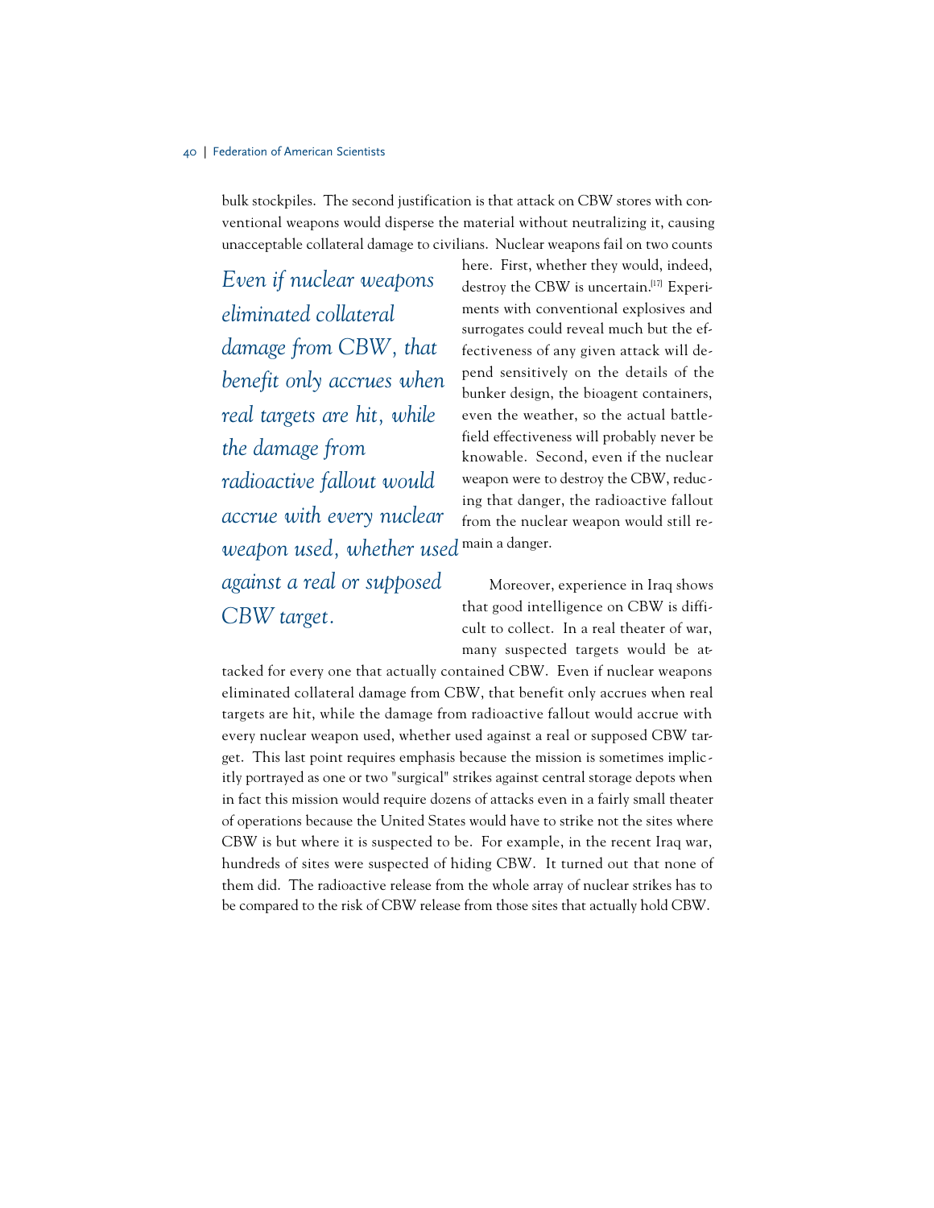bulk stockpiles. The second justification is that attack on CBW stores with conventional weapons would disperse the material without neutralizing it, causing unacceptable collateral damage to civilians. Nuclear weapons fail on two counts here. First, whether they would, indeed, destroy the CBW is uncertain.[17] Experiments with conventional explosives and surrogates could reveal much but the effectiveness of any given attack will depend sensitively on the details of the bunker design, the bioagent containers, even the weather, so the actual battlefield effectiveness will probably never be knowable. Second, even if the nuclear weapon were to destroy the CBW, reducing that danger, the radioactive fallout from the nuclear weapon would still remain a danger.

*Even if nuclear weapons eliminated collateral damage from CBW, that benefit only accrues when real targets are hit, while the damage from radioactive fallout would accrue with every nuclear weapon used, whether used against a real or supposed CBW target.*

Moreover, experience in Iraq shows that good intelligence on CBW is difficult to collect. In a real theater of war, many suspected targets would be attacked for every one that actually contained CBW. Even if nuclear weapons eliminated collateral damage from CBW, that benefit only accrues when real targets are hit, while the damage from radioactive fallout would accrue with every nuclear weapon used, whether used against a real or supposed CBW target. This last point requires emphasis because the mission is sometimes implicitly portrayed as one or two "surgical" strikes against central storage depots when in fact this mission would require dozens of attacks even in a fairly small theater of operations because the United States would have to strike not the sites where CBW is but where it is suspected to be. For example, in the recent Iraq war, hundreds of sites were suspected of hiding CBW. It turned out that none of them did. The radioactive release from the whole array of nuclear strikes has to be compared to the risk of CBW release from those sites that actually hold CBW.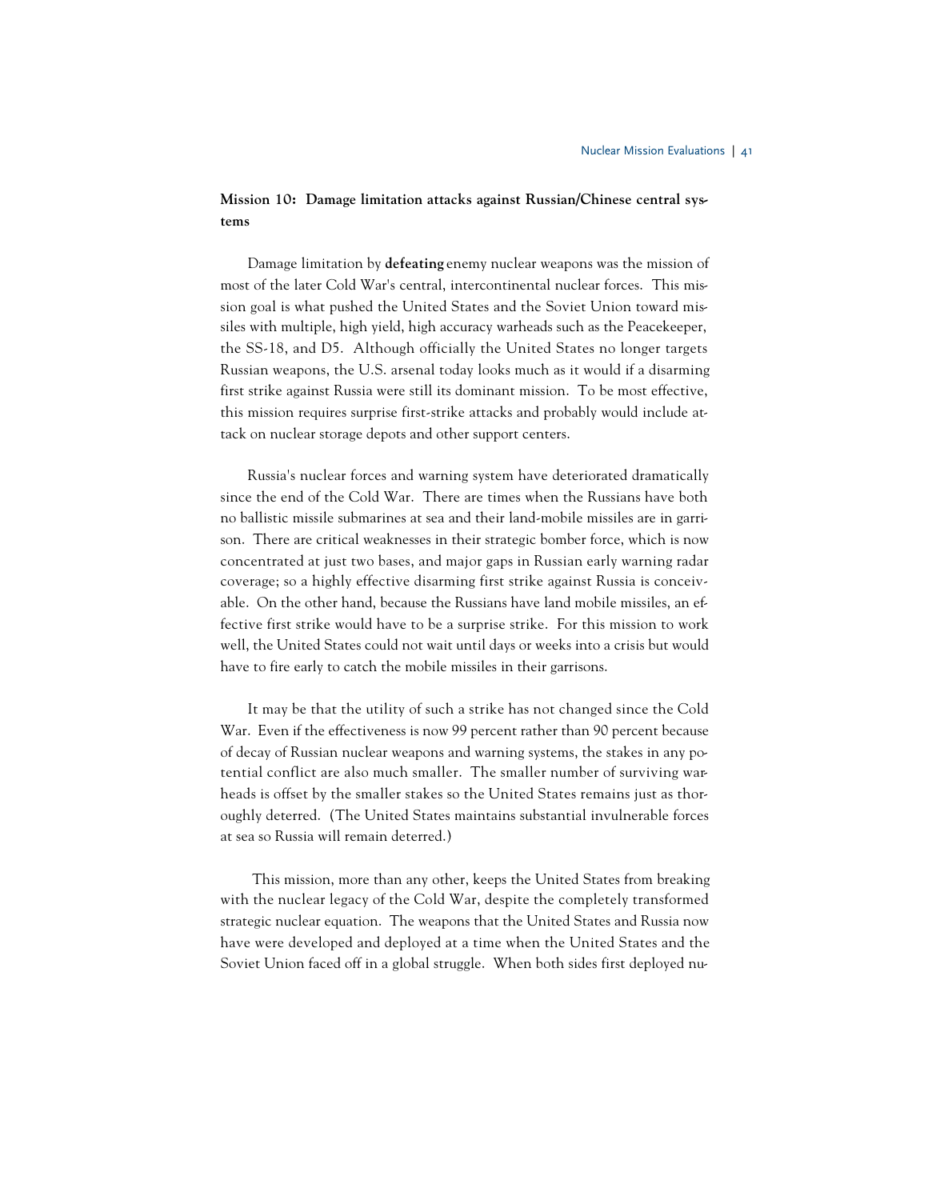**Mission 10: Damage limitation attacks against Russian/Chinese central systems**

Damage limitation by **defeating** enemy nuclear weapons was the mission of most of the later Cold War's central, intercontinental nuclear forces. This mission goal is what pushed the United States and the Soviet Union toward missiles with multiple, high yield, high accuracy warheads such as the Peacekeeper, the SS-18, and D5. Although officially the United States no longer targets Russian weapons, the U.S. arsenal today looks much as it would if a disarming first strike against Russia were still its dominant mission. To be most effective, this mission requires surprise first-strike attacks and probably would include attack on nuclear storage depots and other support centers.

Russia's nuclear forces and warning system have deteriorated dramatically since the end of the Cold War. There are times when the Russians have both no ballistic missile submarines at sea and their land-mobile missiles are in garrison. There are critical weaknesses in their strategic bomber force, which is now concentrated at just two bases, and major gaps in Russian early warning radar coverage; so a highly effective disarming first strike against Russia is conceivable. On the other hand, because the Russians have land mobile missiles, an effective first strike would have to be a surprise strike. For this mission to work well, the United States could not wait until days or weeks into a crisis but would have to fire early to catch the mobile missiles in their garrisons.

It may be that the utility of such a strike has not changed since the Cold War. Even if the effectiveness is now 99 percent rather than 90 percent because of decay of Russian nuclear weapons and warning systems, the stakes in any potential conflict are also much smaller. The smaller number of surviving warheads is offset by the smaller stakes so the United States remains just as thoroughly deterred. (The United States maintains substantial invulnerable forces at sea so Russia will remain deterred.)

This mission, more than any other, keeps the United States from breaking with the nuclear legacy of the Cold War, despite the completely transformed strategic nuclear equation. The weapons that the United States and Russia now have were developed and deployed at a time when the United States and the Soviet Union faced off in a global struggle. When both sides first deployed nu-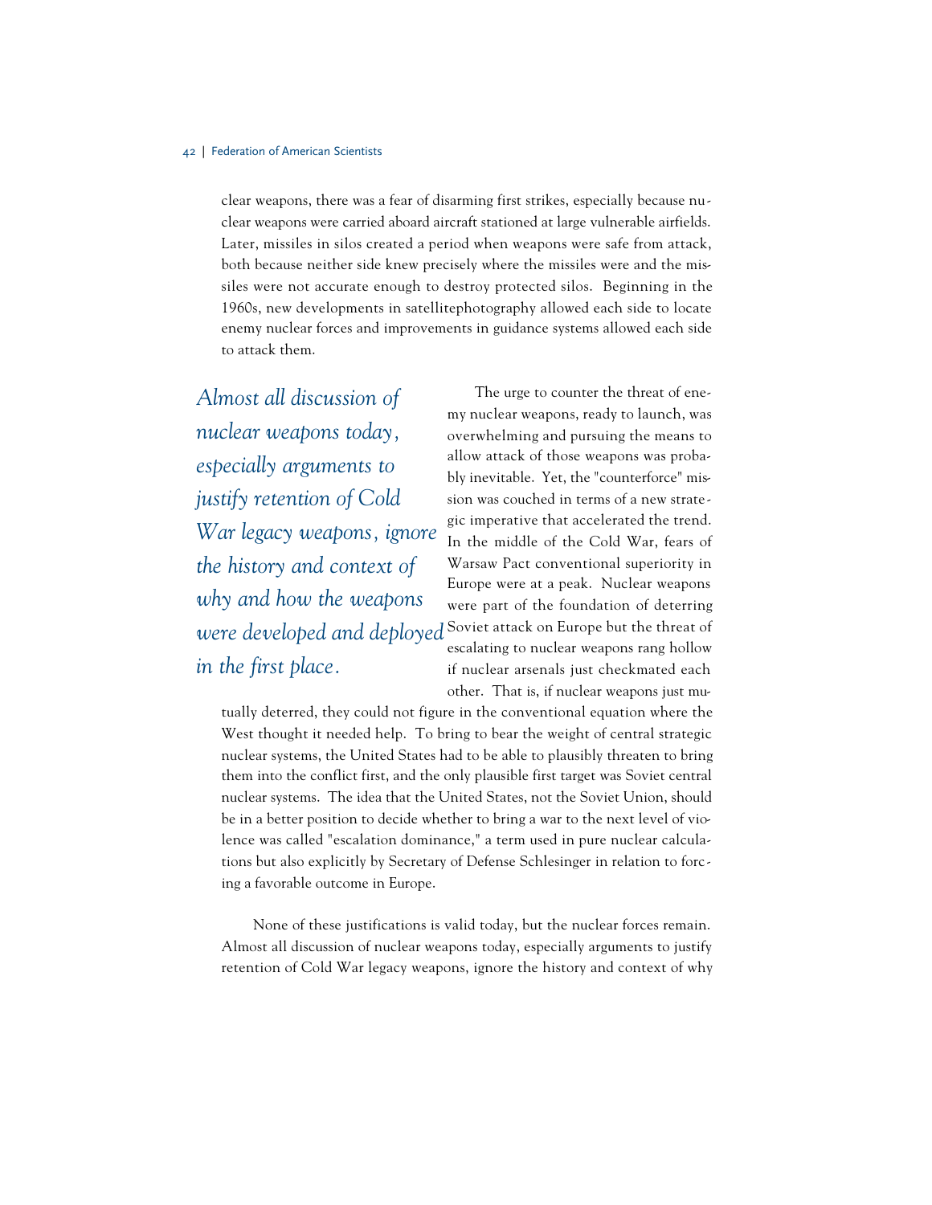clear weapons, there was a fear of disarming first strikes, especially because nuclear weapons were carried aboard aircraft stationed at large vulnerable airfields. Later, missiles in silos created a period when weapons were safe from attack, both because neither side knew precisely where the missiles were and the missiles were not accurate enough to destroy protected silos. Beginning in the 1960s, new developments in satellitephotography allowed each side to locate enemy nuclear forces and improvements in guidance systems allowed each side to attack them.

*Almost all discussion of nuclear weapons today, especially arguments to justify retention of Cold War legacy weapons, ignore the history and context of why and how the weapons were developed and deployed in the first place.*

The urge to counter the threat of enemy nuclear weapons, ready to launch, was overwhelming and pursuing the means to allow attack of those weapons was probably inevitable. Yet, the "counterforce" mission was couched in terms of a new strategic imperative that accelerated the trend. In the middle of the Cold War, fears of Warsaw Pact conventional superiority in Europe were at a peak. Nuclear weapons were part of the foundation of deterring Soviet attack on Europe but the threat of escalating to nuclear weapons rang hollow if nuclear arsenals just checkmated each other. That is, if nuclear weapons just mutually deterred, they could not figure in the conventional equation where the West thought it needed help. To bring to bear the weight of central strategic nuclear systems, the United States had to be able to plausibly threaten to bring them into the conflict first, and the only plausible first target was Soviet central nuclear systems. The idea that the United States, not the Soviet Union, should be in a better position to decide whether to bring a war to the next level of violence was called "escalation dominance," a term used in pure nuclear calculations but also explicitly by Secretary of Defense Schlesinger in relation to forcing a favorable outcome in Europe.

None of these justifications is valid today, but the nuclear forces remain. Almost all discussion of nuclear weapons today, especially arguments to justify retention of Cold War legacy weapons, ignore the history and context of why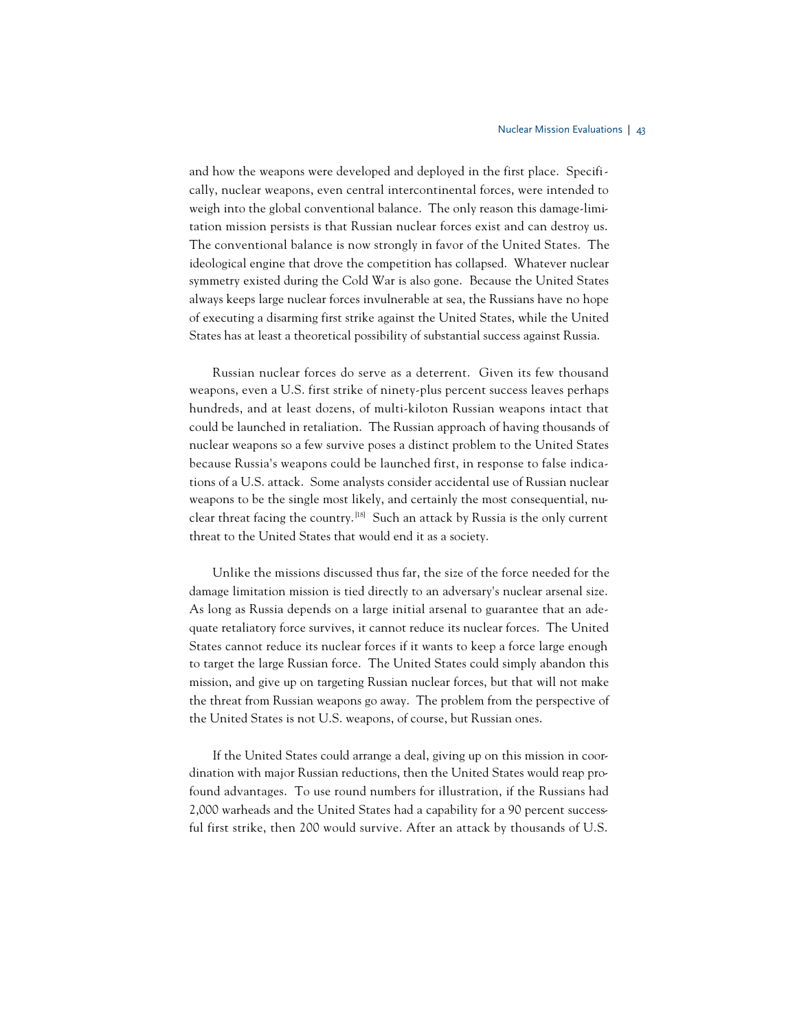and how the weapons were developed and deployed in the first place. Specifically, nuclear weapons, even central intercontinental forces, were intended to weigh into the global conventional balance. The only reason this damage-limitation mission persists is that Russian nuclear forces exist and can destroy us. The conventional balance is now strongly in favor of the United States. The ideological engine that drove the competition has collapsed. Whatever nuclear symmetry existed during the Cold War is also gone. Because the United States always keeps large nuclear forces invulnerable at sea, the Russians have no hope of executing a disarming first strike against the United States, while the United States has at least a theoretical possibility of substantial success against Russia.

Russian nuclear forces do serve as a deterrent. Given its few thousand weapons, even a U.S. first strike of ninety-plus percent success leaves perhaps hundreds, and at least dozens, of multi-kiloton Russian weapons intact that could be launched in retaliation. The Russian approach of having thousands of nuclear weapons so a few survive poses a distinct problem to the United States because Russia's weapons could be launched first, in response to false indications of a U.S. attack. Some analysts consider accidental use of Russian nuclear weapons to be the single most likely, and certainly the most consequential, nuclear threat facing the country.[18] Such an attack by Russia is the only current threat to the United States that would end it as a society.

Unlike the missions discussed thus far, the size of the force needed for the damage limitation mission is tied directly to an adversary's nuclear arsenal size. As long as Russia depends on a large initial arsenal to guarantee that an adequate retaliatory force survives, it cannot reduce its nuclear forces. The United States cannot reduce its nuclear forces if it wants to keep a force large enough to target the large Russian force. The United States could simply abandon this mission, and give up on targeting Russian nuclear forces, but that will not make the threat from Russian weapons go away. The problem from the perspective of the United States is not U.S. weapons, of course, but Russian ones.

If the United States could arrange a deal, giving up on this mission in coordination with major Russian reductions, then the United States would reap profound advantages. To use round numbers for illustration, if the Russians had 2,000 warheads and the United States had a capability for a 90 percent successful first strike, then 200 would survive. After an attack by thousands of U.S.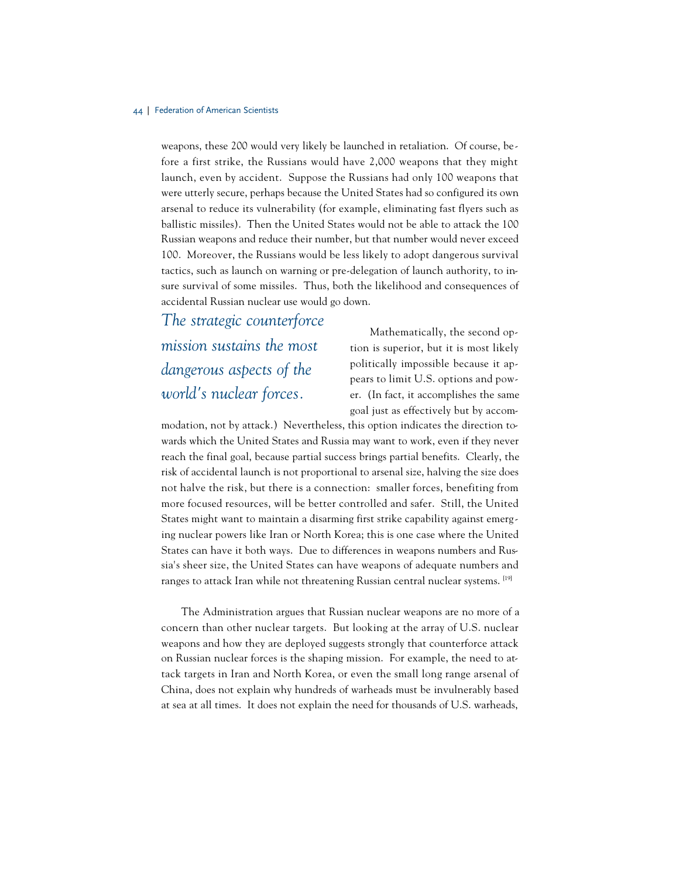weapons, these 200 would very likely be launched in retaliation. Of course, before a first strike, the Russians would have 2,000 weapons that they might launch, even by accident. Suppose the Russians had only 100 weapons that were utterly secure, perhaps because the United States had so configured its own arsenal to reduce its vulnerability (for example, eliminating fast flyers such as ballistic missiles). Then the United States would not be able to attack the 100 Russian weapons and reduce their number, but that number would never exceed 100. Moreover, the Russians would be less likely to adopt dangerous survival tactics, such as launch on warning or pre-delegation of launch authority, to insure survival of some missiles. Thus, both the likelihood and consequences of accidental Russian nuclear use would go down.

*The strategic counterforce mission sustains the most dangerous aspects of the world's nuclear forces.*

Mathematically, the second option is superior, but it is most likely politically impossible because it appears to limit U.S. options and power. (In fact, it accomplishes the same goal just as effectively but by accommodation, not by attack.) Nevertheless, this option indicates the direction towards which the United States and Russia may want to work, even if they never reach the final goal, because partial success brings partial benefits. Clearly, the risk of accidental launch is not proportional to arsenal size, halving the size does not halve the risk, but there is a connection: smaller forces, benefiting from more focused resources, will be better controlled and safer. Still, the United States might want to maintain a disarming first strike capability against emerging nuclear powers like Iran or North Korea; this is one case where the United States can have it both ways. Due to differences in weapons numbers and Russia's sheer size, the United States can have weapons of adequate numbers and ranges to attack Iran while not threatening Russian central nuclear systems. [19]

The Administration argues that Russian nuclear weapons are no more of a concern than other nuclear targets. But looking at the array of U.S. nuclear weapons and how they are deployed suggests strongly that counterforce attack on Russian nuclear forces is the shaping mission. For example, the need to attack targets in Iran and North Korea, or even the small long range arsenal of China, does not explain why hundreds of warheads must be invulnerably based at sea at all times. It does not explain the need for thousands of U.S. warheads,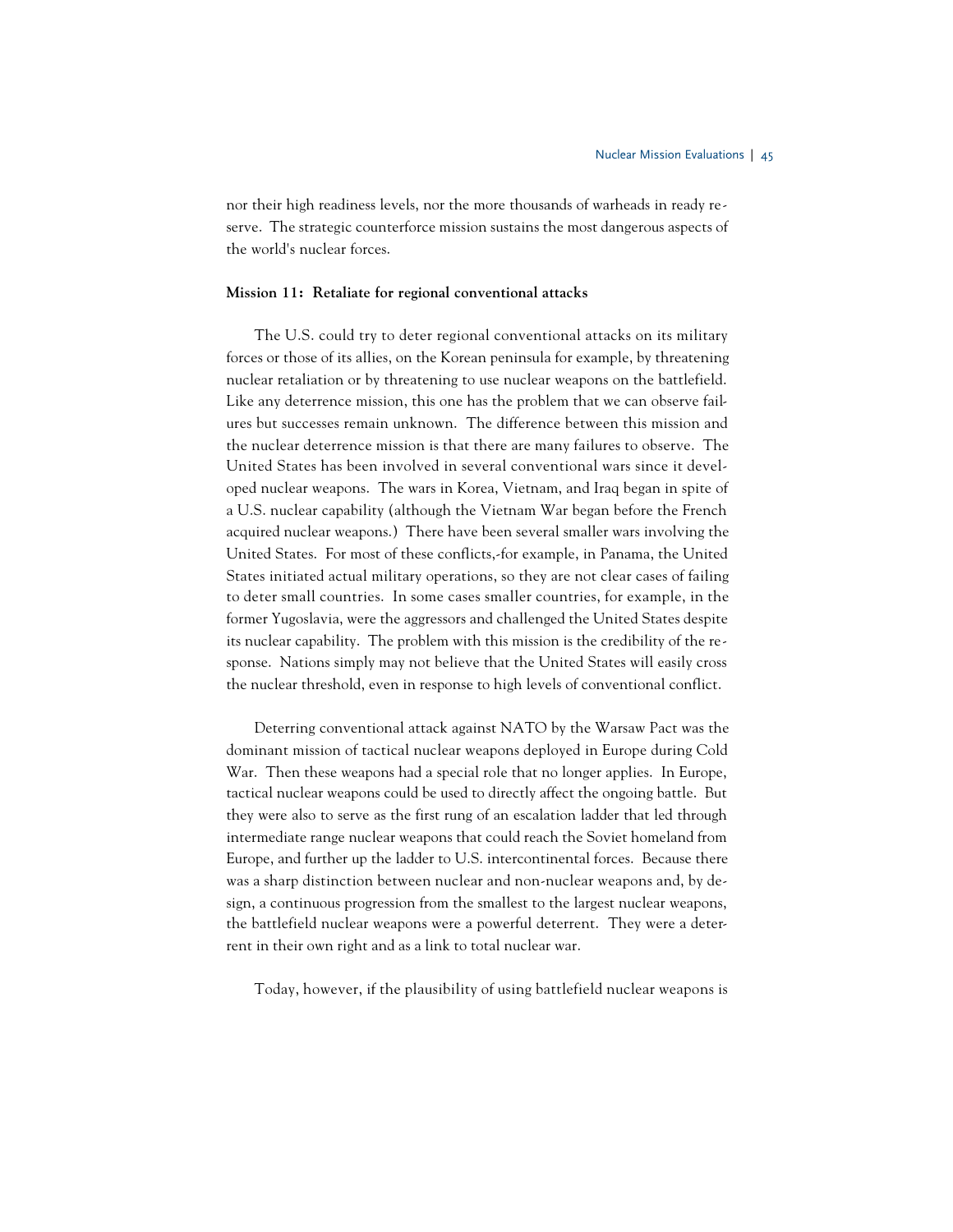nor their high readiness levels, nor the more thousands of warheads in ready reserve. The strategic counterforce mission sustains the most dangerous aspects of the world's nuclear forces.

### Mission 11: Retaliate for regional conventional attacks

The U.S. could try to deter regional conventional attacks on its military forces or those of its allies, on the Korean peninsula for example, by threatening nuclear retaliation or by threatening to use nuclear weapons on the battlefield. Like any deterrence mission, this one has the problem that we can observe failures but successes remain unknown. The difference between this mission and the nuclear deterrence mission is that there are many failures to observe. The United States has been involved in several conventional wars since it developed nuclear weapons. The wars in Korea, Vietnam, and Iraq began in spite of a U.S. nuclear capability (although the Vietnam War began before the French acquired nuclear weapons.) There have been several smaller wars involving the United States. For most of these conflicts,-for example, in Panama, the United States initiated actual military operations, so they are not clear cases of failing to deter small countries. In some cases smaller countries, for example, in the former Yugoslavia, were the aggressors and challenged the United States despite its nuclear capability. The problem with this mission is the credibility of the response. Nations simply may not believe that the United States will easily cross the nuclear threshold, even in response to high levels of conventional conflict.

Deterring conventional attack against NATO by the Warsaw Pact was the dominant mission of tactical nuclear weapons deployed in Europe during Cold War. Then these weapons had a special role that no longer applies. In Europe, tactical nuclear weapons could be used to directly affect the ongoing battle. But they were also to serve as the first rung of an escalation ladder that led through intermediate range nuclear weapons that could reach the Soviet homeland from Europe, and further up the ladder to U.S. intercontinental forces. Because there was a sharp distinction between nuclear and non-nuclear weapons and, by design, a continuous progression from the smallest to the largest nuclear weapons, the battlefield nuclear weapons were a powerful deterrent. They were a deterrent in their own right and as a link to total nuclear war.

Today, however, if the plausibility of using battlefield nuclear weapons is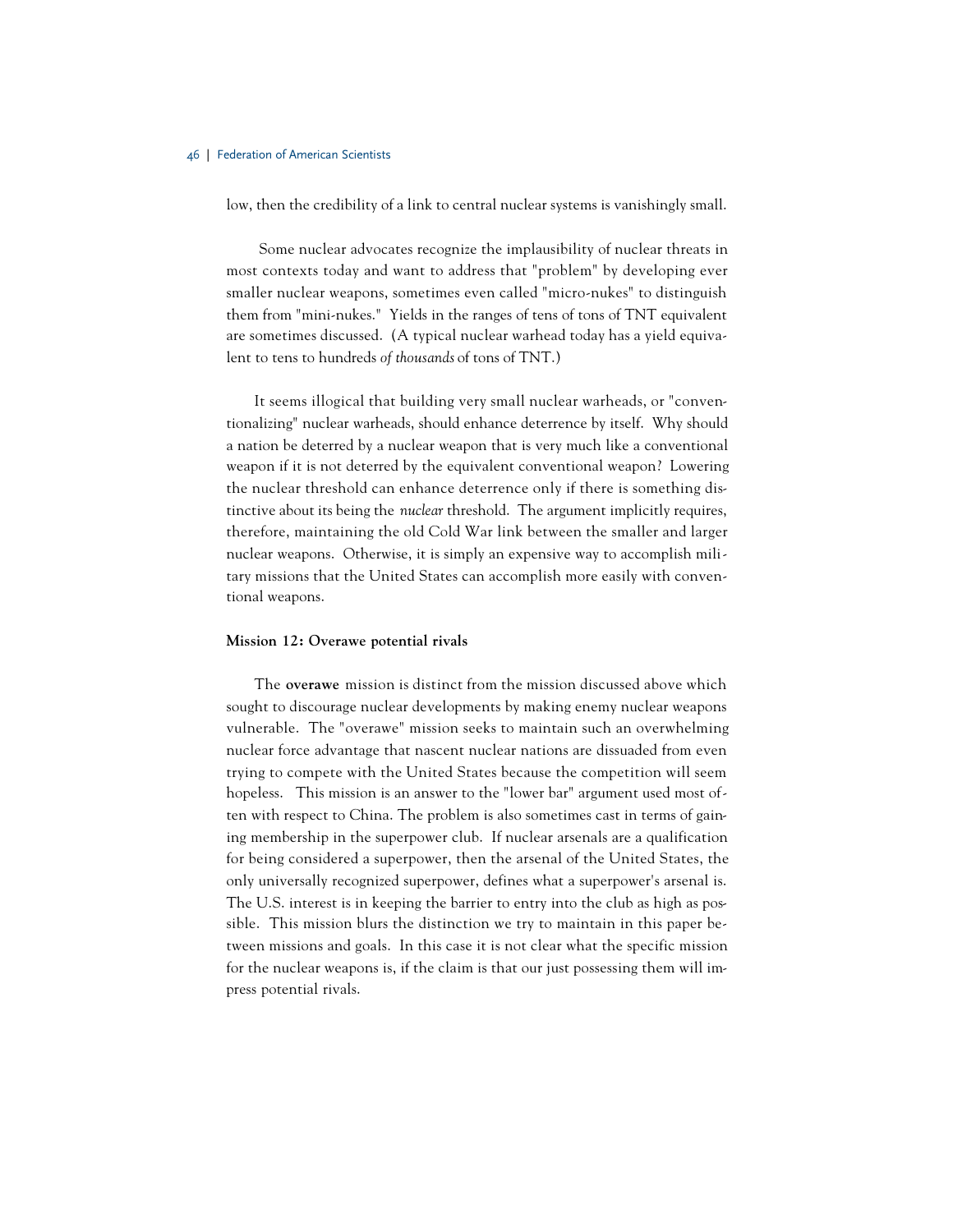low, then the credibility of a link to central nuclear systems is vanishingly small.

Some nuclear advocates recognize the implausibility of nuclear threats in most contexts today and want to address that "problem" by developing ever smaller nuclear weapons, sometimes even called "micro-nukes" to distinguish them from "mini-nukes." Yields in the ranges of tens of tons of TNT equivalent are sometimes discussed. (A typical nuclear warhead today has a yield equivalent to tens to hundreds *of thousands* of tons of TNT.)

It seems illogical that building very small nuclear warheads, or "conventionalizing" nuclear warheads, should enhance deterrence by itself. Why should a nation be deterred by a nuclear weapon that is very much like a conventional weapon if it is not deterred by the equivalent conventional weapon? Lowering the nuclear threshold can enhance deterrence only if there is something distinctive about its being the *nuclear* threshold. The argument implicitly requires, therefore, maintaining the old Cold War link between the smaller and larger nuclear weapons. Otherwise, it is simply an expensive way to accomplish military missions that the United States can accomplish more easily with conventional weapons.

**Mission 12: Overawe potential rivals**

The **overawe** mission is distinct from the mission discussed above which sought to discourage nuclear developments by making enemy nuclear weapons vulnerable. The "overawe" mission seeks to maintain such an overwhelming nuclear force advantage that nascent nuclear nations are dissuaded from even trying to compete with the United States because the competition will seem hopeless. This mission is an answer to the "lower bar" argument used most often with respect to China. The problem is also sometimes cast in terms of gaining membership in the superpower club. If nuclear arsenals are a qualification for being considered a superpower, then the arsenal of the United States, the only universally recognized superpower, defines what a superpower's arsenal is. The U.S. interest is in keeping the barrier to entry into the club as high as possible. This mission blurs the distinction we try to maintain in this paper between missions and goals. In this case it is not clear what the specific mission for the nuclear weapons is, if the claim is that our just possessing them will impress potential rivals.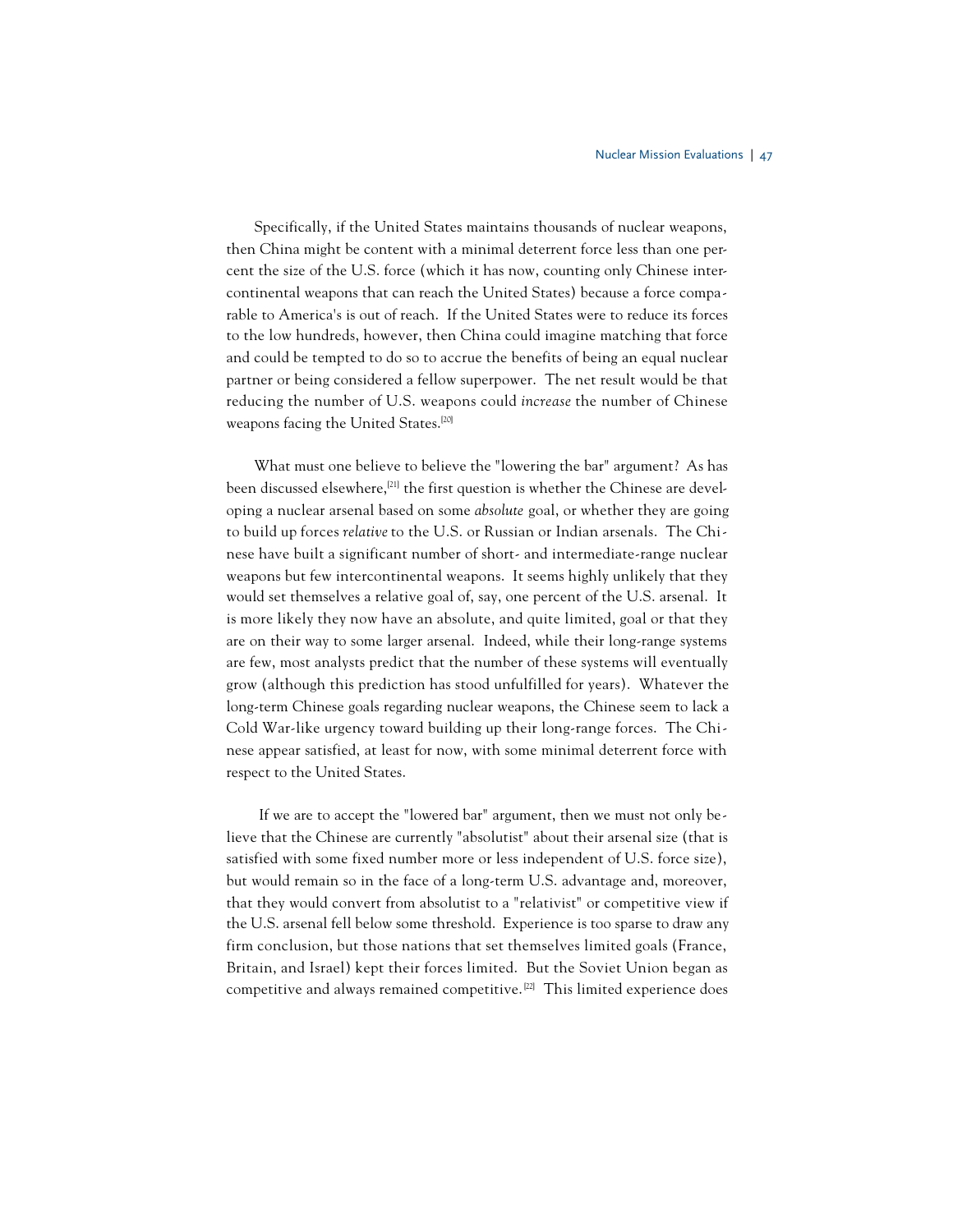Specifically, if the United States maintains thousands of nuclear weapons, then China might be content with a minimal deterrent force less than one percent the size of the U.S. force (which it has now, counting only Chinese intercontinental weapons that can reach the United States) because a force comparable to America's is out of reach. If the United States were to reduce its forces to the low hundreds, however, then China could imagine matching that force and could be tempted to do so to accrue the benefits of being an equal nuclear partner or being considered a fellow superpower. The net result would be that reducing the number of U.S. weapons could *increase* the number of Chinese weapons facing the United States.[20]

What must one believe to believe the "lowering the bar" argument? As has been discussed elsewhere,[21] the first question is whether the Chinese are developing a nuclear arsenal based on some *absolute* goal, or whether they are going to build up forces *relative* to the U.S. or Russian or Indian arsenals. The Chinese have built a significant number of short- and intermediate-range nuclear weapons but few intercontinental weapons. It seems highly unlikely that they would set themselves a relative goal of, say, one percent of the U.S. arsenal. It is more likely they now have an absolute, and quite limited, goal or that they are on their way to some larger arsenal. Indeed, while their long-range systems are few, most analysts predict that the number of these systems will eventually grow (although this prediction has stood unfulfilled for years). Whatever the long-term Chinese goals regarding nuclear weapons, the Chinese seem to lack a Cold War-like urgency toward building up their long-range forces. The Chinese appear satisfied, at least for now, with some minimal deterrent force with respect to the United States.

If we are to accept the "lowered bar" argument, then we must not only believe that the Chinese are currently "absolutist" about their arsenal size (that is satisfied with some fixed number more or less independent of U.S. force size), but would remain so in the face of a long-term U.S. advantage and, moreover, that they would convert from absolutist to a "relativist" or competitive view if the U.S. arsenal fell below some threshold. Experience is too sparse to draw any firm conclusion, but those nations that set themselves limited goals (France, Britain, and Israel) kept their forces limited. But the Soviet Union began as competitive and always remained competitive.[22] This limited experience does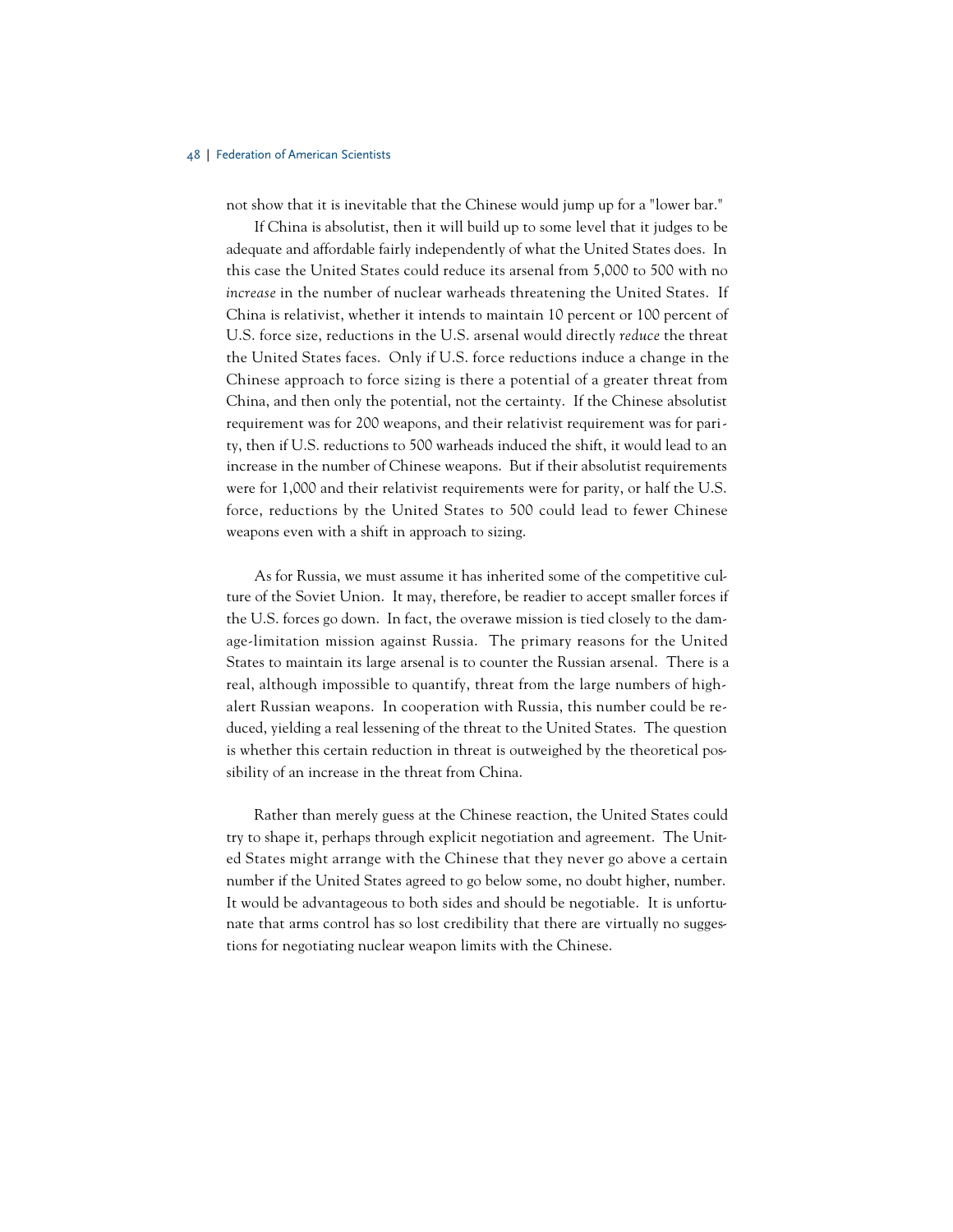not show that it is inevitable that the Chinese would jump up for a "lower bar."

If China is absolutist, then it will build up to some level that it judges to be adequate and affordable fairly independently of what the United States does. In this case the United States could reduce its arsenal from 5,000 to 500 with no *increase* in the number of nuclear warheads threatening the United States. If China is relativist, whether it intends to maintain 10 percent or 100 percent of U.S. force size, reductions in the U.S. arsenal would directly *reduce* the threat the United States faces. Only if U.S. force reductions induce a change in the Chinese approach to force sizing is there a potential of a greater threat from China, and then only the potential, not the certainty. If the Chinese absolutist requirement was for 200 weapons, and their relativist requirement was for parity, then if U.S. reductions to 500 warheads induced the shift, it would lead to an increase in the number of Chinese weapons. But if their absolutist requirements were for 1,000 and their relativist requirements were for parity, or half the U.S. force, reductions by the United States to 500 could lead to fewer Chinese weapons even with a shift in approach to sizing.

As for Russia, we must assume it has inherited some of the competitive culture of the Soviet Union. It may, therefore, be readier to accept smaller forces if the U.S. forces go down. In fact, the overawe mission is tied closely to the damage-limitation mission against Russia. The primary reasons for the United States to maintain its large arsenal is to counter the Russian arsenal. There is a real, although impossible to quantify, threat from the large numbers of high-alert Russian weapons. In cooperation with Russia, this number could be reduced, yielding a real lessening of the threat to the United States. The question is whether this certain reduction in threat is outweighed by the theoretical possibility of an increase in the threat from China.

Rather than merely guess at the Chinese reaction, the United States could try to shape it, perhaps through explicit negotiation and agreement. The United States might arrange with the Chinese that they never go above a certain number if the United States agreed to go below some, no doubt higher, number. It would be advantageous to both sides and should be negotiable. It is unfortunate that arms control has so lost credibility that there are virtually no suggestions for negotiating nuclear weapon limits with the Chinese.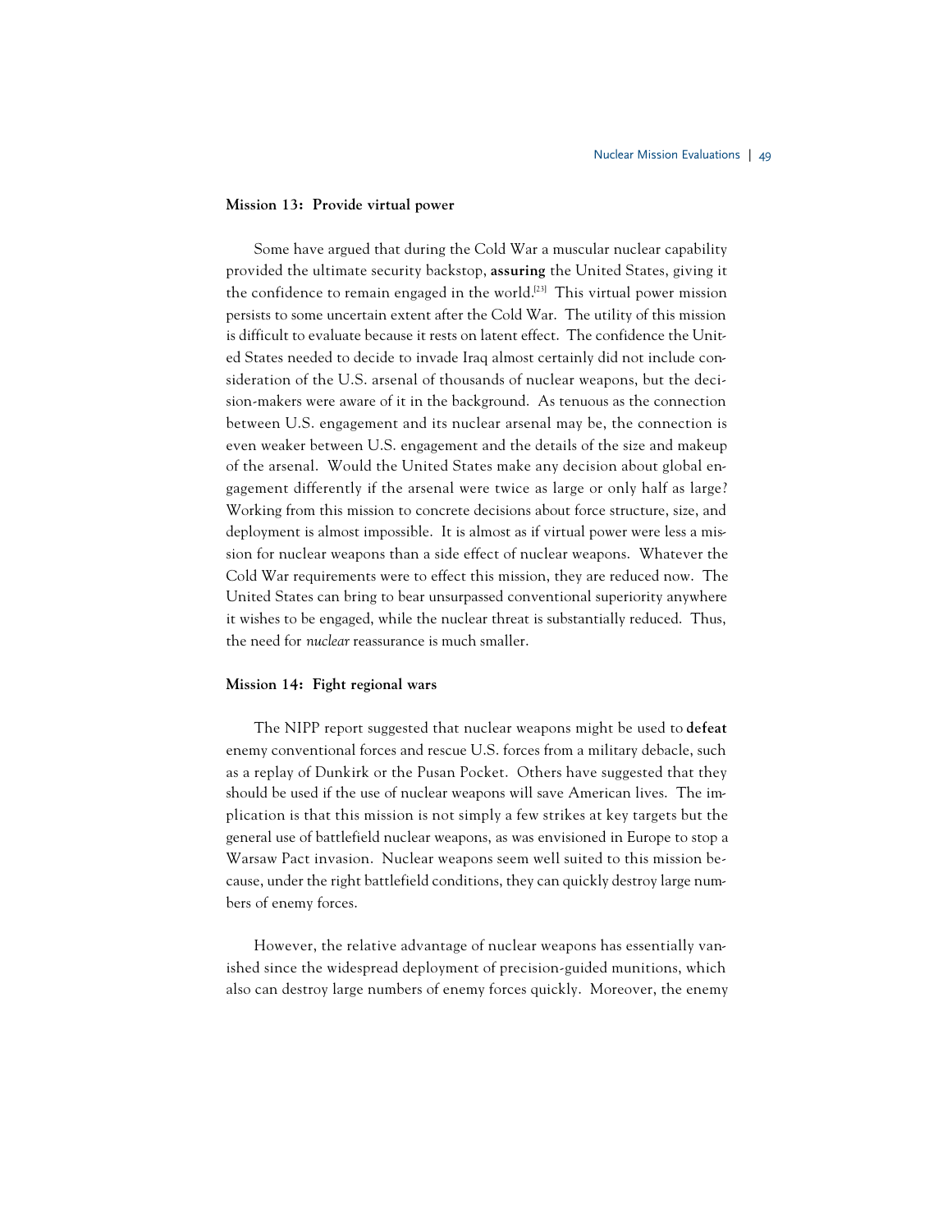### Mission 13: Provide virtual power

Some have argued that during the Cold War a muscular nuclear capability provided the ultimate security backstop, **assuring** the United States, giving it the confidence to remain engaged in the world.[23] This virtual power mission persists to some uncertain extent after the Cold War. The utility of this mission is difficult to evaluate because it rests on latent effect. The confidence the United States needed to decide to invade Iraq almost certainly did not include consideration of the U.S. arsenal of thousands of nuclear weapons, but the decision-makers were aware of it in the background. As tenuous as the connection between U.S. engagement and its nuclear arsenal may be, the connection is even weaker between U.S. engagement and the details of the size and makeup of the arsenal. Would the United States make any decision about global engagement differently if the arsenal were twice as large or only half as large? Working from this mission to concrete decisions about force structure, size, and deployment is almost impossible. It is almost as if virtual power were less a mission for nuclear weapons than a side effect of nuclear weapons. Whatever the Cold War requirements were to effect this mission, they are reduced now. The United States can bring to bear unsurpassed conventional superiority anywhere it wishes to be engaged, while the nuclear threat is substantially reduced. Thus, the need for *nuclear* reassurance is much smaller.

### Mission 14: Fight regional wars

The NIPP report suggested that nuclear weapons might be used to **defeat** enemy conventional forces and rescue U.S. forces from a military debacle, such as a replay of Dunkirk or the Pusan Pocket. Others have suggested that they should be used if the use of nuclear weapons will save American lives. The implication is that this mission is not simply a few strikes at key targets but the general use of battlefield nuclear weapons, as was envisioned in Europe to stop a Warsaw Pact invasion. Nuclear weapons seem well suited to this mission because, under the right battlefield conditions, they can quickly destroy large numbers of enemy forces.

However, the relative advantage of nuclear weapons has essentially vanished since the widespread deployment of precision-guided munitions, which also can destroy large numbers of enemy forces quickly. Moreover, the enemy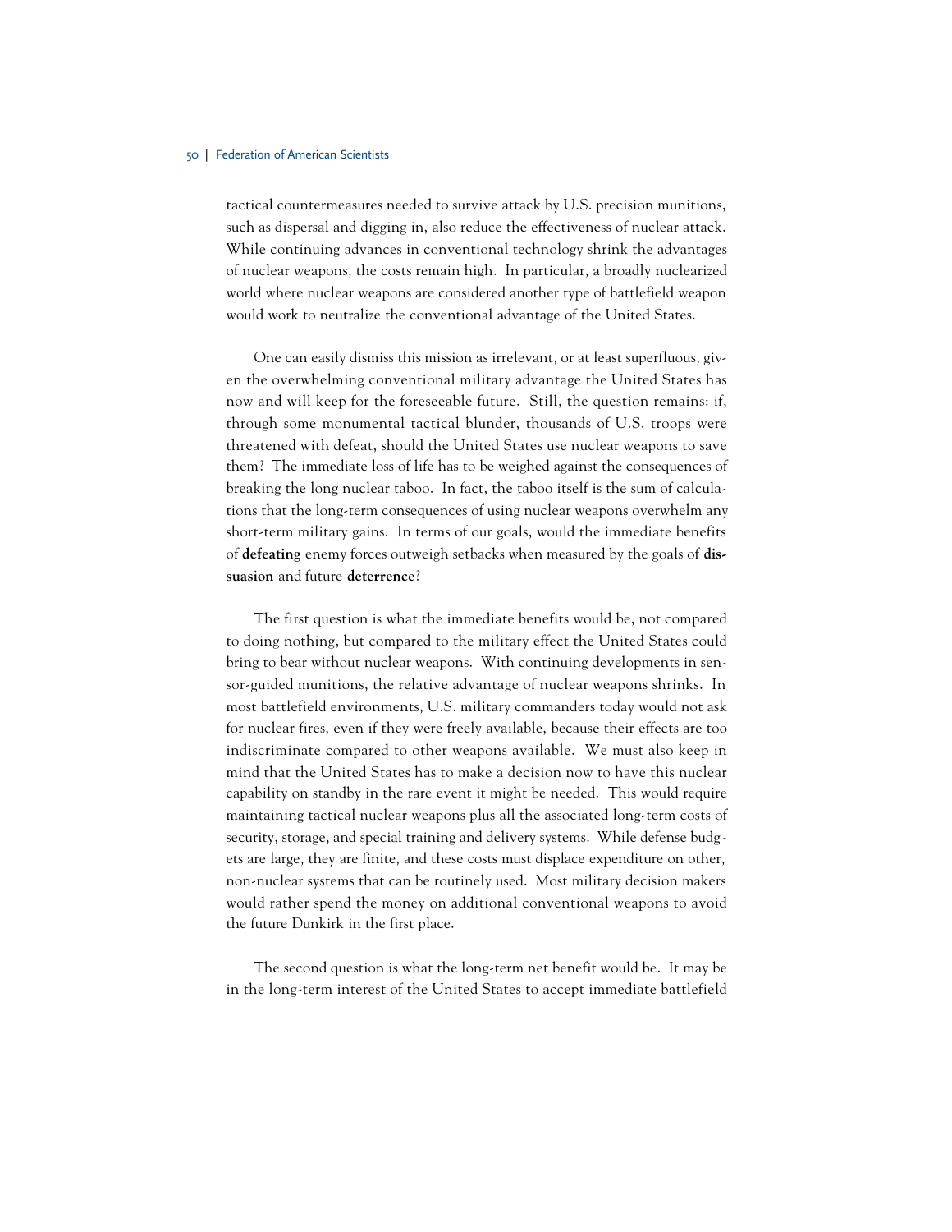tactical countermeasures needed to survive attack by U.S. precision munitions, such as dispersal and digging in, also reduce the effectiveness of nuclear attack. While continuing advances in conventional technology shrink the advantages of nuclear weapons, the costs remain high. In particular, a broadly nuclearized world where nuclear weapons are considered another type of battlefield weapon would work to neutralize the conventional advantage of the United States.

One can easily dismiss this mission as irrelevant, or at least superfluous, given the overwhelming conventional military advantage the United States has now and will keep for the foreseeable future. Still, the question remains: if, through some monumental tactical blunder, thousands of U.S. troops were threatened with defeat, should the United States use nuclear weapons to save them? The immediate loss of life has to be weighed against the consequences of breaking the long nuclear taboo. In fact, the taboo itself is the sum of calculations that the long-term consequences of using nuclear weapons overwhelm any short-term military gains. In terms of our goals, would the immediate benefits of **defeating** enemy forces outweigh setbacks when measured by the goals of **dissuasion** and future **deterrence**?

The first question is what the immediate benefits would be, not compared to doing nothing, but compared to the military effect the United States could bring to bear without nuclear weapons. With continuing developments in sensor-guided munitions, the relative advantage of nuclear weapons shrinks. In most battlefield environments, U.S. military commanders today would not ask for nuclear fires, even if they were freely available, because their effects are too indiscriminate compared to other weapons available. We must also keep in mind that the United States has to make a decision now to have this nuclear capability on standby in the rare event it might be needed. This would require maintaining tactical nuclear weapons plus all the associated long-term costs of security, storage, and special training and delivery systems. While defense budgets are large, they are finite, and these costs must displace expenditure on other, non-nuclear systems that can be routinely used. Most military decision makers would rather spend the money on additional conventional weapons to avoid the future Dunkirk in the first place.

The second question is what the long-term net benefit would be. It may be in the long-term interest of the United States to accept immediate battlefield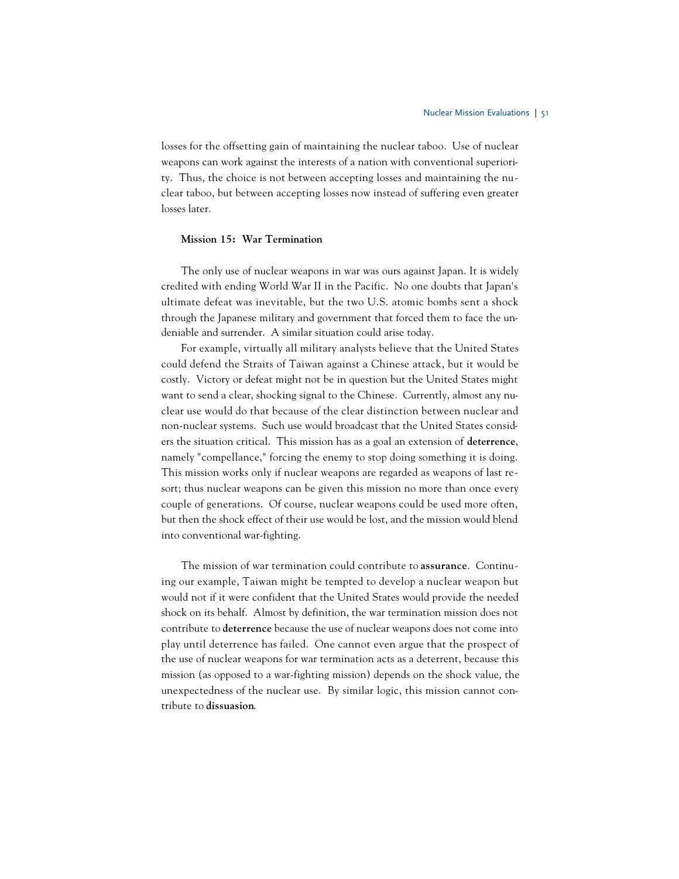losses for the offsetting gain of maintaining the nuclear taboo. Use of nuclear weapons can work against the interests of a nation with conventional superiority. Thus, the choice is not between accepting losses and maintaining the nuclear taboo, but between accepting losses now instead of suffering even greater losses later.

### Mission 15: War Termination

The only use of nuclear weapons in war was ours against Japan. It is widely credited with ending World War II in the Pacific. No one doubts that Japan's ultimate defeat was inevitable, but the two U.S. atomic bombs sent a shock through the Japanese military and government that forced them to face the undeniable and surrender. A similar situation could arise today.

For example, virtually all military analysts believe that the United States could defend the Straits of Taiwan against a Chinese attack, but it would be costly. Victory or defeat might not be in question but the United States might want to send a clear, shocking signal to the Chinese. Currently, almost any nuclear use would do that because of the clear distinction between nuclear and non-nuclear systems. Such use would broadcast that the United States considers the situation critical. This mission has as a goal an extension of **deterrence**, namely "compellance," forcing the enemy to stop doing something it is doing. This mission works only if nuclear weapons are regarded as weapons of last resort; thus nuclear weapons can be given this mission no more than once every couple of generations. Of course, nuclear weapons could be used more often, but then the shock effect of their use would be lost, and the mission would blend into conventional war-fighting.

The mission of war termination could contribute to **assurance**. Continuing our example, Taiwan might be tempted to develop a nuclear weapon but would not if it were confident that the United States would provide the needed shock on its behalf. Almost by definition, the war termination mission does not contribute to **deterrence** because the use of nuclear weapons does not come into play until deterrence has failed. One cannot even argue that the prospect of the use of nuclear weapons for war termination acts as a deterrent, because this mission (as opposed to a war-fighting mission) depends on the shock value, the unexpectedness of the nuclear use. By similar logic, this mission cannot contribute to **dissuasion**.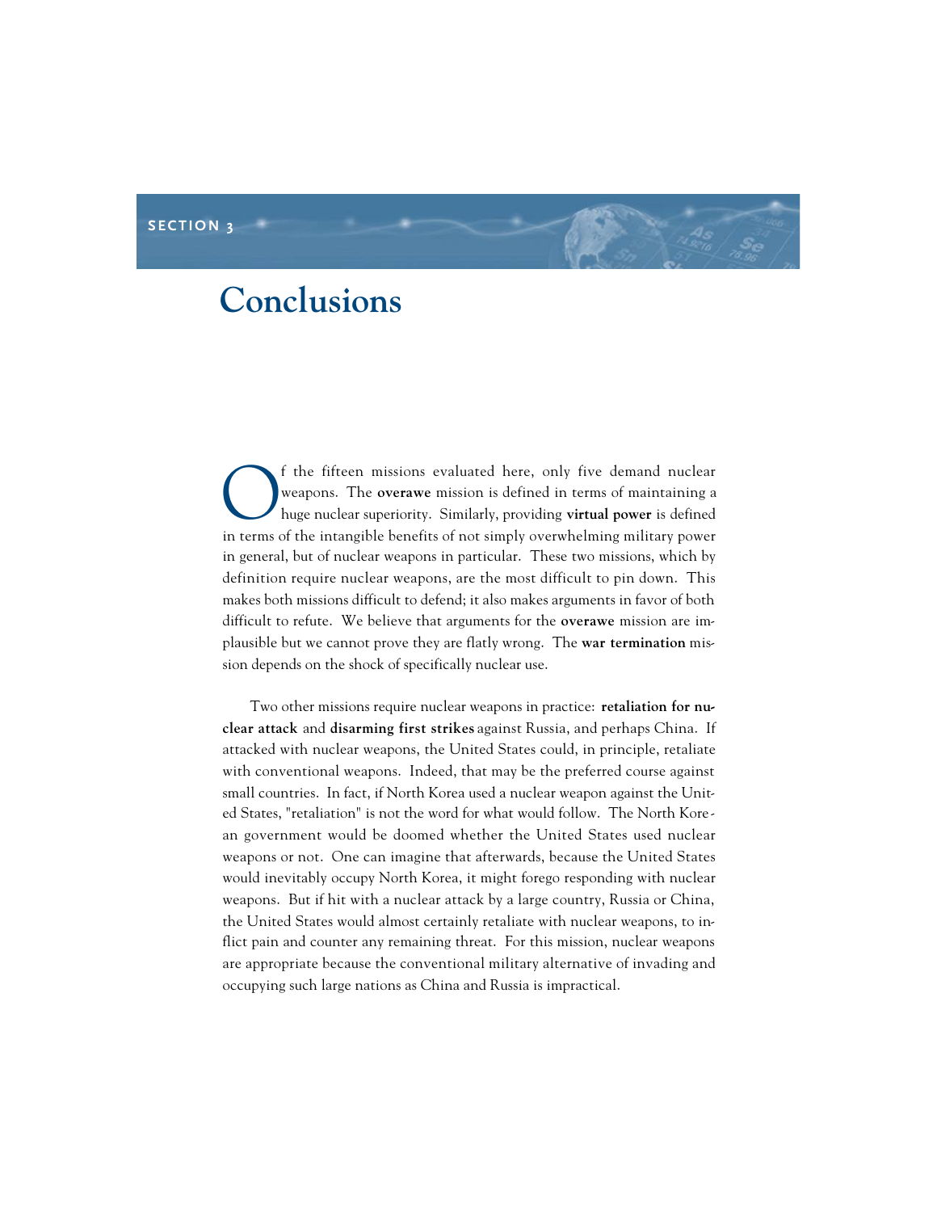SECTION 3

# Conclusions

Of the fifteen missions evaluated here, only five demand nuclear weapons. The **overawe** mission is defined in terms of maintaining a huge nuclear superiority. Similarly, providing **virtual power** is defined in terms of the intangible benefits of not simply overwhelming military power in general, but of nuclear weapons in particular. These two missions, which by definition require nuclear weapons, are the most difficult to pin down. This makes both missions difficult to defend; it also makes arguments in favor of both difficult to refute. We believe that arguments for the **overawe** mission are implausible but we cannot prove they are flatly wrong. The **war termination** mission depends on the shock of specifically nuclear use.

Two other missions require nuclear weapons in practice: **retaliation for nuclear attack** and **disarming first strikes** against Russia, and perhaps China. If attacked with nuclear weapons, the United States could, in principle, retaliate with conventional weapons. Indeed, that may be the preferred course against small countries. In fact, if North Korea used a nuclear weapon against the United States, "retaliation" is not the word for what would follow. The North Korean government would be doomed whether the United States used nuclear weapons or not. One can imagine that afterwards, because the United States would inevitably occupy North Korea, it might forego responding with nuclear weapons. But if hit with a nuclear attack by a large country, Russia or China, the United States would almost certainly retaliate with nuclear weapons, to inflict pain and counter any remaining threat. For this mission, nuclear weapons are appropriate because the conventional military alternative of invading and occupying such large nations as China and Russia is impractical.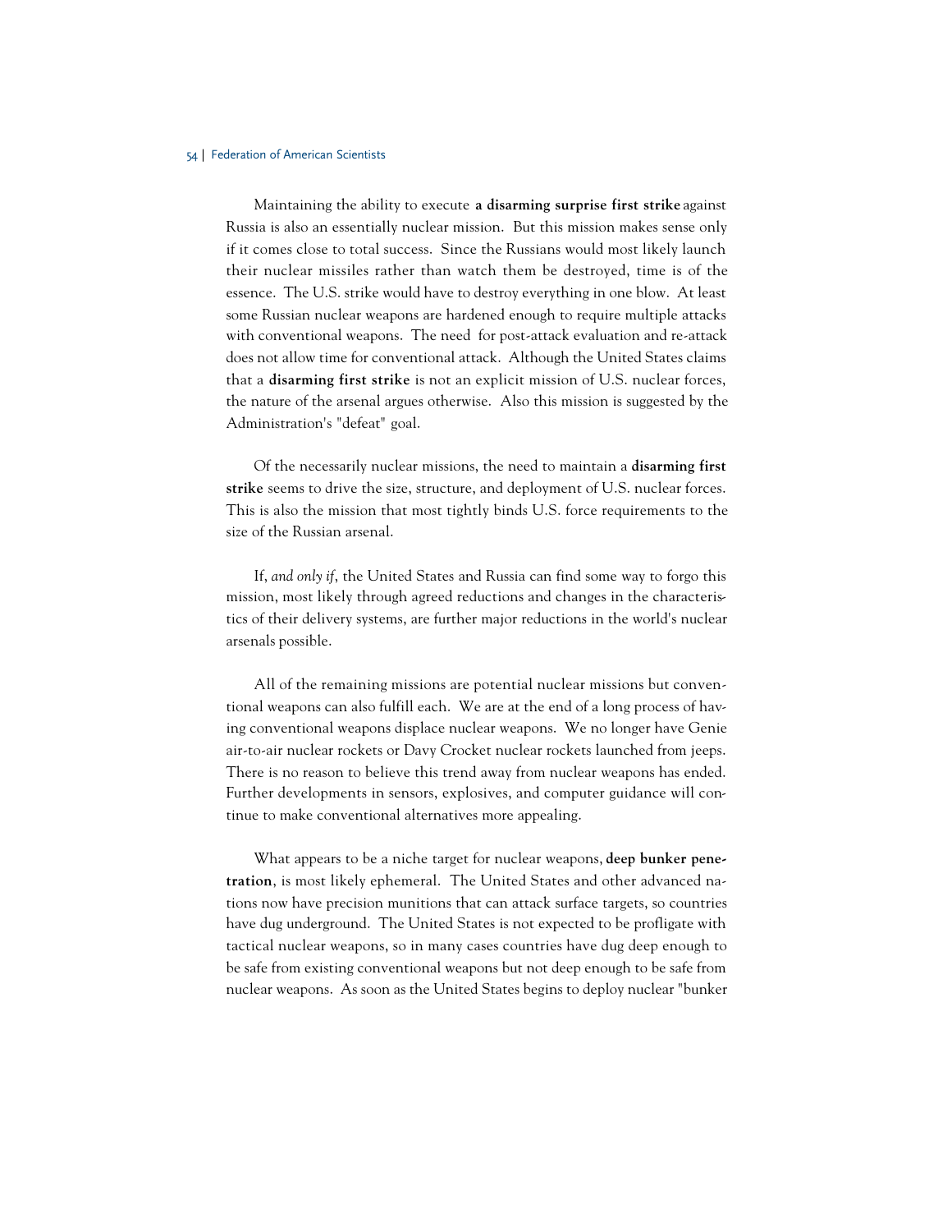Maintaining the ability to execute **a disarming surprise first strike** against Russia is also an essentially nuclear mission. But this mission makes sense only if it comes close to total success. Since the Russians would most likely launch their nuclear missiles rather than watch them be destroyed, time is of the essence. The U.S. strike would have to destroy everything in one blow. At least some Russian nuclear weapons are hardened enough to require multiple attacks with conventional weapons. The need for post-attack evaluation and re-attack does not allow time for conventional attack. Although the United States claims that a **disarming first strike** is not an explicit mission of U.S. nuclear forces, the nature of the arsenal argues otherwise. Also this mission is suggested by the Administration's "defeat" goal.

Of the necessarily nuclear missions, the need to maintain a **disarming first strike** seems to drive the size, structure, and deployment of U.S. nuclear forces. This is also the mission that most tightly binds U.S. force requirements to the size of the Russian arsenal.

If, *and only if*, the United States and Russia can find some way to forgo this mission, most likely through agreed reductions and changes in the characteristics of their delivery systems, are further major reductions in the world's nuclear arsenals possible.

All of the remaining missions are potential nuclear missions but conventional weapons can also fulfill each. We are at the end of a long process of having conventional weapons displace nuclear weapons. We no longer have Genie air-to-air nuclear rockets or Davy Crocket nuclear rockets launched from jeeps. There is no reason to believe this trend away from nuclear weapons has ended. Further developments in sensors, explosives, and computer guidance will continue to make conventional alternatives more appealing.

What appears to be a niche target for nuclear weapons, **deep bunker penetration**, is most likely ephemeral. The United States and other advanced nations now have precision munitions that can attack surface targets, so countries have dug underground. The United States is not expected to be profligate with tactical nuclear weapons, so in many cases countries have dug deep enough to be safe from existing conventional weapons but not deep enough to be safe from nuclear weapons. As soon as the United States begins to deploy nuclear "bunker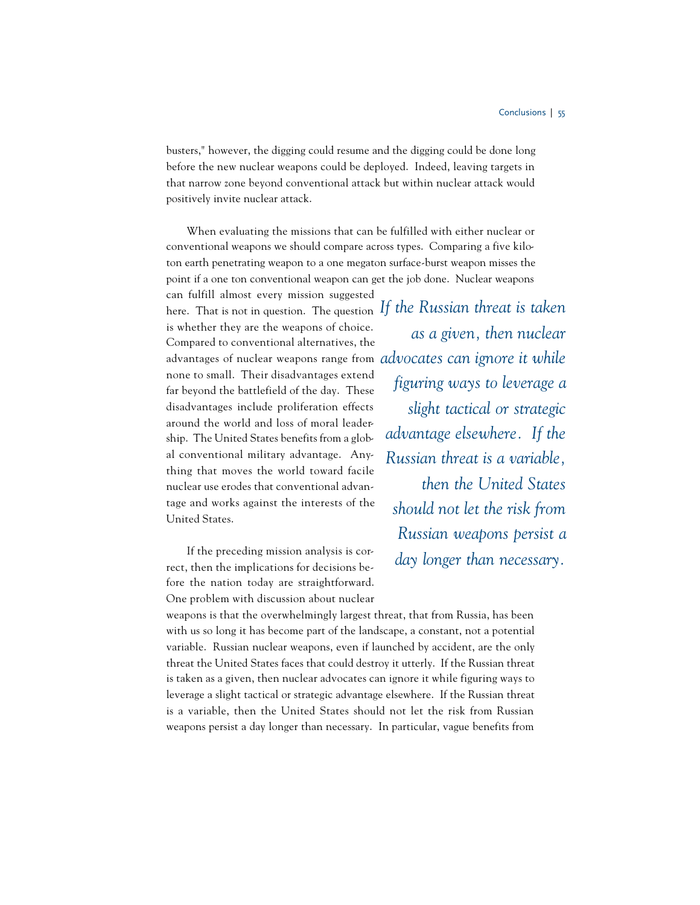busters," however, the digging could resume and the digging could be done long before the new nuclear weapons could be deployed. Indeed, leaving targets in that narrow zone beyond conventional attack but within nuclear attack would positively invite nuclear attack.

When evaluating the missions that can be fulfilled with either nuclear or conventional weapons we should compare across types. Comparing a five kiloton earth penetrating weapon to a one megaton surface-burst weapon misses the point if a one ton conventional weapon can get the job done. Nuclear weapons can fulfill almost every mission suggested here. That is not in question. The question is whether they are the weapons of choice. Compared to conventional alternatives, the advantages of nuclear weapons range from none to small. Their disadvantages extend far beyond the battlefield of the day. These disadvantages include proliferation effects around the world and loss of moral leadership. The United States benefits from a global conventional military advantage. Anything that moves the world toward facile nuclear use erodes that conventional advantage and works against the interests of the United States.

> *If the Russian threat is taken as a given, then nuclear advocates can ignore it while figuring ways to leverage a slight tactical or strategic advantage elsewhere. If the Russian threat is a variable, then the United States should not let the risk from Russian weapons persist a day longer than necessary.*

If the preceding mission analysis is correct, then the implications for decisions before the nation today are straightforward. One problem with discussion about nuclear weapons is that the overwhelmingly largest threat, that from Russia, has been with us so long it has become part of the landscape, a constant, not a potential variable. Russian nuclear weapons, even if launched by accident, are the only threat the United States faces that could destroy it utterly. If the Russian threat is taken as a given, then nuclear advocates can ignore it while figuring ways to leverage a slight tactical or strategic advantage elsewhere. If the Russian threat is a variable, then the United States should not let the risk from Russian weapons persist a day longer than necessary. In particular, vague benefits from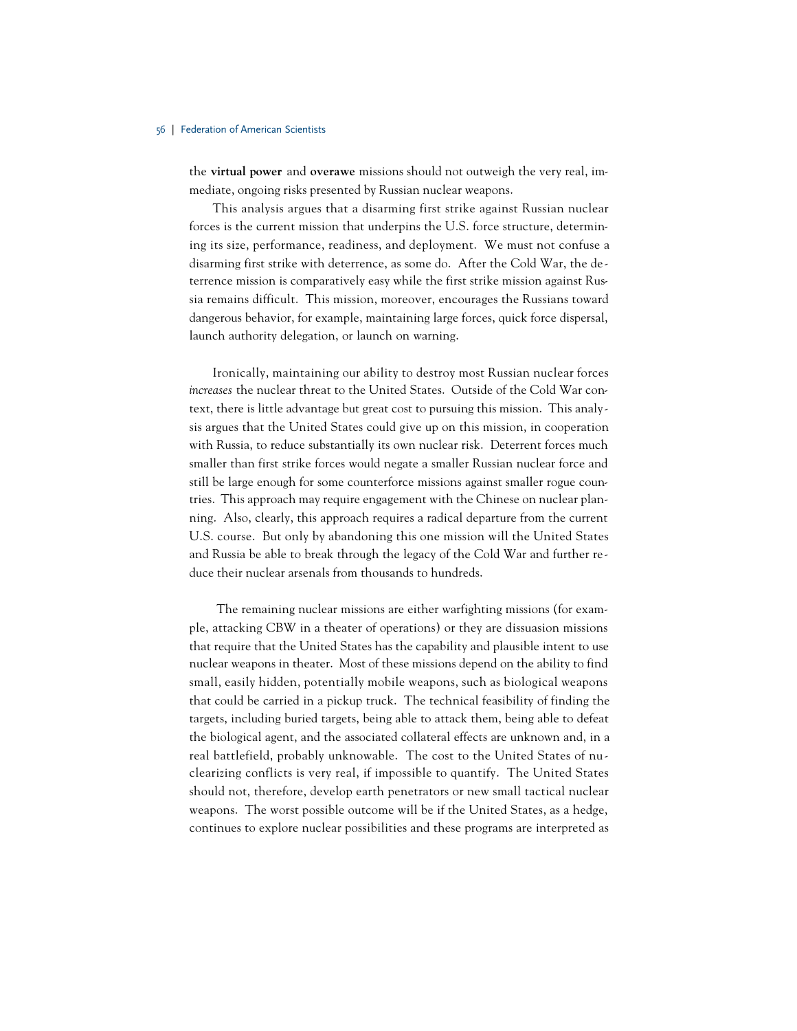the **virtual power** and **overawe** missions should not outweigh the very real, immediate, ongoing risks presented by Russian nuclear weapons.

This analysis argues that a disarming first strike against Russian nuclear forces is the current mission that underpins the U.S. force structure, determining its size, performance, readiness, and deployment. We must not confuse a disarming first strike with deterrence, as some do. After the Cold War, the deterrence mission is comparatively easy while the first strike mission against Russia remains difficult. This mission, moreover, encourages the Russians toward dangerous behavior, for example, maintaining large forces, quick force dispersal, launch authority delegation, or launch on warning.

Ironically, maintaining our ability to destroy most Russian nuclear forces *increases* the nuclear threat to the United States. Outside of the Cold War context, there is little advantage but great cost to pursuing this mission. This analysis argues that the United States could give up on this mission, in cooperation with Russia, to reduce substantially its own nuclear risk. Deterrent forces much smaller than first strike forces would negate a smaller Russian nuclear force and still be large enough for some counterforce missions against smaller rogue countries. This approach may require engagement with the Chinese on nuclear planning. Also, clearly, this approach requires a radical departure from the current U.S. course. But only by abandoning this one mission will the United States and Russia be able to break through the legacy of the Cold War and further reduce their nuclear arsenals from thousands to hundreds.

The remaining nuclear missions are either warfighting missions (for example, attacking CBW in a theater of operations) or they are dissuasion missions that require that the United States has the capability and plausible intent to use nuclear weapons in theater. Most of these missions depend on the ability to find small, easily hidden, potentially mobile weapons, such as biological weapons that could be carried in a pickup truck. The technical feasibility of finding the targets, including buried targets, being able to attack them, being able to defeat the biological agent, and the associated collateral effects are unknown and, in a real battlefield, probably unknowable. The cost to the United States of nuclearizing conflicts is very real, if impossible to quantify. The United States should not, therefore, develop earth penetrators or new small tactical nuclear weapons. The worst possible outcome will be if the United States, as a hedge, continues to explore nuclear possibilities and these programs are interpreted as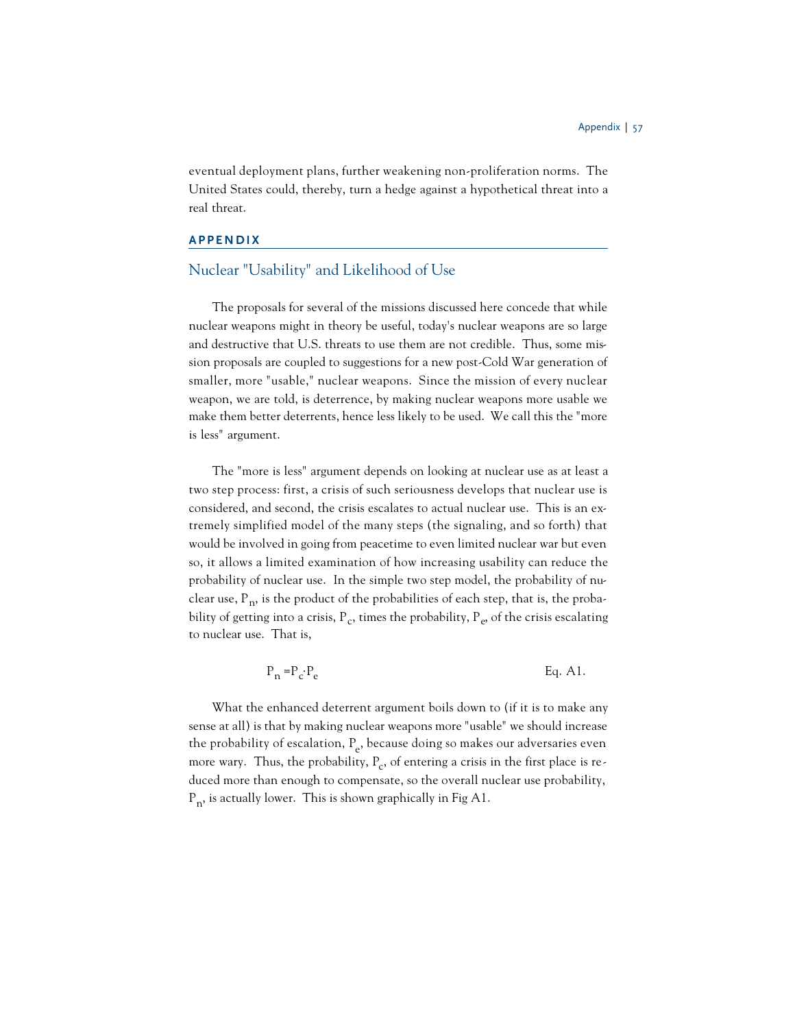eventual deployment plans, further weakening non-proliferation norms. The United States could, thereby, turn a hedge against a hypothetical threat into a real threat.

## APPENDIX

### Nuclear "Usability" and Likelihood of Use

The proposals for several of the missions discussed here concede that while nuclear weapons might in theory be useful, today's nuclear weapons are so large and destructive that U.S. threats to use them are not credible. Thus, some mission proposals are coupled to suggestions for a new post-Cold War generation of smaller, more "usable," nuclear weapons. Since the mission of every nuclear weapon, we are told, is deterrence, by making nuclear weapons more usable we make them better deterrents, hence less likely to be used. We call this the "more is less" argument.

The "more is less" argument depends on looking at nuclear use as at least a two step process: first, a crisis of such seriousness develops that nuclear use is considered, and second, the crisis escalates to actual nuclear use. This is an extremely simplified model of the many steps (the signaling, and so forth) that would be involved in going from peacetime to even limited nuclear war but even so, it allows a limited examination of how increasing usability can reduce the probability of nuclear use. In the simple two step model, the probability of nuclear use, $P_n$, is the product of the probabilities of each step, that is, the probability of getting into a crisis, $P_c$, times the probability, $P_e$, of the crisis escalating to nuclear use. That is,

$$P_n = P_c \cdot P_e \qquad \text{Eq. A1.}$$

What the enhanced deterrent argument boils down to (if it is to make any sense at all) is that by making nuclear weapons more "usable" we should increase the probability of escalation, $P_e$, because doing so makes our adversaries even more wary. Thus, the probability, $P_c$, of entering a crisis in the first place is reduced more than enough to compensate, so the overall nuclear use probability, $P_n$, is actually lower. This is shown graphically in Fig A1.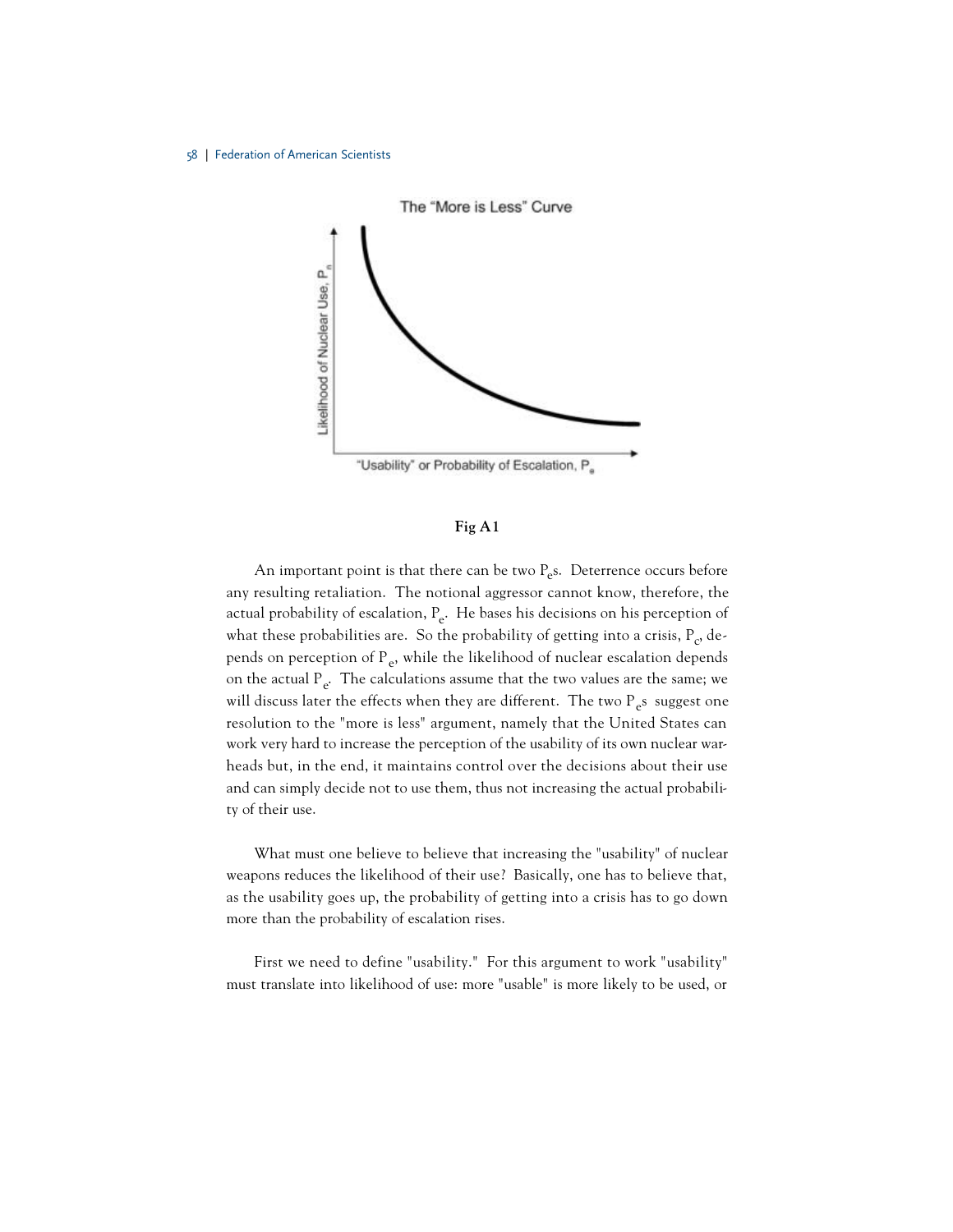The "More is Less" Curve

Likelihood of Nuclear Use, $P_n$

"Usability" or Probability of Escalation, $P_e$

**Fig A1**

An important point is that there can be two $P_e$s. Deterrence occurs before any resulting retaliation. The notional aggressor cannot know, therefore, the actual probability of escalation, $P_e$. He bases his decisions on his perception of what these probabilities are. So the probability of getting into a crisis, $P_c$, depends on perception of $P_e$, while the likelihood of nuclear escalation depends on the actual $P_e$. The calculations assume that the two values are the same; we will discuss later the effects when they are different. The two $P_e$s suggest one resolution to the "more is less" argument, namely that the United States can work very hard to increase the perception of the usability of its own nuclear warheads but, in the end, it maintains control over the decisions about their use and can simply decide not to use them, thus not increasing the actual probability of their use.

What must one believe to believe that increasing the "usability" of nuclear weapons reduces the likelihood of their use? Basically, one has to believe that, as the usability goes up, the probability of getting into a crisis has to go down more than the probability of escalation rises.

First we need to define "usability." For this argument to work "usability" must translate into likelihood of use: more "usable" is more likely to be used, or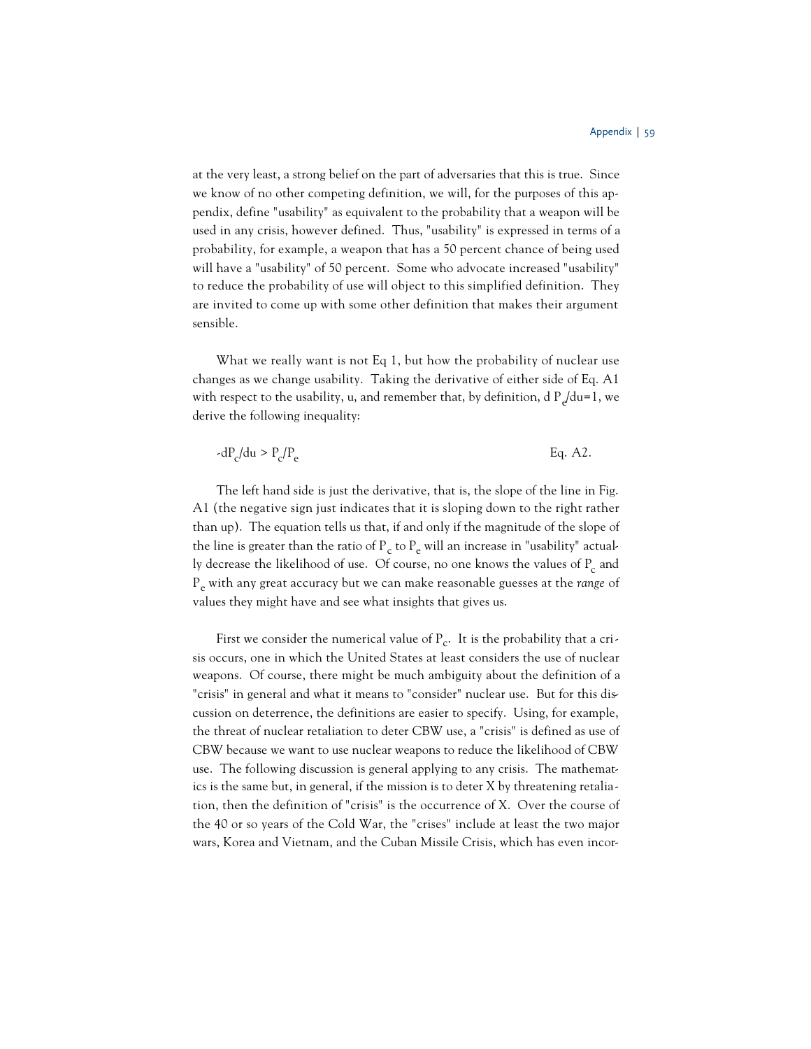at the very least, a strong belief on the part of adversaries that this is true. Since we know of no other competing definition, we will, for the purposes of this appendix, define "usability" as equivalent to the probability that a weapon will be used in any crisis, however defined. Thus, "usability" is expressed in terms of a probability, for example, a weapon that has a 50 percent chance of being used will have a "usability" of 50 percent. Some who advocate increased "usability" to reduce the probability of use will object to this simplified definition. They are invited to come up with some other definition that makes their argument sensible.

What we really want is not Eq 1, but how the probability of nuclear use changes as we change usability. Taking the derivative of either side of Eq. A1 with respect to the usability, u, and remember that, by definition, $d P_e/du=1$, we derive the following inequality:

$$-dP_c/du > P_c/P_e \qquad \text{Eq. A2.}$$

The left hand side is just the derivative, that is, the slope of the line in Fig. A1 (the negative sign just indicates that it is sloping down to the right rather than up). The equation tells us that, if and only if the magnitude of the slope of the line is greater than the ratio of $P_c$ to $P_e$ will an increase in "usability" actually decrease the likelihood of use. Of course, no one knows the values of $P_c$ and $P_e$ with any great accuracy but we can make reasonable guesses at the *range* of values they might have and see what insights that gives us.

First we consider the numerical value of $P_c$. It is the probability that a crisis occurs, one in which the United States at least considers the use of nuclear weapons. Of course, there might be much ambiguity about the definition of a "crisis" in general and what it means to "consider" nuclear use. But for this discussion on deterrence, the definitions are easier to specify. Using, for example, the threat of nuclear retaliation to deter CBW use, a "crisis" is defined as use of CBW because we want to use nuclear weapons to reduce the likelihood of CBW use. The following discussion is general applying to any crisis. The mathematics is the same but, in general, if the mission is to deter X by threatening retaliation, then the definition of "crisis" is the occurrence of X. Over the course of the 40 or so years of the Cold War, the "crises" include at least the two major wars, Korea and Vietnam, and the Cuban Missile Crisis, which has even incor-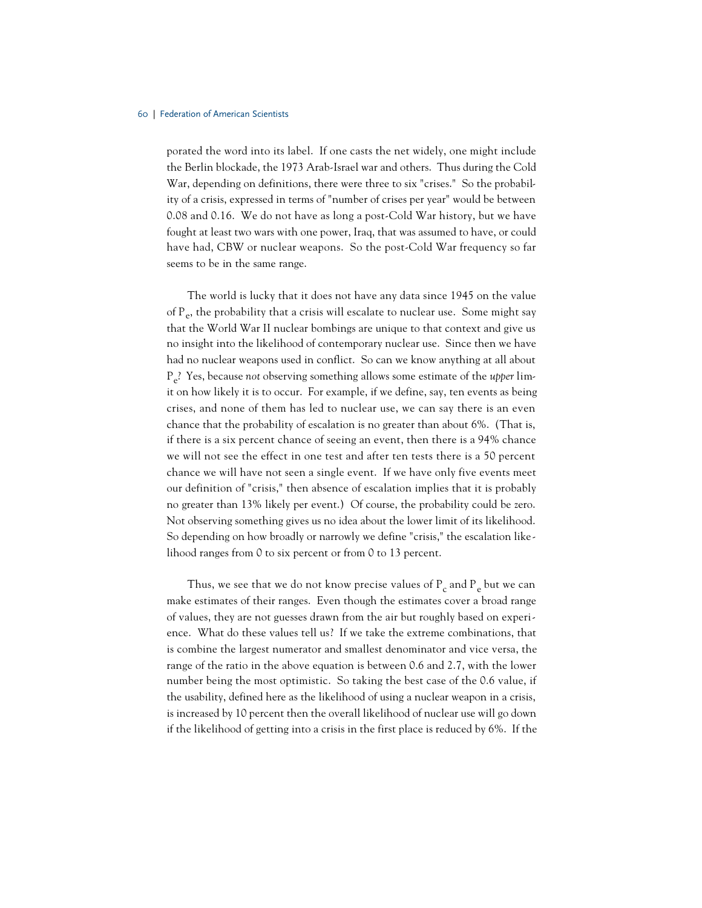porated the word into its label. If one casts the net widely, one might include the Berlin blockade, the 1973 Arab-Israel war and others. Thus during the Cold War, depending on definitions, there were three to six "crises." So the probability of a crisis, expressed in terms of "number of crises per year" would be between 0.08 and 0.16. We do not have as long a post-Cold War history, but we have fought at least two wars with one power, Iraq, that was assumed to have, or could have had, CBW or nuclear weapons. So the post-Cold War frequency so far seems to be in the same range.

The world is lucky that it does not have any data since 1945 on the value of $P_e$, the probability that a crisis will escalate to nuclear use. Some might say that the World War II nuclear bombings are unique to that context and give us no insight into the likelihood of contemporary nuclear use. Since then we have had no nuclear weapons used in conflict. So can we know anything at all about $P_e$? Yes, because *not* observing something allows some estimate of the *upper* limit on how likely it is to occur. For example, if we define, say, ten events as being crises, and none of them has led to nuclear use, we can say there is an even chance that the probability of escalation is no greater than about 6%. (That is, if there is a six percent chance of seeing an event, then there is a 94% chance we will not see the effect in one test and after ten tests there is a 50 percent chance we will have not seen a single event. If we have only five events meet our definition of "crisis," then absence of escalation implies that it is probably no greater than 13% likely per event.) Of course, the probability could be zero. Not observing something gives us no idea about the lower limit of its likelihood. So depending on how broadly or narrowly we define "crisis," the escalation likelihood ranges from 0 to six percent or from 0 to 13 percent.

Thus, we see that we do not know precise values of $P_c$ and $P_e$ but we can make estimates of their ranges. Even though the estimates cover a broad range of values, they are not guesses drawn from the air but roughly based on experience. What do these values tell us? If we take the extreme combinations, that is combine the largest numerator and smallest denominator and vice versa, the range of the ratio in the above equation is between 0.6 and 2.7, with the lower number being the most optimistic. So taking the best case of the 0.6 value, if the usability, defined here as the likelihood of using a nuclear weapon in a crisis, is increased by 10 percent then the overall likelihood of nuclear use will go down if the likelihood of getting into a crisis in the first place is reduced by 6%. If the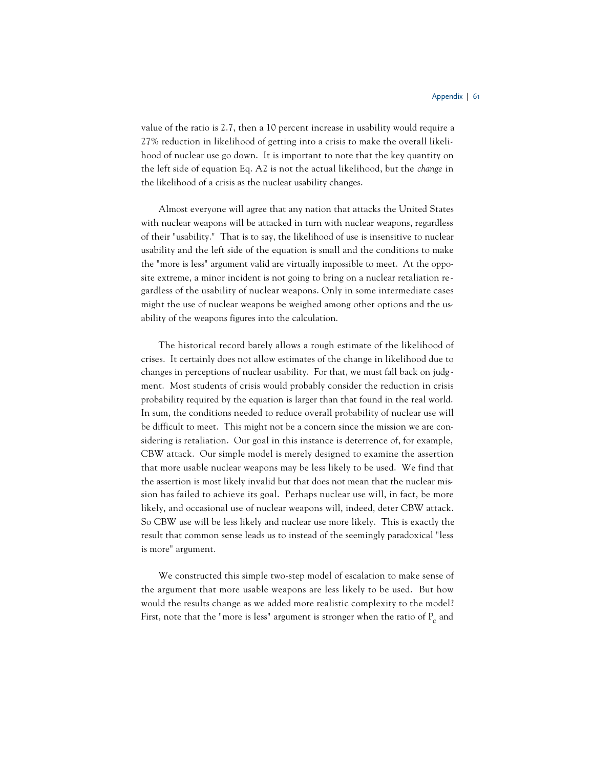value of the ratio is 2.7, then a 10 percent increase in usability would require a 27% reduction in likelihood of getting into a crisis to make the overall likelihood of nuclear use go down. It is important to note that the key quantity on the left side of equation Eq. A2 is not the actual likelihood, but the *change* in the likelihood of a crisis as the nuclear usability changes.

Almost everyone will agree that any nation that attacks the United States with nuclear weapons will be attacked in turn with nuclear weapons, regardless of their "usability." That is to say, the likelihood of use is insensitive to nuclear usability and the left side of the equation is small and the conditions to make the "more is less" argument valid are virtually impossible to meet. At the opposite extreme, a minor incident is not going to bring on a nuclear retaliation regardless of the usability of nuclear weapons. Only in some intermediate cases might the use of nuclear weapons be weighed among other options and the usability of the weapons figures into the calculation.

The historical record barely allows a rough estimate of the likelihood of crises. It certainly does not allow estimates of the change in likelihood due to changes in perceptions of nuclear usability. For that, we must fall back on judgment. Most students of crisis would probably consider the reduction in crisis probability required by the equation is larger than that found in the real world. In sum, the conditions needed to reduce overall probability of nuclear use will be difficult to meet. This might not be a concern since the mission we are considering is retaliation. Our goal in this instance is deterrence of, for example, CBW attack. Our simple model is merely designed to examine the assertion that more usable nuclear weapons may be less likely to be used. We find that the assertion is most likely invalid but that does not mean that the nuclear mission has failed to achieve its goal. Perhaps nuclear use will, in fact, be more likely, and occasional use of nuclear weapons will, indeed, deter CBW attack. So CBW use will be less likely and nuclear use more likely. This is exactly the result that common sense leads us to instead of the seemingly paradoxical "less is more" argument.

We constructed this simple two-step model of escalation to make sense of the argument that more usable weapons are less likely to be used. But how would the results change as we added more realistic complexity to the model? First, note that the "more is less" argument is stronger when the ratio of $P_c$ and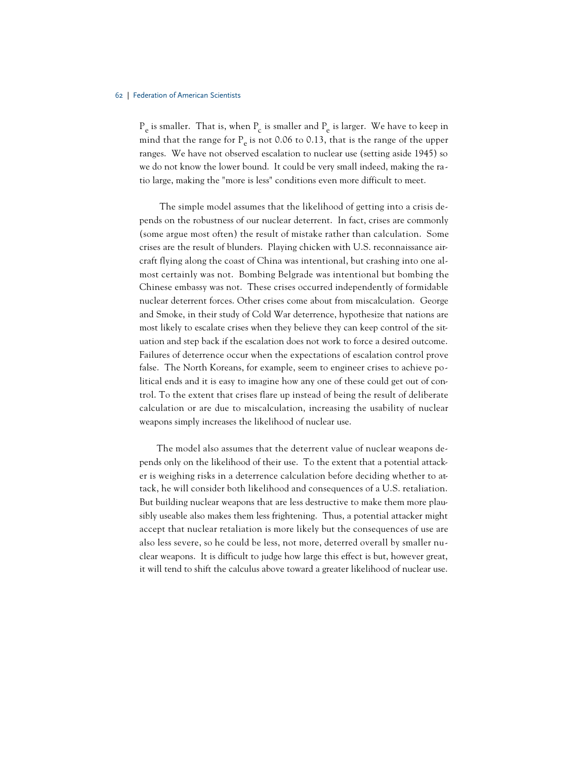$P_e$ is smaller. That is, when $P_c$ is smaller and $P_e$ is larger. We have to keep in mind that the range for $P_e$ is not 0.06 to 0.13, that is the range of the upper ranges. We have not observed escalation to nuclear use (setting aside 1945) so we do not know the lower bound. It could be very small indeed, making the ratio large, making the "more is less" conditions even more difficult to meet.

The simple model assumes that the likelihood of getting into a crisis depends on the robustness of our nuclear deterrent. In fact, crises are commonly (some argue most often) the result of mistake rather than calculation. Some crises are the result of blunders. Playing chicken with U.S. reconnaissance aircraft flying along the coast of China was intentional, but crashing into one almost certainly was not. Bombing Belgrade was intentional but bombing the Chinese embassy was not. These crises occurred independently of formidable nuclear deterrent forces. Other crises come about from miscalculation. George and Smoke, in their study of Cold War deterrence, hypothesize that nations are most likely to escalate crises when they believe they can keep control of the situation and step back if the escalation does not work to force a desired outcome. Failures of deterrence occur when the expectations of escalation control prove false. The North Koreans, for example, seem to engineer crises to achieve political ends and it is easy to imagine how any one of these could get out of control. To the extent that crises flare up instead of being the result of deliberate calculation or are due to miscalculation, increasing the usability of nuclear weapons simply increases the likelihood of nuclear use.

The model also assumes that the deterrent value of nuclear weapons depends only on the likelihood of their use. To the extent that a potential attacker is weighing risks in a deterrence calculation before deciding whether to attack, he will consider both likelihood and consequences of a U.S. retaliation. But building nuclear weapons that are less destructive to make them more plausibly useable also makes them less frightening. Thus, a potential attacker might accept that nuclear retaliation is more likely but the consequences of use are also less severe, so he could be less, not more, deterred overall by smaller nuclear weapons. It is difficult to judge how large this effect is but, however great, it will tend to shift the calculus above toward a greater likelihood of nuclear use.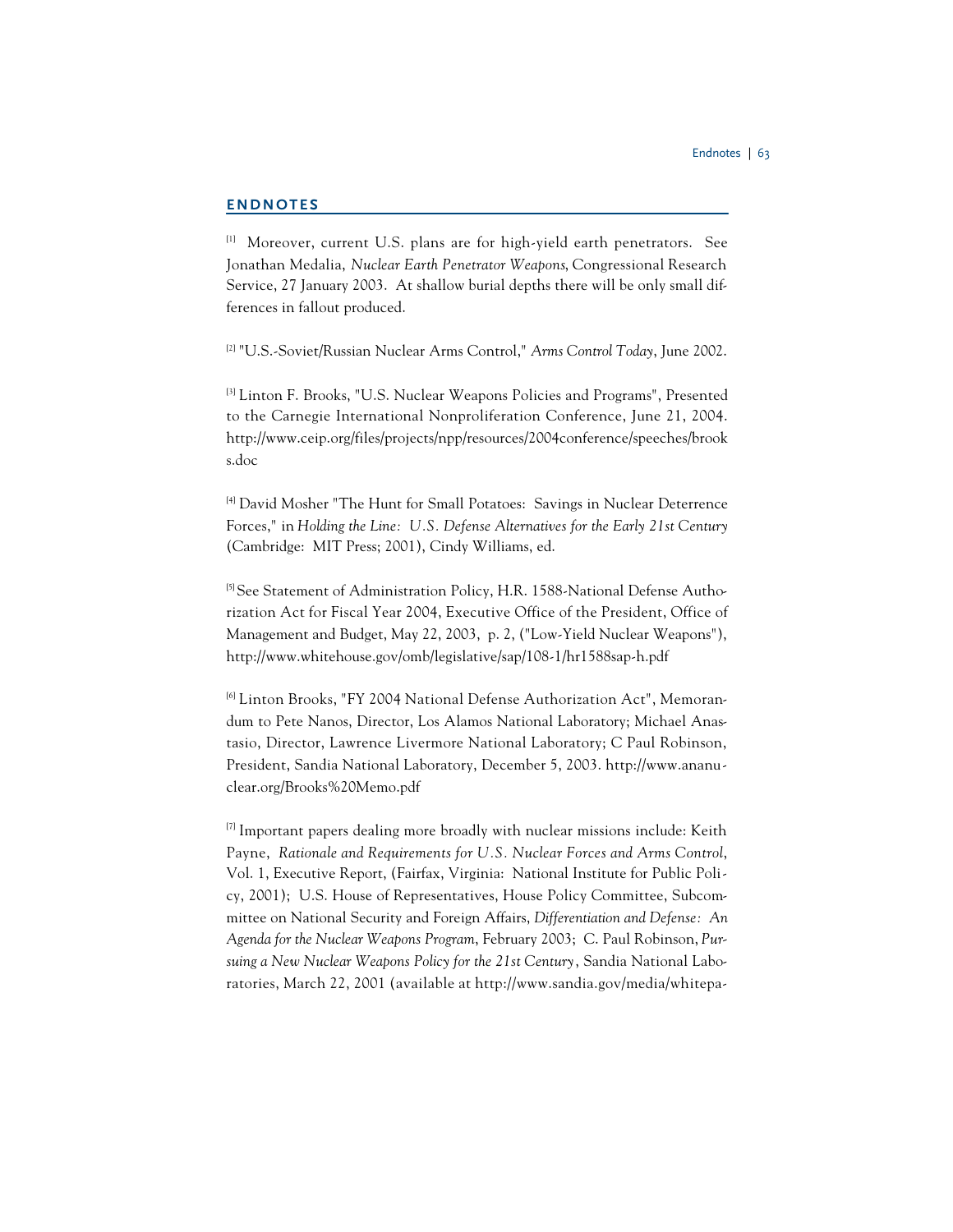## ENDNOTES

[1] Moreover, current U.S. plans are for high-yield earth penetrators. See Jonathan Medalia, *Nuclear Earth Penetrator Weapons*, Congressional Research Service, 27 January 2003. At shallow burial depths there will be only small differences in fallout produced.

[2] "U.S.-Soviet/Russian Nuclear Arms Control," *Arms Control Today*, June 2002.

[3] Linton F. Brooks, "U.S. Nuclear Weapons Policies and Programs", Presented to the Carnegie International Nonproliferation Conference, June 21, 2004. http://www.ceip.org/files/projects/npp/resources/2004conference/speeches/brooks.doc

[4] David Mosher "The Hunt for Small Potatoes: Savings in Nuclear Deterrence Forces," in *Holding the Line: U.S. Defense Alternatives for the Early 21st Century* (Cambridge: MIT Press; 2001), Cindy Williams, ed.

[5] See Statement of Administration Policy, H.R. 1588-National Defense Authorization Act for Fiscal Year 2004, Executive Office of the President, Office of Management and Budget, May 22, 2003, p. 2, ("Low-Yield Nuclear Weapons"), http://www.whitehouse.gov/omb/legislative/sap/108-1/hr1588sap-h.pdf

[6] Linton Brooks, "FY 2004 National Defense Authorization Act", Memorandum to Pete Nanos, Director, Los Alamos National Laboratory; Michael Anastasio, Director, Lawrence Livermore National Laboratory; C Paul Robinson, President, Sandia National Laboratory, December 5, 2003. http://www.ananuclear.org/Brooks%20Memo.pdf

[7] Important papers dealing more broadly with nuclear missions include: Keith Payne, *Rationale and Requirements for U.S. Nuclear Forces and Arms Control*, Vol. 1, Executive Report, (Fairfax, Virginia: National Institute for Public Policy, 2001); U.S. House of Representatives, House Policy Committee, Subcommittee on National Security and Foreign Affairs, *Differentiation and Defense: An Agenda for the Nuclear Weapons Program*, February 2003; C. Paul Robinson, *Pursuing a New Nuclear Weapons Policy for the 21st Century*, Sandia National Laboratories, March 22, 2001 (available at http://www.sandia.gov/media/whitepa-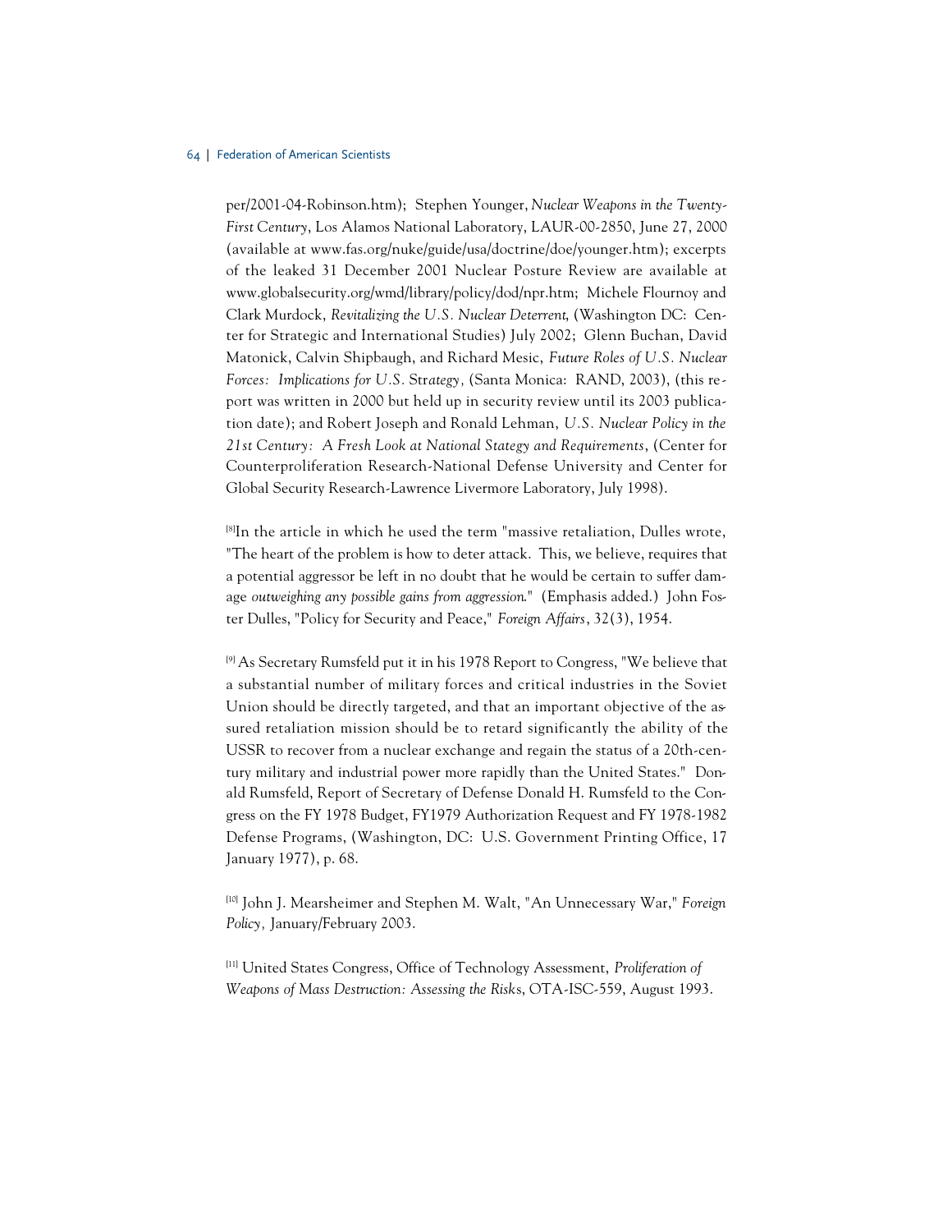per/2001-04-Robinson.htm); Stephen Younger, *Nuclear Weapons in the Twenty-First Century*, Los Alamos National Laboratory, LAUR-00-2850, June 27, 2000 (available at www.fas.org/nuke/guide/usa/doctrine/doe/younger.htm); excerpts of the leaked 31 December 2001 Nuclear Posture Review are available at www.globalsecurity.org/wmd/library/policy/dod/npr.htm; Michele Flournoy and Clark Murdock, *Revitalizing the U.S. Nuclear Deterrent*, (Washington DC: Center for Strategic and International Studies) July 2002; Glenn Buchan, David Matonick, Calvin Shipbaugh, and Richard Mesic, *Future Roles of U.S. Nuclear Forces: Implications for U.S. Strategy,* (Santa Monica: RAND, 2003), (this report was written in 2000 but held up in security review until its 2003 publication date); and Robert Joseph and Ronald Lehman, *U.S. Nuclear Policy in the 21st Century: A Fresh Look at National Stategy and Requirements*, (Center for Counterproliferation Research-National Defense University and Center for Global Security Research-Lawrence Livermore Laboratory, July 1998).

[8]In the article in which he used the term "massive retaliation, Dulles wrote, "The heart of the problem is how to deter attack. This, we believe, requires that a potential aggressor be left in no doubt that he would be certain to suffer damage *outweighing any possible gains from aggression*." (Emphasis added.) John Foster Dulles, "Policy for Security and Peace," *Foreign Affairs*, 32(3), 1954.

[9] As Secretary Rumsfeld put it in his 1978 Report to Congress, "We believe that a substantial number of military forces and critical industries in the Soviet Union should be directly targeted, and that an important objective of the assured retaliation mission should be to retard significantly the ability of the USSR to recover from a nuclear exchange and regain the status of a 20th-century military and industrial power more rapidly than the United States." Donald Rumsfeld, Report of Secretary of Defense Donald H. Rumsfeld to the Congress on the FY 1978 Budget, FY1979 Authorization Request and FY 1978-1982 Defense Programs, (Washington, DC: U.S. Government Printing Office, 17 January 1977), p. 68.

[10] John J. Mearsheimer and Stephen M. Walt, "An Unnecessary War," *Foreign Policy,* January/February 2003.

[11] United States Congress, Office of Technology Assessment, *Proliferation of Weapons of Mass Destruction: Assessing the Risks*, OTA-ISC-559, August 1993.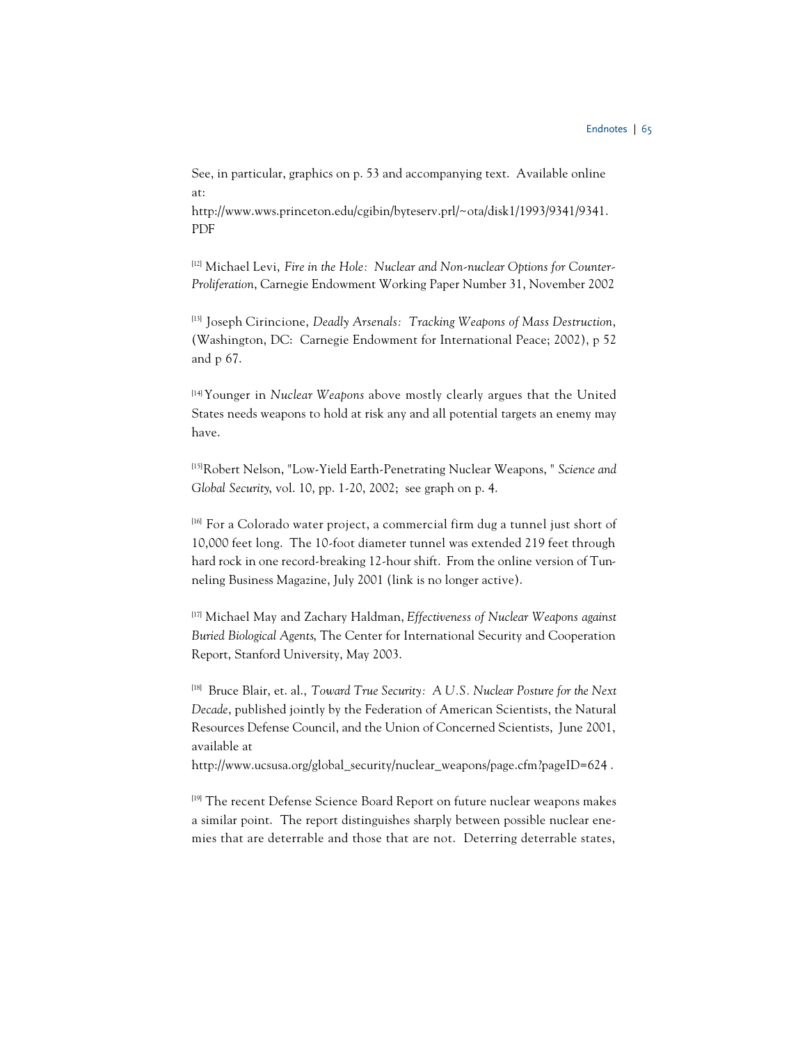See, in particular, graphics on p. 53 and accompanying text. Available online at:
http://www.wws.princeton.edu/cgibin/byteserv.prl/~ota/disk1/1993/9341/9341.PDF

[12] Michael Levi, *Fire in the Hole: Nuclear and Non-nuclear Options for Counter-Proliferation*, Carnegie Endowment Working Paper Number 31, November 2002

[13] Joseph Cirincione, *Deadly Arsenals: Tracking Weapons of Mass Destruction*, (Washington, DC: Carnegie Endowment for International Peace; 2002), p 52 and p 67.

[14] Younger in *Nuclear Weapons* above mostly clearly argues that the United States needs weapons to hold at risk any and all potential targets an enemy may have.

[15] Robert Nelson, "Low-Yield Earth-Penetrating Nuclear Weapons, " *Science and Global Security*, vol. 10, pp. 1-20, 2002; see graph on p. 4.

[16] For a Colorado water project, a commercial firm dug a tunnel just short of 10,000 feet long. The 10-foot diameter tunnel was extended 219 feet through hard rock in one record-breaking 12-hour shift. From the online version of Tunneling Business Magazine, July 2001 (link is no longer active).

[17] Michael May and Zachary Haldman, *Effectiveness of Nuclear Weapons against Buried Biological Agents*, The Center for International Security and Cooperation Report, Stanford University, May 2003.

[18] Bruce Blair, et. al., *Toward True Security: A U.S. Nuclear Posture for the Next Decade*, published jointly by the Federation of American Scientists, the Natural Resources Defense Council, and the Union of Concerned Scientists, June 2001, available at
http://www.ucsusa.org/global_security/nuclear_weapons/page.cfm?pageID=624 .

[19] The recent Defense Science Board Report on future nuclear weapons makes a similar point. The report distinguishes sharply between possible nuclear enemies that are deterrable and those that are not. Deterring deterrable states,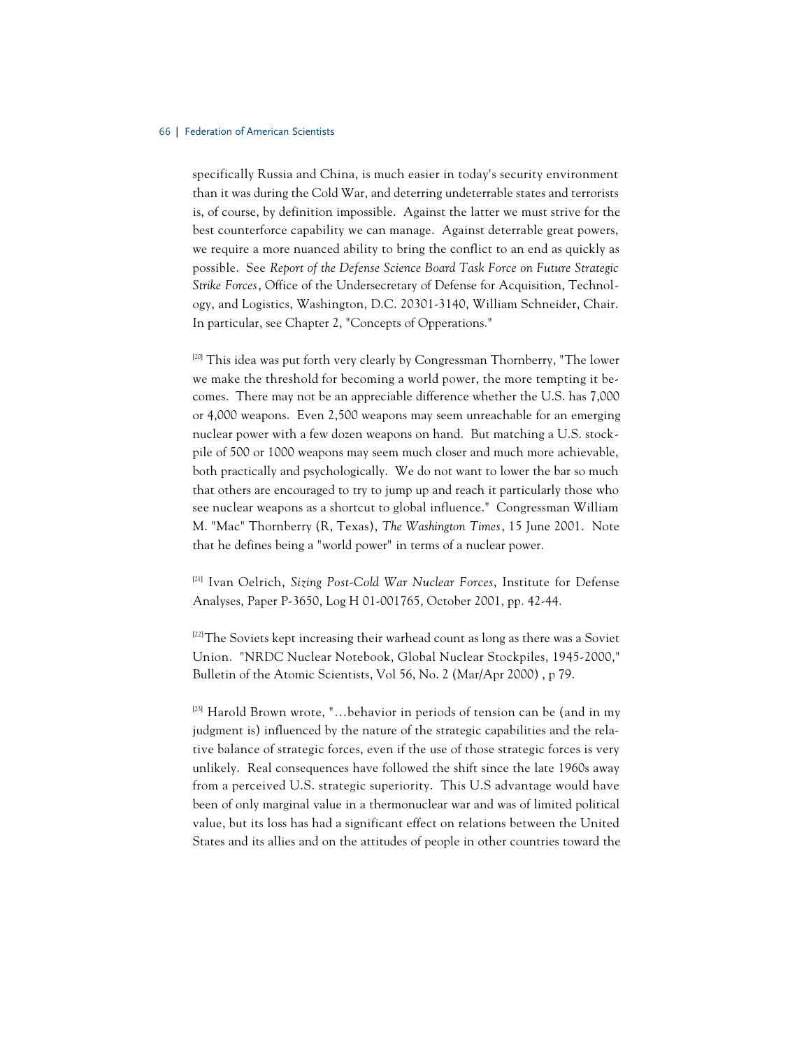specifically Russia and China, is much easier in today's security environment than it was during the Cold War, and deterring undeterrable states and terrorists is, of course, by definition impossible. Against the latter we must strive for the best counterforce capability we can manage. Against deterrable great powers, we require a more nuanced ability to bring the conflict to an end as quickly as possible. See *Report of the Defense Science Board Task Force on Future Strategic Strike Forces*, Office of the Undersecretary of Defense for Acquisition, Technology, and Logistics, Washington, D.C. 20301-3140, William Schneider, Chair. In particular, see Chapter 2, "Concepts of Opperations."

[20] This idea was put forth very clearly by Congressman Thornberry, "The lower we make the threshold for becoming a world power, the more tempting it becomes. There may not be an appreciable difference whether the U.S. has 7,000 or 4,000 weapons. Even 2,500 weapons may seem unreachable for an emerging nuclear power with a few dozen weapons on hand. But matching a U.S. stockpile of 500 or 1000 weapons may seem much closer and much more achievable, both practically and psychologically. We do not want to lower the bar so much that others are encouraged to try to jump up and reach it particularly those who see nuclear weapons as a shortcut to global influence." Congressman William M. "Mac" Thornberry (R, Texas), *The Washington Times*, 15 June 2001. Note that he defines being a "world power" in terms of a nuclear power.

[21] Ivan Oelrich, *Sizing Post-Cold War Nuclear Forces*, Institute for Defense Analyses, Paper P-3650, Log H 01-001765, October 2001, pp. 42-44.

[22]The Soviets kept increasing their warhead count as long as there was a Soviet Union. "NRDC Nuclear Notebook, Global Nuclear Stockpiles, 1945-2000," Bulletin of the Atomic Scientists, Vol 56, No. 2 (Mar/Apr 2000) , p 79.

[23] Harold Brown wrote, "…behavior in periods of tension can be (and in my judgment is) influenced by the nature of the strategic capabilities and the relative balance of strategic forces, even if the use of those strategic forces is very unlikely. Real consequences have followed the shift since the late 1960s away from a perceived U.S. strategic superiority. This U.S advantage would have been of only marginal value in a thermonuclear war and was of limited political value, but its loss has had a significant effect on relations between the United States and its allies and on the attitudes of people in other countries toward the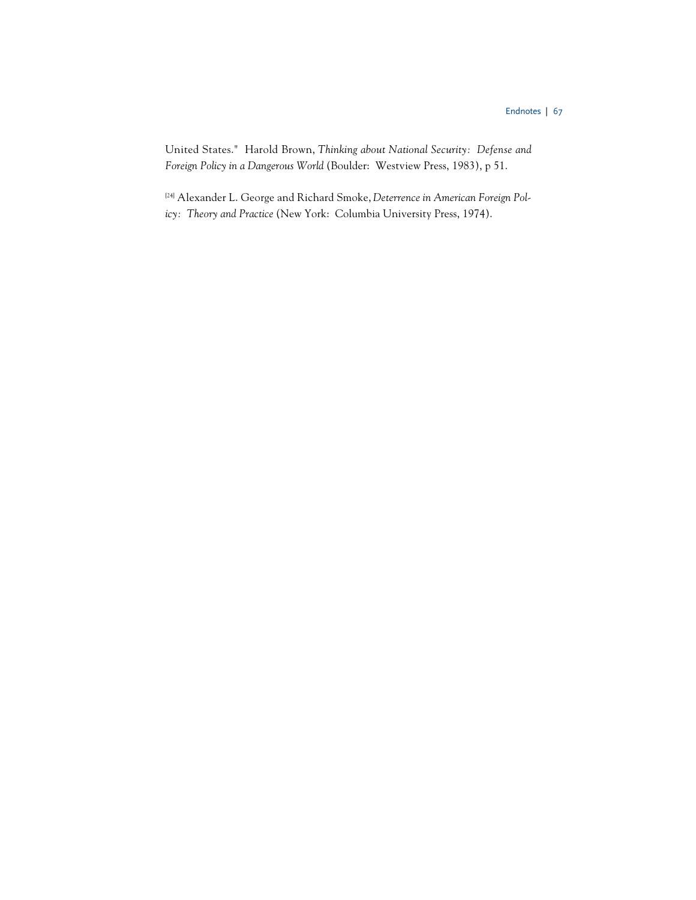United States." Harold Brown, *Thinking about National Security: Defense and Foreign Policy in a Dangerous World* (Boulder: Westview Press, 1983), p 51.

[24] Alexander L. George and Richard Smoke, *Deterrence in American Foreign Policy: Theory and Practice* (New York: Columbia University Press, 1974).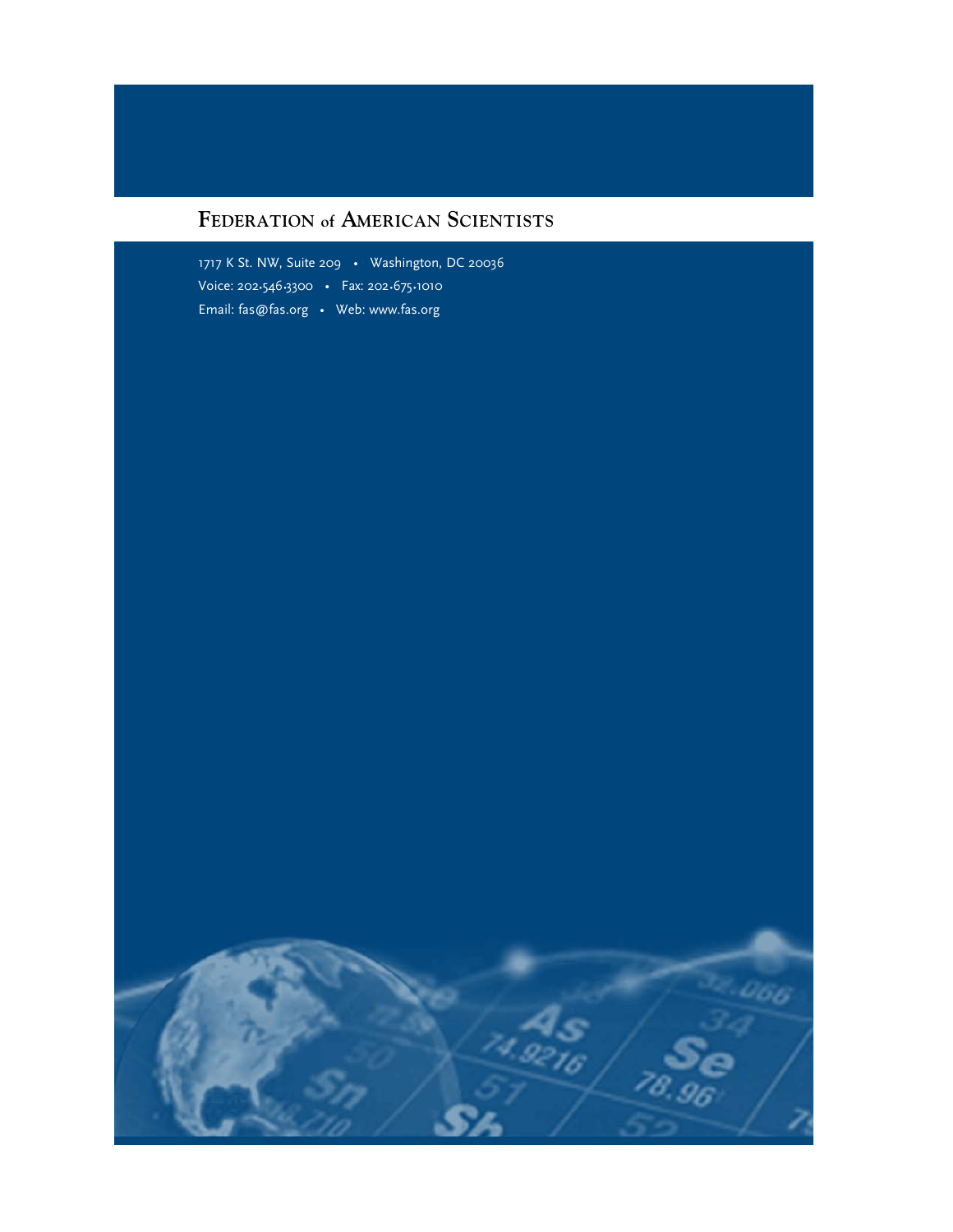# FEDERATION of AMERICAN SCIENTISTS

1717 K St. NW, Suite 209 • Washington, DC 20036

Voice: 202.546.3300 • Fax: 202.675.1010

Email: fas@fas.org • Web: www.fas.org